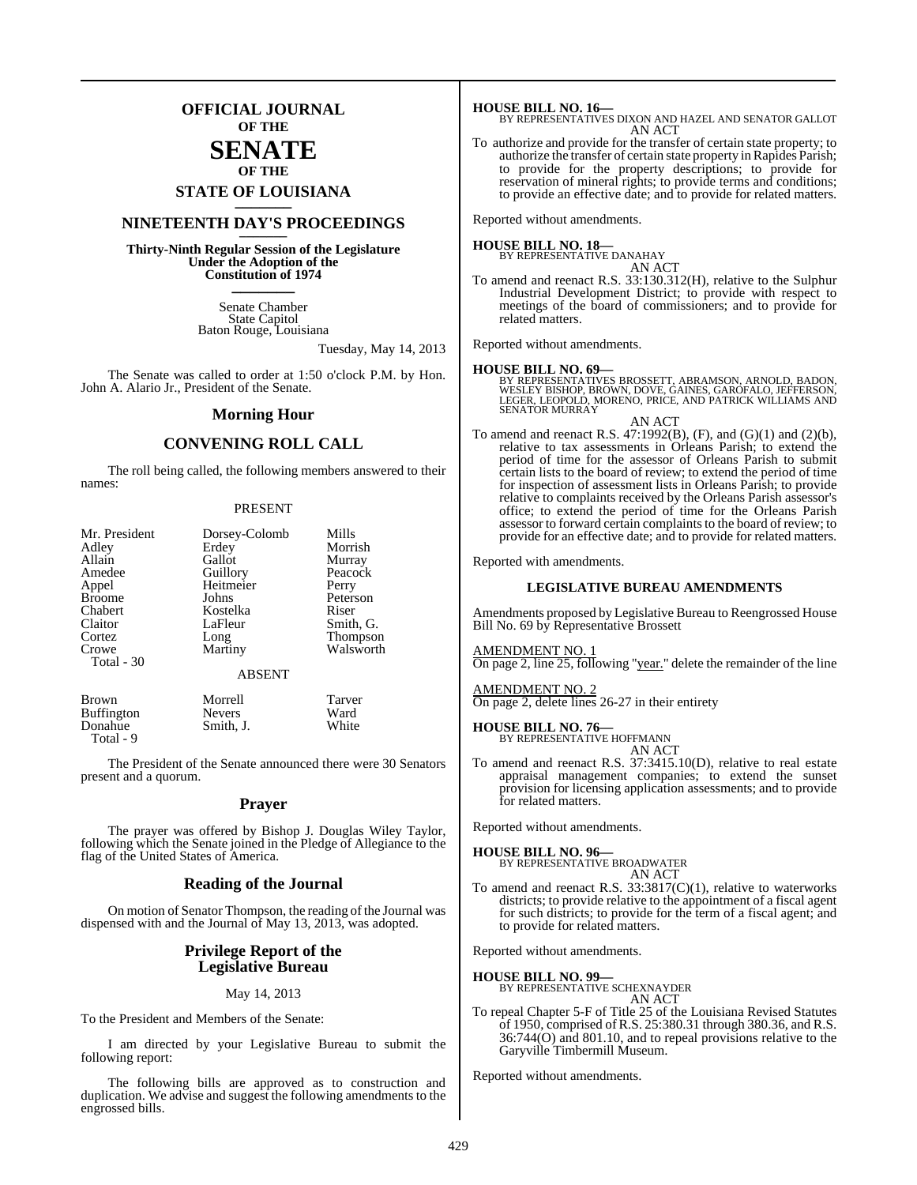# OFFICIAL JOURNAL OF THE SENATE OF THE STATE OF LOUISIANA

## NINETEENTH DAY'S PROCEEDINGS

**Thirty-Ninth Regular Session of the Legislature Under the Adoption of the Constitution of 1974**

Senate Chamber
State Capitol
Baton Rouge, Louisiana

Tuesday, May 14, 2013

The Senate was called to order at 1:50 o'clock P.M. by Hon. John A. Alario Jr., President of the Senate.

## Morning Hour

## CONVENING ROLL CALL

The roll being called, the following members answered to their names:

PRESENT

| | | |
|---|---|---|
| Mr. President | Dorsey-Colomb | Mills |
| Adley | Erdey | Morrish |
| Allain | Gallot | Murray |
| Amedee | Guillory | Peacock |
| Appel | Heitmeier | Perry |
| Broome | Johns | Peterson |
| Chabert | Kostelka | Riser |
| Claitor | LaFleur | Smith, G. |
| Cortez | Long | Thompson |
| Crowe | Martiny | Walsworth |
| Total - 30 | | |

ABSENT

| | | |
|---|---|---|
| Brown | Morrell | Tarver |
| Buffington | Nevers | Ward |
| Donahue | Smith, J. | White |
| Total - 9 | | |

The President of the Senate announced there were 30 Senators present and a quorum.

## Prayer

The prayer was offered by Bishop J. Douglas Wiley Taylor, following which the Senate joined in the Pledge of Allegiance to the flag of the United States of America.

## Reading of the Journal

On motion of Senator Thompson, the reading of the Journal was dispensed with and the Journal of May 13, 2013, was adopted.

## Privilege Report of the Legislative Bureau

May 14, 2013

To the President and Members of the Senate:

I am directed by your Legislative Bureau to submit the following report:

The following bills are approved as to construction and duplication. We advise and suggest the following amendments to the engrossed bills.

**HOUSE BILL NO. 16—**
BY REPRESENTATIVES DIXON AND HAZEL AND SENATOR GALLOT
AN ACT
To authorize and provide for the transfer of certain state property; to authorize the transfer of certain state property in Rapides Parish; to provide for the property descriptions; to provide for reservation of mineral rights; to provide terms and conditions; to provide an effective date; and to provide for related matters.

Reported without amendments.

**HOUSE BILL NO. 18—**
BY REPRESENTATIVE DANAHAY
AN ACT
To amend and reenact R.S. 33:130.312(H), relative to the Sulphur Industrial Development District; to provide with respect to meetings of the board of commissioners; and to provide for related matters.

Reported without amendments.

**HOUSE BILL NO. 69—**
BY REPRESENTATIVES BROSSETT, ABRAMSON, ARNOLD, BADON, WESLEY BISHOP, BROWN, DOVE, GAINES, GAROFALO, JEFFERSON, LEGER, LEOPOLD, MORENO, PRICE, AND PATRICK WILLIAMS AND SENATOR MURRAY
AN ACT
To amend and reenact R.S. 47:1992(B), (F), and (G)(1) and (2)(b), relative to tax assessments in Orleans Parish; to extend the period of time for the assessor of Orleans Parish to submit certain lists to the board of review; to extend the period of time for inspection of assessment lists in Orleans Parish; to provide relative to complaints received by the Orleans Parish assessor's office; to extend the period of time for the Orleans Parish assessor to forward certain complaints to the board of review; to provide for an effective date; and to provide for related matters.

Reported with amendments.

### LEGISLATIVE BUREAU AMENDMENTS

Amendments proposed by Legislative Bureau to Reengrossed House Bill No. 69 by Representative Brossett

AMENDMENT NO. 1
On page 2, line 25, following "year." delete the remainder of the line

AMENDMENT NO. 2
On page 2, delete lines 26-27 in their entirety

**HOUSE BILL NO. 76—**
BY REPRESENTATIVE HOFFMANN
AN ACT
To amend and reenact R.S. 37:3415.10(D), relative to real estate appraisal management companies; to extend the sunset provision for licensing application assessments; and to provide for related matters.

Reported without amendments.

**HOUSE BILL NO. 96—**
BY REPRESENTATIVE BROADWATER
AN ACT
To amend and reenact R.S. 33:3817(C)(1), relative to waterworks districts; to provide relative to the appointment of a fiscal agent for such districts; to provide for the term of a fiscal agent; and to provide for related matters.

Reported without amendments.

**HOUSE BILL NO. 99—**
BY REPRESENTATIVE SCHEXNAYDER
AN ACT
To repeal Chapter 5-F of Title 25 of the Louisiana Revised Statutes of 1950, comprised of R.S. 25:380.31 through 380.36, and R.S. 36:744(O) and 801.10, and to repeal provisions relative to the Garyville Timbermill Museum.

Reported without amendments.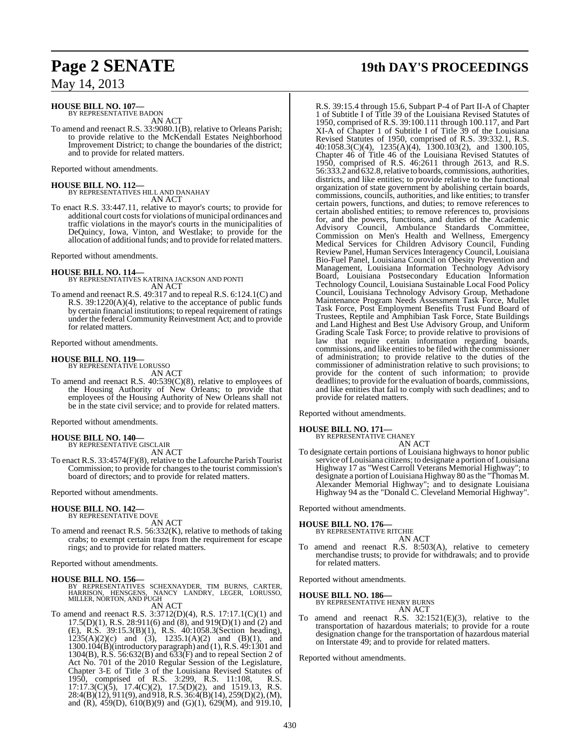**HOUSE BILL NO. 107—**
BY REPRESENTATIVE BADON
AN ACT

To amend and reenact R.S. 33:9080.1(B), relative to Orleans Parish; to provide relative to the McKendall Estates Neighborhood Improvement District; to change the boundaries of the district; and to provide for related matters.

Reported without amendments.

**HOUSE BILL NO. 112—**
BY REPRESENTATIVES HILL AND DANAHAY
AN ACT

To enact R.S. 33:447.11, relative to mayor's courts; to provide for additional court costs for violations of municipal ordinances and traffic violations in the mayor's courts in the municipalities of DeQuincy, Iowa, Vinton, and Westlake; to provide for the allocation of additional funds; and to provide for related matters.

Reported without amendments.

**HOUSE BILL NO. 114—**
BY REPRESENTATIVES KATRINA JACKSON AND PONTI
AN ACT

To amend and reenact R.S. 49:317 and to repeal R.S. 6:124.1(C) and R.S. 39:1220(A)(4), relative to the acceptance of public funds by certain financial institutions; to repeal requirement of ratings under the federal Community Reinvestment Act; and to provide for related matters.

Reported without amendments.

**HOUSE BILL NO. 119—**
BY REPRESENTATIVE LORUSSO
AN ACT

To amend and reenact R.S. 40:539(C)(8), relative to employees of the Housing Authority of New Orleans; to provide that employees of the Housing Authority of New Orleans shall not be in the state civil service; and to provide for related matters.

Reported without amendments.

**HOUSE BILL NO. 140—**
BY REPRESENTATIVE GISCLAIR
AN ACT

To enact R.S. 33:4574(F)(8), relative to the Lafourche Parish Tourist Commission; to provide for changes to the tourist commission's board of directors; and to provide for related matters.

Reported without amendments.

**HOUSE BILL NO. 142—**
BY REPRESENTATIVE DOVE
AN ACT

To amend and reenact R.S. 56:332(K), relative to methods of taking crabs; to exempt certain traps from the requirement for escape rings; and to provide for related matters.

Reported without amendments.

**HOUSE BILL NO. 156—**
BY REPRESENTATIVES SCHEXNAYDER, TIM BURNS, CARTER, HARRISON, HENSGENS, NANCY LANDRY, LEGER, LORUSSO, MILLER, NORTON, AND PUGH
AN ACT

To amend and reenact R.S. 3:3712(D)(4), R.S. 17:17.1(C)(1) and 17.5(D)(1), R.S. 28:911(6) and (8), and 919(D)(1) and (2) and (E), R.S. 39:15.3(B)(1), R.S. 40:1058.3(Section heading), 1235(A)(2)(c) and (3), 1235.1(A)(2) and (B)(1), and 1300.104(B)(introductory paragraph) and (1), R.S. 49:1301 and 1304(B), R.S. 56:632(B) and 633(F) and to repeal Section 2 of Act No. 701 of the 2010 Regular Session of the Legislature, Chapter 3-E of Title 3 of the Louisiana Revised Statutes of 1950, comprised of R.S. 3:299, R.S. 11:108, R.S. 17:17.3(C)(5), 17.4(C)(2), 17.5(D)(2), and 1519.13, R.S. 28:4(B)(12), 911(9), and 918, R.S. 36:4(B)(14), 259(D)(2), (M), and (R), 459(D), 610(B)(9) and (G)(1), 629(M), and 919.10, R.S. 39:15.4 through 15.6, Subpart P-4 of Part II-A of Chapter 1 of Subtitle I of Title 39 of the Louisiana Revised Statutes of 1950, comprised of R.S. 39:100.111 through 100.117, and Part XI-A of Chapter 1 of Subtitle I of Title 39 of the Louisiana Revised Statutes of 1950, comprised of R.S. 39:332.1, R.S. 40:1058.3(C)(4), 1235(A)(4), 1300.103(2), and 1300.105, Chapter 46 of Title 46 of the Louisiana Revised Statutes of 1950, comprised of R.S. 46:2611 through 2613, and R.S. 56:333.2 and 632.8, relative to boards, commissions, authorities, districts, and like entities; to provide relative to the functional organization of state government by abolishing certain boards, commissions, councils, authorities, and like entities; to transfer certain powers, functions, and duties; to remove references to certain abolished entities; to remove references to, provisions for, and the powers, functions, and duties of the Academic Advisory Council, Ambulance Standards Committee, Commission on Men's Health and Wellness, Emergency Medical Services for Children Advisory Council, Funding Review Panel, Human Services Interagency Council, Louisiana Bio-Fuel Panel, Louisiana Council on Obesity Prevention and Management, Louisiana Information Technology Advisory Board, Louisiana Postsecondary Education Information Technology Council, Louisiana Sustainable Local Food Policy Council, Louisiana Technology Advisory Group, Methadone Maintenance Program Needs Assessment Task Force, Mullet Task Force, Post Employment Benefits Trust Fund Board of Trustees, Reptile and Amphibian Task Force, State Buildings and Land Highest and Best Use Advisory Group, and Uniform Grading Scale Task Force; to provide relative to provisions of law that require certain information regarding boards, commissions, and like entities to be filed with the commissioner of administration; to provide relative to the duties of the commissioner of administration relative to such provisions; to provide for the content of such information; to provide deadlines; to provide for the evaluation of boards, commissions, and like entities that fail to comply with such deadlines; and to provide for related matters.

Reported without amendments.

**HOUSE BILL NO. 171—**
BY REPRESENTATIVE CHANEY
AN ACT

To designate certain portions of Louisiana highways to honor public service of Louisiana citizens; to designate a portion of Louisiana Highway 17 as "West Carroll Veterans Memorial Highway"; to designate a portion of Louisiana Highway 80 as the "Thomas M. Alexander Memorial Highway"; and to designate Louisiana Highway 94 as the "Donald C. Cleveland Memorial Highway".

Reported without amendments.

**HOUSE BILL NO. 176—**
BY REPRESENTATIVE RITCHIE
AN ACT

To amend and reenact R.S. 8:503(A), relative to cemetery merchandise trusts; to provide for withdrawals; and to provide for related matters.

Reported without amendments.

**HOUSE BILL NO. 186—**
BY REPRESENTATIVE HENRY BURNS
AN ACT

To amend and reenact R.S. 32:1521(E)(3), relative to the transportation of hazardous materials; to provide for a route designation change for the transportation of hazardous material on Interstate 49; and to provide for related matters.

Reported without amendments.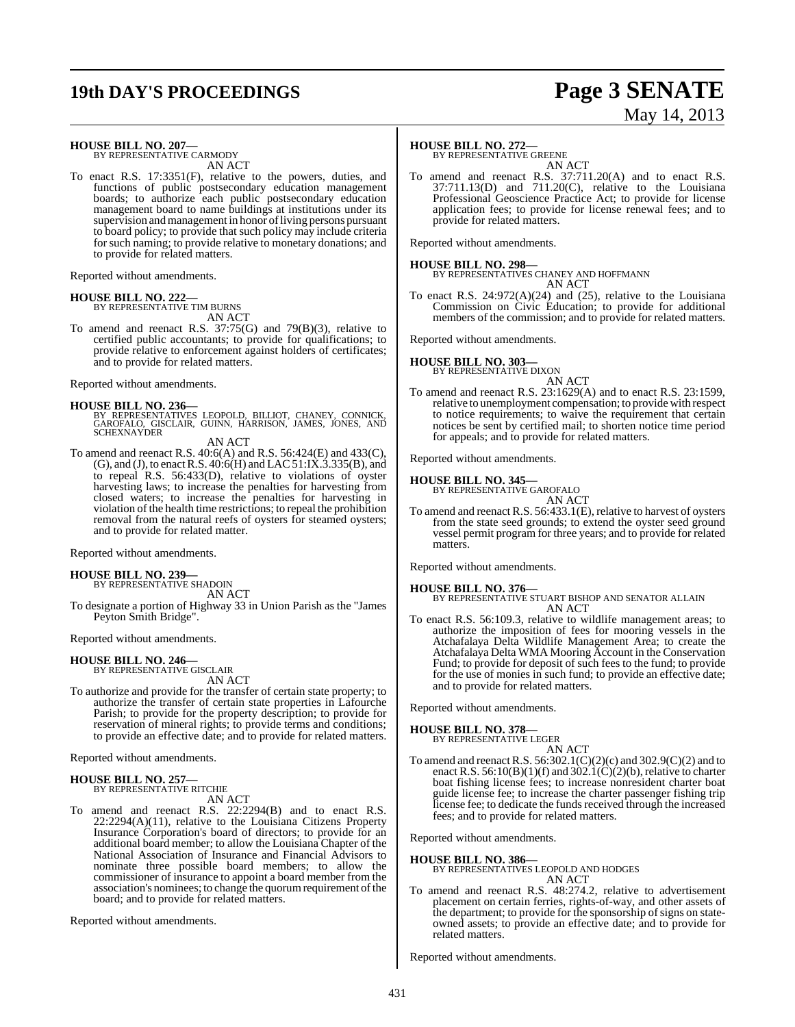**HOUSE BILL NO. 207—**
BY REPRESENTATIVE CARMODY
AN ACT

To enact R.S. 17:3351(F), relative to the powers, duties, and functions of public postsecondary education management boards; to authorize each public postsecondary education management board to name buildings at institutions under its supervision and management in honor of living persons pursuant to board policy; to provide that such policy may include criteria for such naming; to provide relative to monetary donations; and to provide for related matters.

Reported without amendments.

**HOUSE BILL NO. 222—**
BY REPRESENTATIVE TIM BURNS
AN ACT

To amend and reenact R.S. 37:75(G) and 79(B)(3), relative to certified public accountants; to provide for qualifications; to provide relative to enforcement against holders of certificates; and to provide for related matters.

Reported without amendments.

**HOUSE BILL NO. 236—**
BY REPRESENTATIVES LEOPOLD, BILLIOT, CHANEY, CONNICK, GAROFALO, GISCLAIR, GUINN, HARRISON, JAMES, JONES, AND SCHEXNAYDER
AN ACT

To amend and reenact R.S. 40:6(A) and R.S. 56:424(E) and 433(C), (G), and (J), to enact R.S. 40:6(H) and LAC 51:IX.3.335(B), and to repeal R.S. 56:433(D), relative to violations of oyster harvesting laws; to increase the penalties for harvesting from closed waters; to increase the penalties for harvesting in violation of the health time restrictions; to repeal the prohibition removal from the natural reefs of oysters for steamed oysters; and to provide for related matter.

Reported without amendments.

**HOUSE BILL NO. 239—**
BY REPRESENTATIVE SHADOIN
AN ACT

To designate a portion of Highway 33 in Union Parish as the "James Peyton Smith Bridge".

Reported without amendments.

**HOUSE BILL NO. 246—**
BY REPRESENTATIVE GISCLAIR
AN ACT

To authorize and provide for the transfer of certain state property; to authorize the transfer of certain state properties in Lafourche Parish; to provide for the property description; to provide for reservation of mineral rights; to provide terms and conditions; to provide an effective date; and to provide for related matters.

Reported without amendments.

**HOUSE BILL NO. 257—**
BY REPRESENTATIVE RITCHIE
AN ACT

To amend and reenact R.S. 22:2294(B) and to enact R.S. 22:2294(A)(11), relative to the Louisiana Citizens Property Insurance Corporation's board of directors; to provide for an additional board member; to allow the Louisiana Chapter of the National Association of Insurance and Financial Advisors to nominate three possible board members; to allow the commissioner of insurance to appoint a board member from the association's nominees; to change the quorum requirement of the board; and to provide for related matters.

Reported without amendments.

**HOUSE BILL NO. 272—**
BY REPRESENTATIVE GREENE
AN ACT

To amend and reenact R.S. 37:711.20(A) and to enact R.S. 37:711.13(D) and 711.20(C), relative to the Louisiana Professional Geoscience Practice Act; to provide for license application fees; to provide for license renewal fees; and to provide for related matters.

Reported without amendments.

**HOUSE BILL NO. 298—**
BY REPRESENTATIVES CHANEY AND HOFFMANN
AN ACT

To enact R.S. 24:972(A)(24) and (25), relative to the Louisiana Commission on Civic Education; to provide for additional members of the commission; and to provide for related matters.

Reported without amendments.

**HOUSE BILL NO. 303—**
BY REPRESENTATIVE DIXON
AN ACT

To amend and reenact R.S. 23:1629(A) and to enact R.S. 23:1599, relative to unemployment compensation; to provide with respect to notice requirements; to waive the requirement that certain notices be sent by certified mail; to shorten notice time period for appeals; and to provide for related matters.

Reported without amendments.

**HOUSE BILL NO. 345—**
BY REPRESENTATIVE GAROFALO
AN ACT

To amend and reenact R.S. 56:433.1(E), relative to harvest of oysters from the state seed grounds; to extend the oyster seed ground vessel permit program for three years; and to provide for related matters.

Reported without amendments.

**HOUSE BILL NO. 376—**
BY REPRESENTATIVE STUART BISHOP AND SENATOR ALLAIN
AN ACT

To enact R.S. 56:109.3, relative to wildlife management areas; to authorize the imposition of fees for mooring vessels in the Atchafalaya Delta Wildlife Management Area; to create the Atchafalaya Delta WMA Mooring Account in the Conservation Fund; to provide for deposit of such fees to the fund; to provide for the use of monies in such fund; to provide an effective date; and to provide for related matters.

Reported without amendments.

**HOUSE BILL NO. 378—**
BY REPRESENTATIVE LEGER
AN ACT

To amend and reenact R.S. 56:302.1(C)(2)(c) and 302.9(C)(2) and to enact R.S. 56:10(B)(1)(f) and 302.1(C)(2)(b), relative to charter boat fishing license fees; to increase nonresident charter boat guide license fee; to increase the charter passenger fishing trip license fee; to dedicate the funds received through the increased fees; and to provide for related matters.

Reported without amendments.

**HOUSE BILL NO. 386—**
BY REPRESENTATIVES LEOPOLD AND HODGES
AN ACT

To amend and reenact R.S. 48:274.2, relative to advertisement placement on certain ferries, rights-of-way, and other assets of the department; to provide for the sponsorship of signs on state-owned assets; to provide an effective date; and to provide for related matters.

Reported without amendments.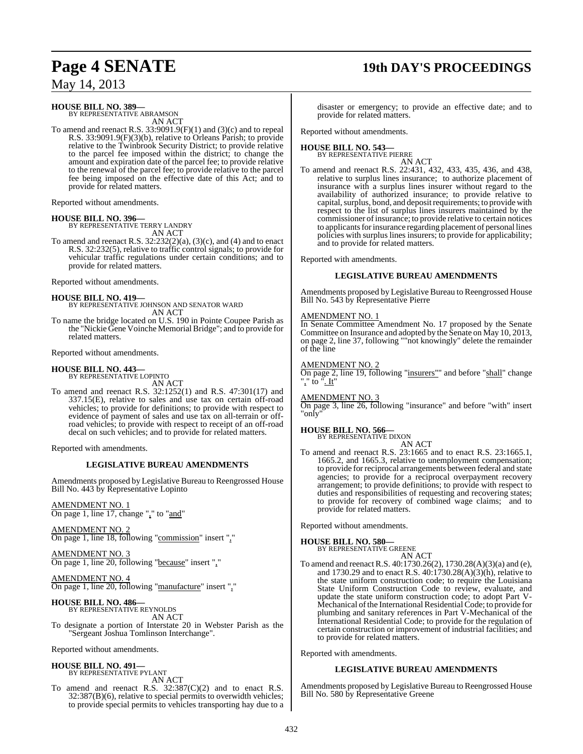**HOUSE BILL NO. 389—**
BY REPRESENTATIVE ABRAMSON
AN ACT

To amend and reenact R.S. 33:9091.9(F)(1) and (3)(c) and to repeal R.S. 33:9091.9(F)(3)(b), relative to Orleans Parish; to provide relative to the Twinbrook Security District; to provide relative to the parcel fee imposed within the district; to change the amount and expiration date of the parcel fee; to provide relative to the renewal of the parcel fee; to provide relative to the parcel fee being imposed on the effective date of this Act; and to provide for related matters.

Reported without amendments.

**HOUSE BILL NO. 396—**
BY REPRESENTATIVE TERRY LANDRY
AN ACT

To amend and reenact R.S. 32:232(2)(a), (3)(c), and (4) and to enact R.S. 32:232(5), relative to traffic control signals; to provide for vehicular traffic regulations under certain conditions; and to provide for related matters.

Reported without amendments.

**HOUSE BILL NO. 419—**
BY REPRESENTATIVE JOHNSON AND SENATOR WARD
AN ACT

To name the bridge located on U.S. 190 in Pointe Coupee Parish as the "Nickie Gene Voinche Memorial Bridge"; and to provide for related matters.

Reported without amendments.

**HOUSE BILL NO. 443—**
BY REPRESENTATIVE LOPINTO
AN ACT

To amend and reenact R.S. 32:1252(1) and R.S. 47:301(17) and 337.15(E), relative to sales and use tax on certain off-road vehicles; to provide for definitions; to provide with respect to evidence of payment of sales and use tax on all-terrain or off-road vehicles; to provide with respect to receipt of an off-road decal on such vehicles; and to provide for related matters.

Reported with amendments.

**LEGISLATIVE BUREAU AMENDMENTS**

Amendments proposed by Legislative Bureau to Reengrossed House Bill No. 443 by Representative Lopinto

AMENDMENT NO. 1
On page 1, line 17, change "," to "and"

AMENDMENT NO. 2
On page 1, line 18, following "commission" insert ","

AMENDMENT NO. 3
On page 1, line 20, following "because" insert ","

AMENDMENT NO. 4
On page 1, line 20, following "manufacture" insert ","

**HOUSE BILL NO. 486—**
BY REPRESENTATIVE REYNOLDS
AN ACT

To designate a portion of Interstate 20 in Webster Parish as the "Sergeant Joshua Tomlinson Interchange".

Reported without amendments.

**HOUSE BILL NO. 491—**
BY REPRESENTATIVE PYLANT
AN ACT

To amend and reenact R.S. 32:387(C)(2) and to enact R.S. 32:387(B)(6), relative to special permits to overwidth vehicles; to provide special permits to vehicles transporting hay due to a disaster or emergency; to provide an effective date; and to provide for related matters.

Reported without amendments.

**HOUSE BILL NO. 543—**
BY REPRESENTATIVE PIERRE
AN ACT

To amend and reenact R.S. 22:431, 432, 433, 435, 436, and 438, relative to surplus lines insurance; to authorize placement of insurance with a surplus lines insurer without regard to the availability of authorized insurance; to provide relative to capital, surplus, bond, and deposit requirements; to provide with respect to the list of surplus lines insurers maintained by the commissioner of insurance; to provide relative to certain notices to applicants for insurance regarding placement of personal lines policies with surplus lines insurers; to provide for applicability; and to provide for related matters.

Reported with amendments.

**LEGISLATIVE BUREAU AMENDMENTS**

Amendments proposed by Legislative Bureau to Reengrossed House Bill No. 543 by Representative Pierre

AMENDMENT NO. 1
In Senate Committee Amendment No. 17 proposed by the Senate Committee on Insurance and adopted by the Senate on May 10, 2013, on page 2, line 37, following ""not knowingly" delete the remainder of the line

AMENDMENT NO. 2
On page 2, line 19, following "insurers"" and before "shall" change "," to ". It"

AMENDMENT NO. 3
On page 3, line 26, following "insurance" and before "with" insert "only"

**HOUSE BILL NO. 566—**
BY REPRESENTATIVE DIXON
AN ACT

To amend and reenact R.S. 23:1665 and to enact R.S. 23:1665.1, 1665.2, and 1665.3, relative to unemployment compensation; to provide for reciprocal arrangements between federal and state agencies; to provide for a reciprocal overpayment recovery arrangement; to provide definitions; to provide with respect to duties and responsibilities of requesting and recovering states; to provide for recovery of combined wage claims; and to provide for related matters.

Reported without amendments.

**HOUSE BILL NO. 580—**
BY REPRESENTATIVE GREENE
AN ACT

To amend and reenact R.S. 40:1730.26(2), 1730.28(A)(3)(a) and (e), and 1730.29 and to enact R.S. 40:1730.28(A)(3)(h), relative to the state uniform construction code; to require the Louisiana State Uniform Construction Code to review, evaluate, and update the state uniform construction code; to adopt Part V-Mechanical of the International Residential Code; to provide for plumbing and sanitary references in Part V-Mechanical of the International Residential Code; to provide for the regulation of certain construction or improvement of industrial facilities; and to provide for related matters.

Reported with amendments.

**LEGISLATIVE BUREAU AMENDMENTS**

Amendments proposed by Legislative Bureau to Reengrossed House Bill No. 580 by Representative Greene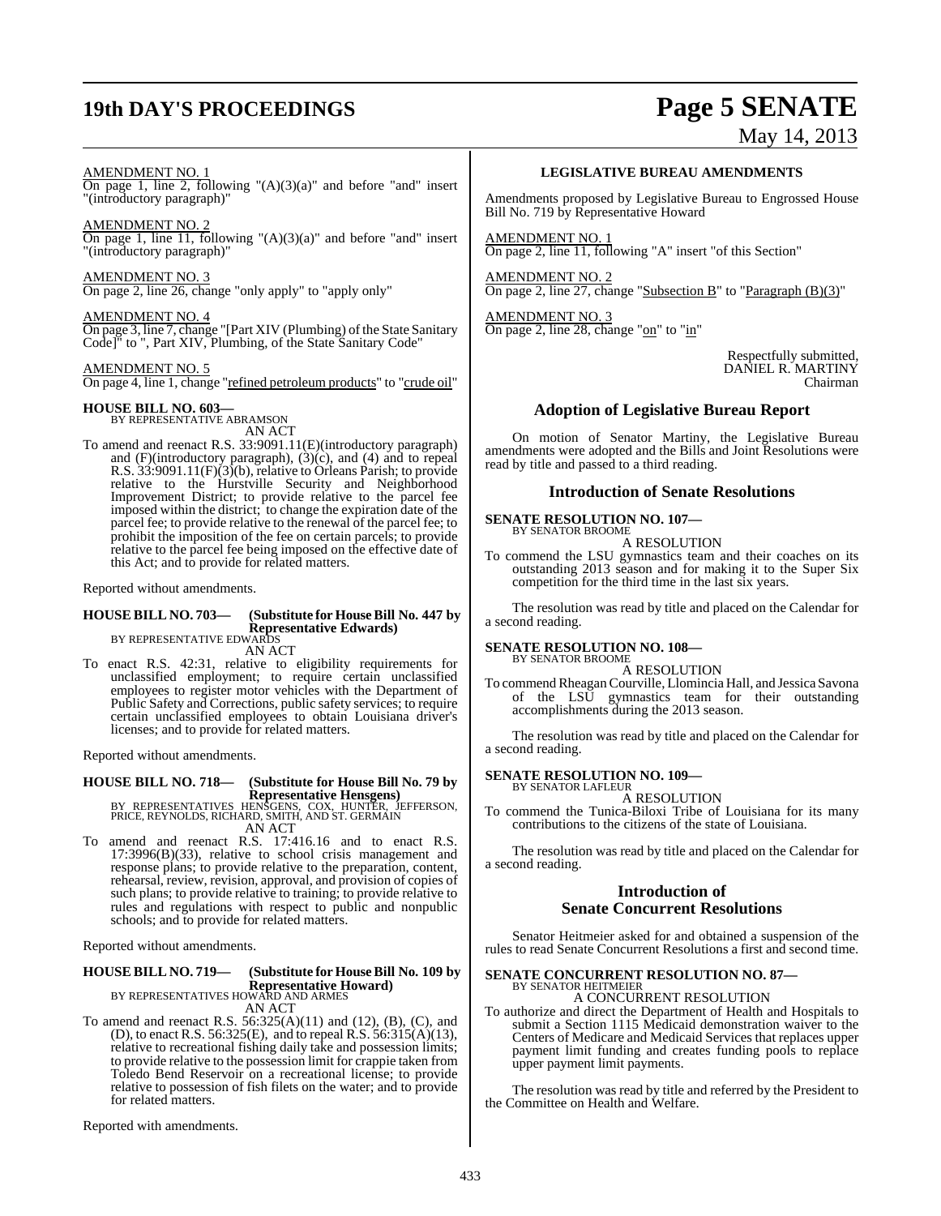AMENDMENT NO. 1
On page 1, line 2, following "(A)(3)(a)" and before "and" insert "(introductory paragraph)"

AMENDMENT NO. 2
On page 1, line 11, following "(A)(3)(a)" and before "and" insert "(introductory paragraph)"

AMENDMENT NO. 3
On page 2, line 26, change "only apply" to "apply only"

AMENDMENT NO. 4
On page 3, line 7, change "[Part XIV (Plumbing) of the State Sanitary Code]" to ", Part XIV, Plumbing, of the State Sanitary Code"

AMENDMENT NO. 5
On page 4, line 1, change "refined petroleum products" to "crude oil"

**HOUSE BILL NO. 603—**
BY REPRESENTATIVE ABRAMSON
AN ACT

To amend and reenact R.S. 33:9091.11(E)(introductory paragraph) and (F)(introductory paragraph), (3)(c), and (4) and to repeal R.S. 33:9091.11(F)(3)(b), relative to Orleans Parish; to provide relative to the Hurstville Security and Neighborhood Improvement District; to provide relative to the parcel fee imposed within the district; to change the expiration date of the parcel fee; to provide relative to the renewal of the parcel fee; to prohibit the imposition of the fee on certain parcels; to provide relative to the parcel fee being imposed on the effective date of this Act; and to provide for related matters.

Reported without amendments.

**HOUSE BILL NO. 703— (Substitute for House Bill No. 447 by Representative Edwards)**
BY REPRESENTATIVE EDWARDS
AN ACT

To enact R.S. 42:31, relative to eligibility requirements for unclassified employment; to require certain unclassified employees to register motor vehicles with the Department of Public Safety and Corrections, public safety services; to require certain unclassified employees to obtain Louisiana driver's licenses; and to provide for related matters.

Reported without amendments.

**HOUSE BILL NO. 718— (Substitute for House Bill No. 79 by Representative Hensgens)**
BY REPRESENTATIVES HENSGENS, COX, HUNTER, JEFFERSON, PRICE, REYNOLDS, RICHARD, SMITH, AND ST. GERMAIN
AN ACT

To amend and reenact R.S. 17:416.16 and to enact R.S. 17:3996(B)(33), relative to school crisis management and response plans; to provide relative to the preparation, content, rehearsal, review, revision, approval, and provision of copies of such plans; to provide relative to training; to provide relative to rules and regulations with respect to public and nonpublic schools; and to provide for related matters.

Reported without amendments.

**HOUSE BILL NO. 719— (Substitute for House Bill No. 109 by Representative Howard)**
BY REPRESENTATIVES HOWARD AND ARMES
AN ACT

To amend and reenact R.S. 56:325(A)(11) and (12), (B), (C), and (D), to enact R.S. 56:325(E), and to repeal R.S. 56:315(A)(13), relative to recreational fishing daily take and possession limits; to provide relative to the possession limit for crappie taken from Toledo Bend Reservoir on a recreational license; to provide relative to possession of fish filets on the water; and to provide for related matters.

Reported with amendments.

**LEGISLATIVE BUREAU AMENDMENTS**

Amendments proposed by Legislative Bureau to Engrossed House Bill No. 719 by Representative Howard

AMENDMENT NO. 1
On page 2, line 11, following "A" insert "of this Section"

AMENDMENT NO. 2
On page 2, line 27, change "Subsection B" to "Paragraph (B)(3)"

AMENDMENT NO. 3
On page 2, line 28, change "on" to "in"

Respectfully submitted,
DANIEL R. MARTINY
Chairman

## Adoption of Legislative Bureau Report

On motion of Senator Martiny, the Legislative Bureau amendments were adopted and the Bills and Joint Resolutions were read by title and passed to a third reading.

## Introduction of Senate Resolutions

**SENATE RESOLUTION NO. 107—**
BY SENATOR BROOME
A RESOLUTION

To commend the LSU gymnastics team and their coaches on its outstanding 2013 season and for making it to the Super Six competition for the third time in the last six years.

The resolution was read by title and placed on the Calendar for a second reading.

**SENATE RESOLUTION NO. 108—**
BY SENATOR BROOME
A RESOLUTION

To commend Rheagan Courville, Llomincia Hall, and Jessica Savona of the LSU gymnastics team for their outstanding accomplishments during the 2013 season.

The resolution was read by title and placed on the Calendar for a second reading.

**SENATE RESOLUTION NO. 109—**
BY SENATOR LAFLEUR
A RESOLUTION

To commend the Tunica-Biloxi Tribe of Louisiana for its many contributions to the citizens of the state of Louisiana.

The resolution was read by title and placed on the Calendar for a second reading.

## Introduction of Senate Concurrent Resolutions

Senator Heitmeier asked for and obtained a suspension of the rules to read Senate Concurrent Resolutions a first and second time.

**SENATE CONCURRENT RESOLUTION NO. 87—**
BY SENATOR HEITMEIER
A CONCURRENT RESOLUTION

To authorize and direct the Department of Health and Hospitals to submit a Section 1115 Medicaid demonstration waiver to the Centers of Medicare and Medicaid Services that replaces upper payment limit funding and creates funding pools to replace upper payment limit payments.

The resolution was read by title and referred by the President to the Committee on Health and Welfare.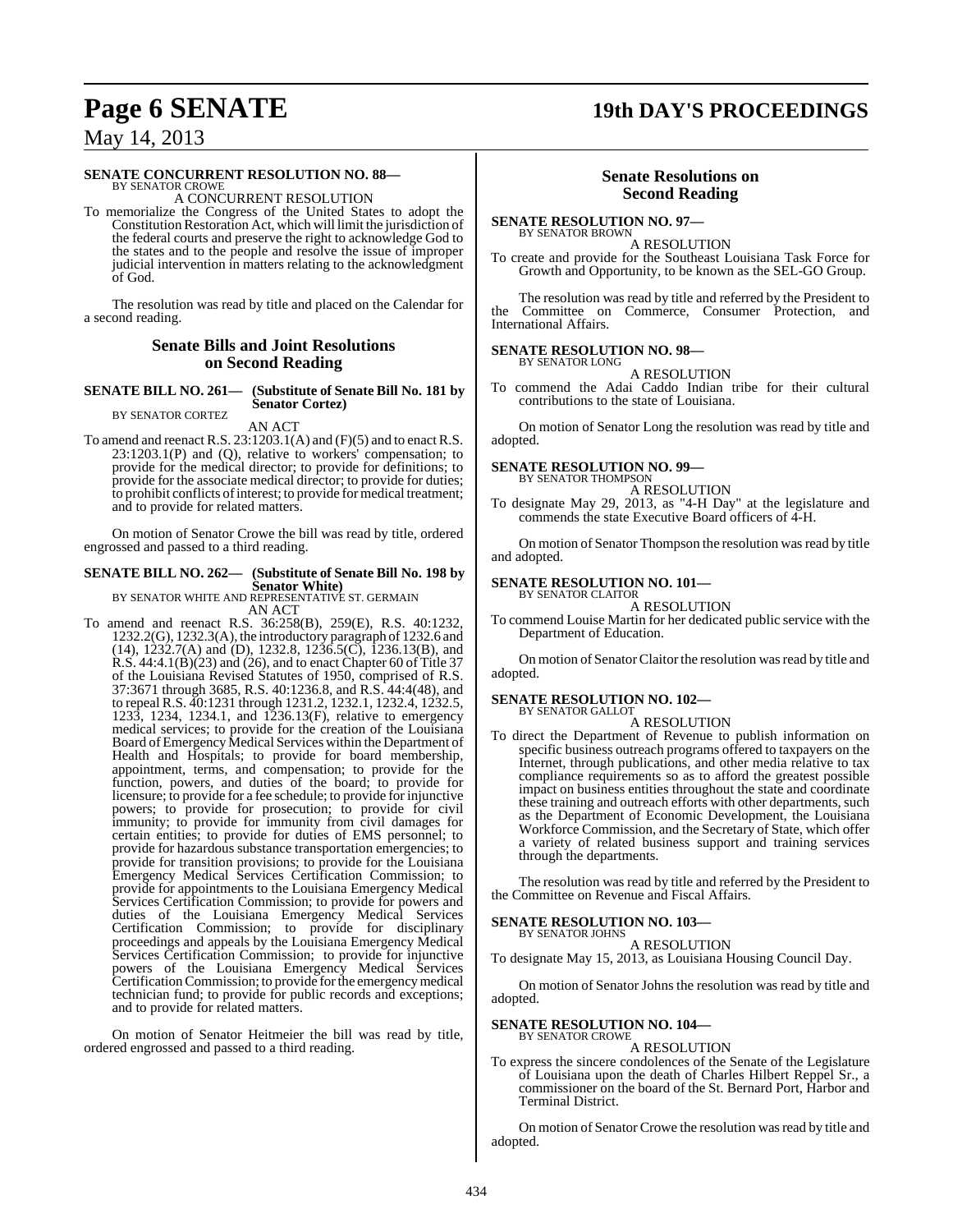**SENATE CONCURRENT RESOLUTION NO. 88—**
BY SENATOR CROWE

A CONCURRENT RESOLUTION

To memorialize the Congress of the United States to adopt the Constitution Restoration Act, which will limit the jurisdiction of the federal courts and preserve the right to acknowledge God to the states and to the people and resolve the issue of improper judicial intervention in matters relating to the acknowledgment of God.

The resolution was read by title and placed on the Calendar for a second reading.

## Senate Bills and Joint Resolutions on Second Reading

**SENATE BILL NO. 261— (Substitute of Senate Bill No. 181 by Senator Cortez)**
BY SENATOR CORTEZ

AN ACT

To amend and reenact R.S. 23:1203.1(A) and (F)(5) and to enact R.S. 23:1203.1(P) and (Q), relative to workers' compensation; to provide for the medical director; to provide for definitions; to provide for the associate medical director; to provide for duties; to prohibit conflicts of interest; to provide for medical treatment; and to provide for related matters.

On motion of Senator Crowe the bill was read by title, ordered engrossed and passed to a third reading.

**SENATE BILL NO. 262— (Substitute of Senate Bill No. 198 by Senator White)**
BY SENATOR WHITE AND REPRESENTATIVE ST. GERMAIN

AN ACT

To amend and reenact R.S. 36:258(B), 259(E), R.S. 40:1232, 1232.2(G), 1232.3(A), the introductory paragraph of 1232.6 and (14), 1232.7(A) and (D), 1232.8, 1236.5(C), 1236.13(B), and R.S. 44:4.1(B)(23) and (26), and to enact Chapter 60 of Title 37 of the Louisiana Revised Statutes of 1950, comprised of R.S. 37:3671 through 3685, R.S. 40:1236.8, and R.S. 44:4(48), and to repeal R.S. 40:1231 through 1231.2, 1232.1, 1232.4, 1232.5, 1233, 1234, 1234.1, and 1236.13(F), relative to emergency medical services; to provide for the creation of the Louisiana Board of Emergency Medical Services within the Department of Health and Hospitals; to provide for board membership, appointment, terms, and compensation; to provide for the function, powers, and duties of the board; to provide for licensure; to provide for a fee schedule; to provide for injunctive powers; to provide for prosecution; to provide for civil immunity; to provide for immunity from civil damages for certain entities; to provide for duties of EMS personnel; to provide for hazardous substance transportation emergencies; to provide for transition provisions; to provide for the Louisiana Emergency Medical Services Certification Commission; to provide for appointments to the Louisiana Emergency Medical Services Certification Commission; to provide for powers and duties of the Louisiana Emergency Medical Services Certification Commission; to provide for disciplinary proceedings and appeals by the Louisiana Emergency Medical Services Certification Commission; to provide for injunctive powers of the Louisiana Emergency Medical Services Certification Commission; to provide for the emergency medical technician fund; to provide for public records and exceptions; and to provide for related matters.

On motion of Senator Heitmeier the bill was read by title, ordered engrossed and passed to a third reading.

## Senate Resolutions on Second Reading

**SENATE RESOLUTION NO. 97—**
BY SENATOR BROWN

A RESOLUTION

To create and provide for the Southeast Louisiana Task Force for Growth and Opportunity, to be known as the SEL-GO Group.

The resolution was read by title and referred by the President to the Committee on Commerce, Consumer Protection, and International Affairs.

**SENATE RESOLUTION NO. 98—**
BY SENATOR LONG

A RESOLUTION

To commend the Adai Caddo Indian tribe for their cultural contributions to the state of Louisiana.

On motion of Senator Long the resolution was read by title and adopted.

**SENATE RESOLUTION NO. 99—**
BY SENATOR THOMPSON

A RESOLUTION

To designate May 29, 2013, as "4-H Day" at the legislature and commends the state Executive Board officers of 4-H.

On motion of Senator Thompson the resolution was read by title and adopted.

**SENATE RESOLUTION NO. 101—**
BY SENATOR CLAITOR

A RESOLUTION

To commend Louise Martin for her dedicated public service with the Department of Education.

On motion of Senator Claitor the resolution was read by title and adopted.

**SENATE RESOLUTION NO. 102—**
BY SENATOR GALLOT

A RESOLUTION

To direct the Department of Revenue to publish information on specific business outreach programs offered to taxpayers on the Internet, through publications, and other media relative to tax compliance requirements so as to afford the greatest possible impact on business entities throughout the state and coordinate these training and outreach efforts with other departments, such as the Department of Economic Development, the Louisiana Workforce Commission, and the Secretary of State, which offer a variety of related business support and training services through the departments.

The resolution was read by title and referred by the President to the Committee on Revenue and Fiscal Affairs.

**SENATE RESOLUTION NO. 103—**
BY SENATOR JOHNS

A RESOLUTION

To designate May 15, 2013, as Louisiana Housing Council Day.

On motion of Senator Johns the resolution was read by title and adopted.

**SENATE RESOLUTION NO. 104—**
BY SENATOR CROWE

A RESOLUTION

To express the sincere condolences of the Senate of the Legislature of Louisiana upon the death of Charles Hilbert Reppel Sr., a commissioner on the board of the St. Bernard Port, Harbor and Terminal District.

On motion of Senator Crowe the resolution was read by title and adopted.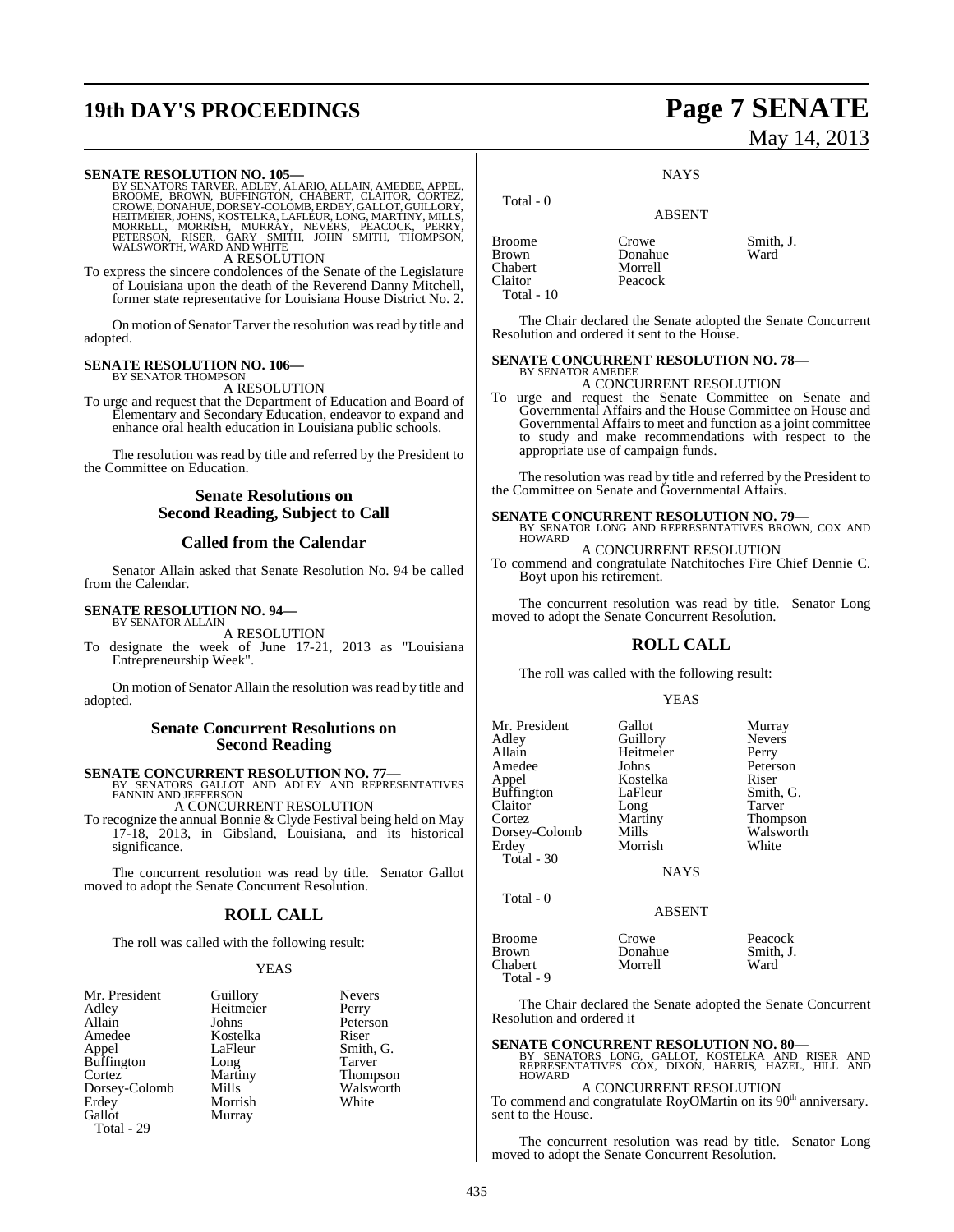**SENATE RESOLUTION NO. 105—**
BY SENATORS TARVER, ADLEY, ALARIO, ALLAIN, AMEDEE, APPEL, BROOME, BROWN, BUFFINGTON, CHABERT, CLAITOR, CORTEZ, CROWE, DONAHUE, DORSEY-COLOMB, ERDEY, GALLOT, GUILLORY, HEITMEIER, JOHNS, KOSTELKA, LAFLEUR, LONG, MARTINY, MILLS, MORRELL, MORRISH, MURRAY, NEVERS, PEACOCK, PERRY, PETERSON, RISER, GARY SMITH, JOHN SMITH, THOMPSON, WALSWORTH, WARD AND WHITE

A RESOLUTION

To express the sincere condolences of the Senate of the Legislature of Louisiana upon the death of the Reverend Danny Mitchell, former state representative for Louisiana House District No. 2.

On motion of Senator Tarver the resolution was read by title and adopted.

**SENATE RESOLUTION NO. 106—**
BY SENATOR THOMPSON

A RESOLUTION

To urge and request that the Department of Education and Board of Elementary and Secondary Education, endeavor to expand and enhance oral health education in Louisiana public schools.

The resolution was read by title and referred by the President to the Committee on Education.

## Senate Resolutions on Second Reading, Subject to Call

## Called from the Calendar

Senator Allain asked that Senate Resolution No. 94 be called from the Calendar.

**SENATE RESOLUTION NO. 94—**
BY SENATOR ALLAIN

A RESOLUTION

To designate the week of June 17-21, 2013 as "Louisiana Entrepreneurship Week".

On motion of Senator Allain the resolution was read by title and adopted.

## Senate Concurrent Resolutions on Second Reading

**SENATE CONCURRENT RESOLUTION NO. 77—**
BY SENATORS GALLOT AND ADLEY AND REPRESENTATIVES FANNIN AND JEFFERSON

A CONCURRENT RESOLUTION

To recognize the annual Bonnie & Clyde Festival being held on May 17-18, 2013, in Gibsland, Louisiana, and its historical significance.

The concurrent resolution was read by title. Senator Gallot moved to adopt the Senate Concurrent Resolution.

## ROLL CALL

The roll was called with the following result:

YEAS

| | | |
|---|---|---|
| Mr. President | Guillory | Nevers |
| Adley | Heitmeier | Perry |
| Allain | Johns | Peterson |
| Amedee | Kostelka | Riser |
| Appel | LaFleur | Smith, G. |
| Buffington | Long | Tarver |
| Cortez | Martiny | Thompson |
| Dorsey-Colomb | Mills | Walsworth |
| Erdey | Morrish | White |
| Gallot | Murray | |

Total - 29

NAYS

Total - 0

ABSENT

| | | |
|---|---|---|
| Broome | Crowe | Smith, J. |
| Brown | Donahue | Ward |
| Chabert | Morrell | |
| Claitor | Peacock | |

Total - 10

The Chair declared the Senate adopted the Senate Concurrent Resolution and ordered it sent to the House.

**SENATE CONCURRENT RESOLUTION NO. 78—**
BY SENATOR AMEDEE

A CONCURRENT RESOLUTION

To urge and request the Senate Committee on Senate and Governmental Affairs and the House Committee on House and Governmental Affairs to meet and function as a joint committee to study and make recommendations with respect to the appropriate use of campaign funds.

The resolution was read by title and referred by the President to the Committee on Senate and Governmental Affairs.

**SENATE CONCURRENT RESOLUTION NO. 79—**
BY SENATOR LONG AND REPRESENTATIVES BROWN, COX AND HOWARD

A CONCURRENT RESOLUTION

To commend and congratulate Natchitoches Fire Chief Dennie C. Boyt upon his retirement.

The concurrent resolution was read by title. Senator Long moved to adopt the Senate Concurrent Resolution.

## ROLL CALL

The roll was called with the following result:

YEAS

| | | |
|---|---|---|
| Mr. President | Gallot | Murray |
| Adley | Guillory | Nevers |
| Allain | Heitmeier | Perry |
| Amedee | Johns | Peterson |
| Appel | Kostelka | Riser |
| Buffington | LaFleur | Smith, G. |
| Claitor | Long | Tarver |
| Cortez | Martiny | Thompson |
| Dorsey-Colomb | Mills | Walsworth |
| Erdey | Morrish | White |

Total - 30

NAYS

Total - 0

ABSENT

| | | |
|---|---|---|
| Broome | Crowe | Peacock |
| Brown | Donahue | Smith, J. |
| Chabert | Morrell | Ward |

Total - 9

The Chair declared the Senate adopted the Senate Concurrent Resolution and ordered it sent to the House.

**SENATE CONCURRENT RESOLUTION NO. 80—**
BY SENATORS LONG, GALLOT, KOSTELKA AND RISER AND REPRESENTATIVES COX, DIXON, HARRIS, HAZEL, HILL AND HOWARD

A CONCURRENT RESOLUTION

To commend and congratulate RoyOMartin on its 90th anniversary.

The concurrent resolution was read by title. Senator Long moved to adopt the Senate Concurrent Resolution.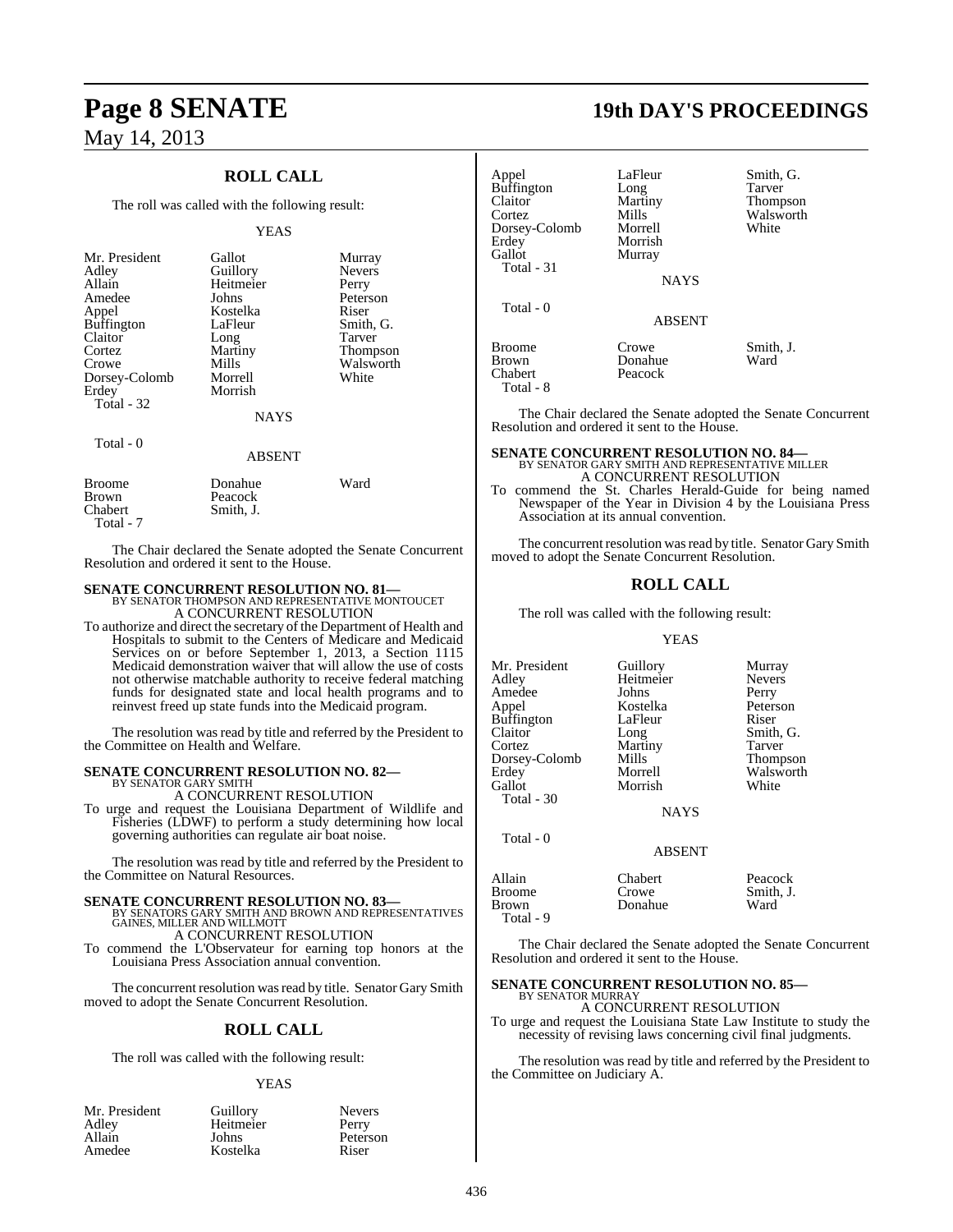## ROLL CALL

The roll was called with the following result:

YEAS

| | | |
|---|---|---|
| Mr. President | Gallot | Murray |
| Adley | Guillory | Nevers |
| Allain | Heitmeier | Perry |
| Amedee | Johns | Peterson |
| Appel | Kostelka | Riser |
| Buffington | LaFleur | Smith, G. |
| Claitor | Long | Tarver |
| Cortez | Martiny | Thompson |
| Crowe | Mills | Walsworth |
| Dorsey-Colomb | Morrell | White |
| Erdey | Morrish | |

Total - 32

NAYS

Total - 0

ABSENT

| | | |
|---|---|---|
| Broome | Donahue | Ward |
| Brown | Peacock | |
| Chabert | Smith, J. | |

Total - 7

The Chair declared the Senate adopted the Senate Concurrent Resolution and ordered it sent to the House.

**SENATE CONCURRENT RESOLUTION NO. 81—**
BY SENATOR THOMPSON AND REPRESENTATIVE MONTOUCET
A CONCURRENT RESOLUTION

To authorize and direct the secretary of the Department of Health and Hospitals to submit to the Centers of Medicare and Medicaid Services on or before September 1, 2013, a Section 1115 Medicaid demonstration waiver that will allow the use of costs not otherwise matchable authority to receive federal matching funds for designated state and local health programs and to reinvest freed up state funds into the Medicaid program.

The resolution was read by title and referred by the President to the Committee on Health and Welfare.

**SENATE CONCURRENT RESOLUTION NO. 82—**
BY SENATOR GARY SMITH
A CONCURRENT RESOLUTION

To urge and request the Louisiana Department of Wildlife and Fisheries (LDWF) to perform a study determining how local governing authorities can regulate air boat noise.

The resolution was read by title and referred by the President to the Committee on Natural Resources.

**SENATE CONCURRENT RESOLUTION NO. 83—**
BY SENATORS GARY SMITH AND BROWN AND REPRESENTATIVES GAINES, MILLER AND WILLMOTT
A CONCURRENT RESOLUTION

To commend the L'Observateur for earning top honors at the Louisiana Press Association annual convention.

The concurrent resolution was read by title. Senator Gary Smith moved to adopt the Senate Concurrent Resolution.

## ROLL CALL

The roll was called with the following result:

YEAS

| | | |
|---|---|---|
| Mr. President | Guillory | Nevers |
| Adley | Heitmeier | Perry |
| Allain | Johns | Peterson |
| Amedee | Kostelka | Riser |
| Appel | LaFleur | Smith, G. |
| Buffington | Long | Tarver |
| Claitor | Martiny | Thompson |
| Cortez | Mills | Walsworth |
| Dorsey-Colomb | Morrell | White |
| Erdey | Morrish | |
| Gallot | Murray | |

Total - 31

NAYS

Total - 0

ABSENT

| | | |
|---|---|---|
| Broome | Crowe | Smith, J. |
| Brown | Donahue | Ward |
| Chabert | Peacock | |

Total - 8

The Chair declared the Senate adopted the Senate Concurrent Resolution and ordered it sent to the House.

**SENATE CONCURRENT RESOLUTION NO. 84—**
BY SENATOR GARY SMITH AND REPRESENTATIVE MILLER
A CONCURRENT RESOLUTION

To commend the St. Charles Herald-Guide for being named Newspaper of the Year in Division 4 by the Louisiana Press Association at its annual convention.

The concurrent resolution was read by title. Senator Gary Smith moved to adopt the Senate Concurrent Resolution.

## ROLL CALL

The roll was called with the following result:

YEAS

| | | |
|---|---|---|
| Mr. President | Guillory | Murray |
| Adley | Heitmeier | Nevers |
| Amedee | Johns | Perry |
| Appel | Kostelka | Peterson |
| Buffington | LaFleur | Riser |
| Claitor | Long | Smith, G. |
| Cortez | Martiny | Tarver |
| Dorsey-Colomb | Mills | Thompson |
| Erdey | Morrell | Walsworth |
| Gallot | Morrish | White |

Total - 30

NAYS

Total - 0

ABSENT

| | | |
|---|---|---|
| Allain | Chabert | Peacock |
| Broome | Crowe | Smith, J. |
| Brown | Donahue | Ward |

Total - 9

The Chair declared the Senate adopted the Senate Concurrent Resolution and ordered it sent to the House.

**SENATE CONCURRENT RESOLUTION NO. 85—**
BY SENATOR MURRAY
A CONCURRENT RESOLUTION

To urge and request the Louisiana State Law Institute to study the necessity of revising laws concerning civil final judgments.

The resolution was read by title and referred by the President to the Committee on Judiciary A.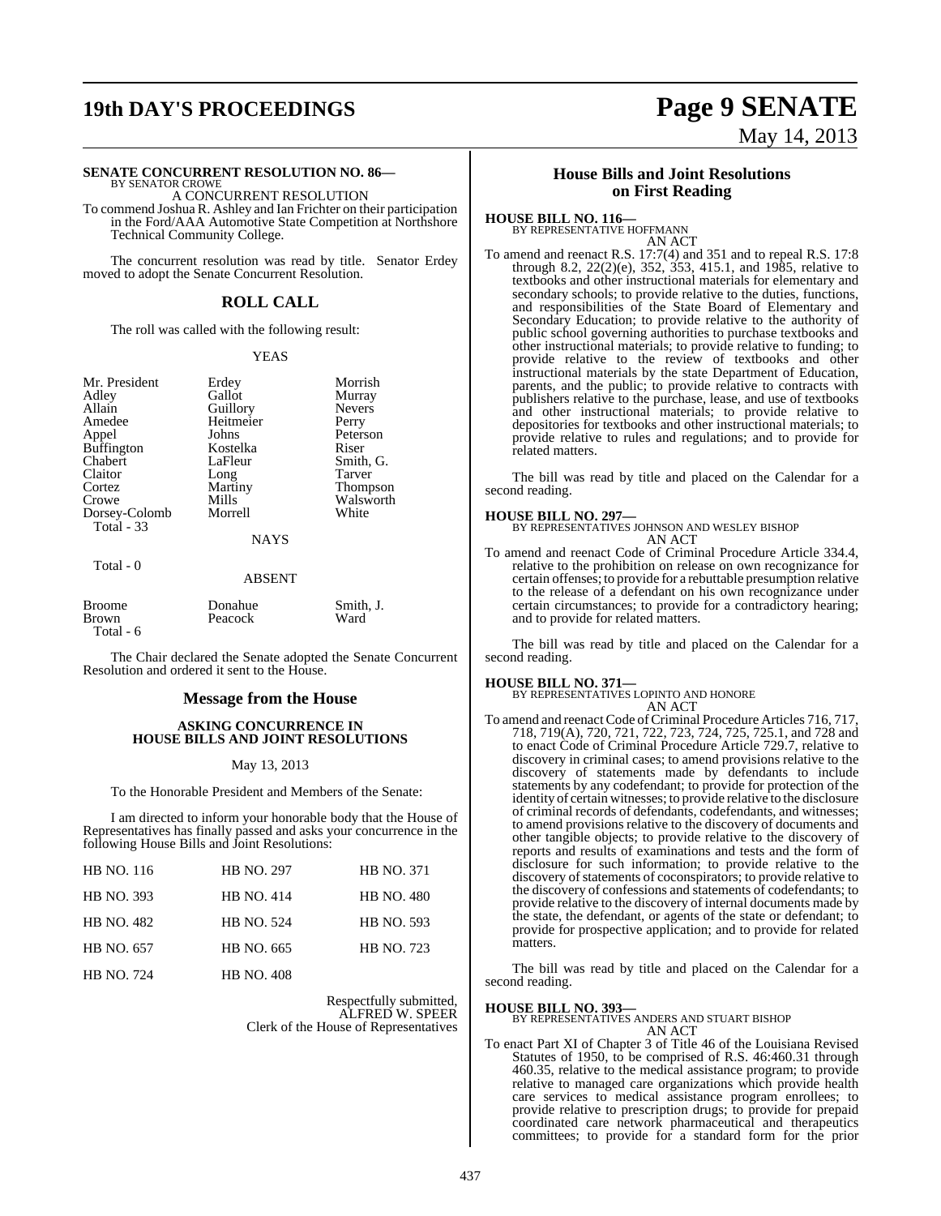**SENATE CONCURRENT RESOLUTION NO. 86—**
BY SENATOR CROWE

A CONCURRENT RESOLUTION

To commend Joshua R. Ashley and Ian Frichter on their participation in the Ford/AAA Automotive State Competition at Northshore Technical Community College.

The concurrent resolution was read by title. Senator Erdey moved to adopt the Senate Concurrent Resolution.

## ROLL CALL

The roll was called with the following result:

YEAS

| | | |
|---|---|---|
| Mr. President | Erdey | Morrish |
| Adley | Gallot | Murray |
| Allain | Guillory | Nevers |
| Amedee | Heitmeier | Perry |
| Appel | Johns | Peterson |
| Buffington | Kostelka | Riser |
| Chabert | LaFleur | Smith, G. |
| Claitor | Long | Tarver |
| Cortez | Martiny | Thompson |
| Crowe | Mills | Walsworth |
| Dorsey-Colomb | Morrell | White |
| Total - 33 | | |

NAYS

Total - 0

ABSENT

| | | |
|---|---|---|
| Broome | Donahue | Smith, J. |
| Brown | Peacock | Ward |
| Total - 6 | | |

The Chair declared the Senate adopted the Senate Concurrent Resolution and ordered it sent to the House.

## Message from the House

**ASKING CONCURRENCE IN HOUSE BILLS AND JOINT RESOLUTIONS**

May 13, 2013

To the Honorable President and Members of the Senate:

I am directed to inform your honorable body that the House of Representatives has finally passed and asks your concurrence in the following House Bills and Joint Resolutions:

| | | |
|---|---|---|
| HB NO. 116 | HB NO. 297 | HB NO. 371 |
| HB NO. 393 | HB NO. 414 | HB NO. 480 |
| HB NO. 482 | HB NO. 524 | HB NO. 593 |
| HB NO. 657 | HB NO. 665 | HB NO. 723 |
| HB NO. 724 | HB NO. 408 | |

Respectfully submitted,
ALFRED W. SPEER
Clerk of the House of Representatives

## House Bills and Joint Resolutions on First Reading

**HOUSE BILL NO. 116—**
BY REPRESENTATIVE HOFFMANN

AN ACT

To amend and reenact R.S. 17:7(4) and 351 and to repeal R.S. 17:8 through 8.2, 22(2)(e), 352, 353, 415.1, and 1985, relative to textbooks and other instructional materials for elementary and secondary schools; to provide relative to the duties, functions, and responsibilities of the State Board of Elementary and Secondary Education; to provide relative to the authority of public school governing authorities to purchase textbooks and other instructional materials; to provide relative to funding; to provide relative to the review of textbooks and other instructional materials by the state Department of Education, parents, and the public; to provide relative to contracts with publishers relative to the purchase, lease, and use of textbooks and other instructional materials; to provide relative to depositories for textbooks and other instructional materials; to provide relative to rules and regulations; and to provide for related matters.

The bill was read by title and placed on the Calendar for a second reading.

**HOUSE BILL NO. 297—**
BY REPRESENTATIVES JOHNSON AND WESLEY BISHOP

AN ACT

To amend and reenact Code of Criminal Procedure Article 334.4, relative to the prohibition on release on own recognizance for certain offenses; to provide for a rebuttable presumption relative to the release of a defendant on his own recognizance under certain circumstances; to provide for a contradictory hearing; and to provide for related matters.

The bill was read by title and placed on the Calendar for a second reading.

**HOUSE BILL NO. 371—**
BY REPRESENTATIVES LOPINTO AND HONORE

AN ACT

To amend and reenact Code of Criminal Procedure Articles 716, 717, 718, 719(A), 720, 721, 722, 723, 724, 725, 725.1, and 728 and to enact Code of Criminal Procedure Article 729.7, relative to discovery in criminal cases; to amend provisions relative to the discovery of statements made by defendants to include statements by any codefendant; to provide for protection of the identity of certain witnesses; to provide relative to the disclosure of criminal records of defendants, codefendants, and witnesses; to amend provisions relative to the discovery of documents and other tangible objects; to provide relative to the discovery of reports and results of examinations and tests and the form of disclosure for such information; to provide relative to the discovery of statements of coconspirators; to provide relative to the discovery of confessions and statements of codefendants; to provide relative to the discovery of internal documents made by the state, the defendant, or agents of the state or defendant; to provide for prospective application; and to provide for related matters.

The bill was read by title and placed on the Calendar for a second reading.

**HOUSE BILL NO. 393—**
BY REPRESENTATIVES ANDERS AND STUART BISHOP

AN ACT

To enact Part XI of Chapter 3 of Title 46 of the Louisiana Revised Statutes of 1950, to be comprised of R.S. 46:460.31 through 460.35, relative to the medical assistance program; to provide relative to managed care organizations which provide health care services to medical assistance program enrollees; to provide relative to prescription drugs; to provide for prepaid coordinated care network pharmaceutical and therapeutics committees; to provide for a standard form for the prior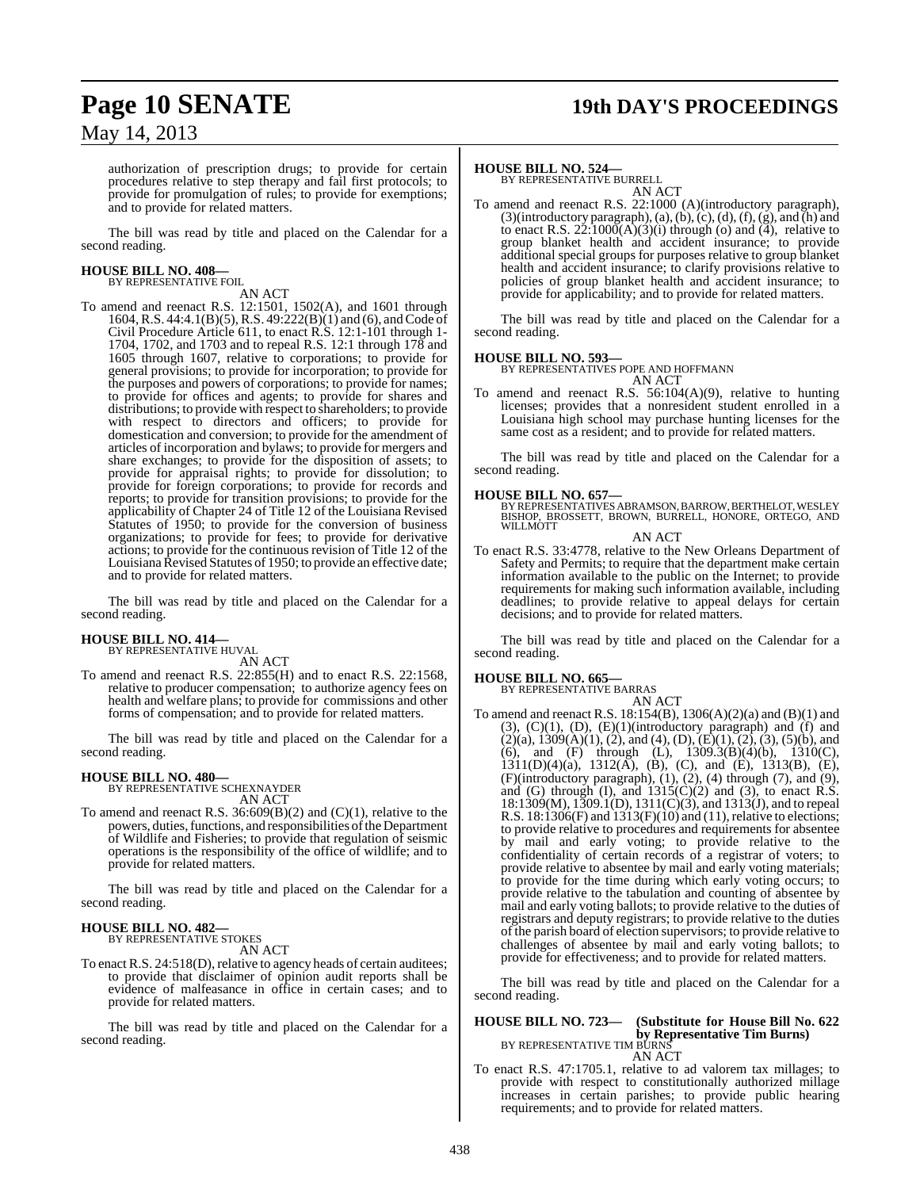authorization of prescription drugs; to provide for certain procedures relative to step therapy and fail first protocols; to provide for promulgation of rules; to provide for exemptions; and to provide for related matters.

The bill was read by title and placed on the Calendar for a second reading.

**HOUSE BILL NO. 408—**
BY REPRESENTATIVE FOIL
AN ACT

To amend and reenact R.S. 12:1501, 1502(A), and 1601 through 1604, R.S. 44:4.1(B)(5), R.S. 49:222(B)(1) and (6), and Code of Civil Procedure Article 611, to enact R.S. 12:1-101 through 1-1704, 1702, and 1703 and to repeal R.S. 12:1 through 178 and 1605 through 1607, relative to corporations; to provide for general provisions; to provide for incorporation; to provide for the purposes and powers of corporations; to provide for names; to provide for offices and agents; to provide for shares and distributions; to provide with respect to shareholders; to provide with respect to directors and officers; to provide for domestication and conversion; to provide for the amendment of articles of incorporation and bylaws; to provide for mergers and share exchanges; to provide for the disposition of assets; to provide for appraisal rights; to provide for dissolution; to provide for foreign corporations; to provide for records and reports; to provide for transition provisions; to provide for the applicability of Chapter 24 of Title 12 of the Louisiana Revised Statutes of 1950; to provide for the conversion of business organizations; to provide for fees; to provide for derivative actions; to provide for the continuous revision of Title 12 of the Louisiana Revised Statutes of 1950; to provide an effective date; and to provide for related matters.

The bill was read by title and placed on the Calendar for a second reading.

**HOUSE BILL NO. 414—**
BY REPRESENTATIVE HUVAL
AN ACT

To amend and reenact R.S. 22:855(H) and to enact R.S. 22:1568, relative to producer compensation; to authorize agency fees on health and welfare plans; to provide for commissions and other forms of compensation; and to provide for related matters.

The bill was read by title and placed on the Calendar for a second reading.

**HOUSE BILL NO. 480—**
BY REPRESENTATIVE SCHEXNAYDER
AN ACT

To amend and reenact R.S. 36:609(B)(2) and (C)(1), relative to the powers, duties, functions, and responsibilities of the Department of Wildlife and Fisheries; to provide that regulation of seismic operations is the responsibility of the office of wildlife; and to provide for related matters.

The bill was read by title and placed on the Calendar for a second reading.

**HOUSE BILL NO. 482—**
BY REPRESENTATIVE STOKES
AN ACT

To enact R.S. 24:518(D), relative to agency heads of certain auditees; to provide that disclaimer of opinion audit reports shall be evidence of malfeasance in office in certain cases; and to provide for related matters.

The bill was read by title and placed on the Calendar for a second reading.

**HOUSE BILL NO. 524—**
BY REPRESENTATIVE BURRELL
AN ACT

To amend and reenact R.S. 22:1000 (A)(introductory paragraph), (3)(introductory paragraph), (a), (b), (c), (d), (f), (g), and (h) and to enact R.S. 22:1000(A)(3)(i) through (o) and (4), relative to group blanket health and accident insurance; to provide additional special groups for purposes relative to group blanket health and accident insurance; to clarify provisions relative to policies of group blanket health and accident insurance; to provide for applicability; and to provide for related matters.

The bill was read by title and placed on the Calendar for a second reading.

**HOUSE BILL NO. 593—**
BY REPRESENTATIVES POPE AND HOFFMANN
AN ACT

To amend and reenact R.S. 56:104(A)(9), relative to hunting licenses; provides that a nonresident student enrolled in a Louisiana high school may purchase hunting licenses for the same cost as a resident; and to provide for related matters.

The bill was read by title and placed on the Calendar for a second reading.

**HOUSE BILL NO. 657—**
BY REPRESENTATIVES ABRAMSON, BARROW, BERTHELOT, WESLEY BISHOP, BROSSETT, BROWN, BURRELL, HONORE, ORTEGO, AND WILLMOTT
AN ACT

To enact R.S. 33:4778, relative to the New Orleans Department of Safety and Permits; to require that the department make certain information available to the public on the Internet; to provide requirements for making such information available, including deadlines; to provide relative to appeal delays for certain decisions; and to provide for related matters.

The bill was read by title and placed on the Calendar for a second reading.

**HOUSE BILL NO. 665—**
BY REPRESENTATIVE BARRAS
AN ACT

To amend and reenact R.S. 18:154(B), 1306(A)(2)(a) and (B)(1) and (3), (C)(1), (D), (E)(1)(introductory paragraph) and (f) and (2)(a), 1309(A)(1), (2), and (4), (D), (E)(1), (2), (3), (5)(b), and (6), and (F) through (L), 1309.3(B)(4)(b), 1310(C), 1311(D)(4)(a), 1312(A), (B), (C), and (E), 1313(B), (E), (F)(introductory paragraph), (1), (2), (4) through (7), and (9), and (G) through (I), and 1315(C)(2) and (3), to enact R.S. 18:1309(M), 1309.1(D), 1311(C)(3), and 1313(J), and to repeal R.S. 18:1306(F) and 1313(F)(10) and (11), relative to elections; to provide relative to procedures and requirements for absentee by mail and early voting; to provide relative to the confidentiality of certain records of a registrar of voters; to provide relative to absentee by mail and early voting materials; to provide for the time during which early voting occurs; to provide relative to the tabulation and counting of absentee by mail and early voting ballots; to provide relative to the duties of registrars and deputy registrars; to provide relative to the duties of the parish board of election supervisors; to provide relative to challenges of absentee by mail and early voting ballots; to provide for effectiveness; and to provide for related matters.

The bill was read by title and placed on the Calendar for a second reading.

**HOUSE BILL NO. 723— (Substitute for House Bill No. 622 by Representative Tim Burns)**
BY REPRESENTATIVE TIM BURNS
AN ACT

To enact R.S. 47:1705.1, relative to ad valorem tax millages; to provide with respect to constitutionally authorized millage increases in certain parishes; to provide public hearing requirements; and to provide for related matters.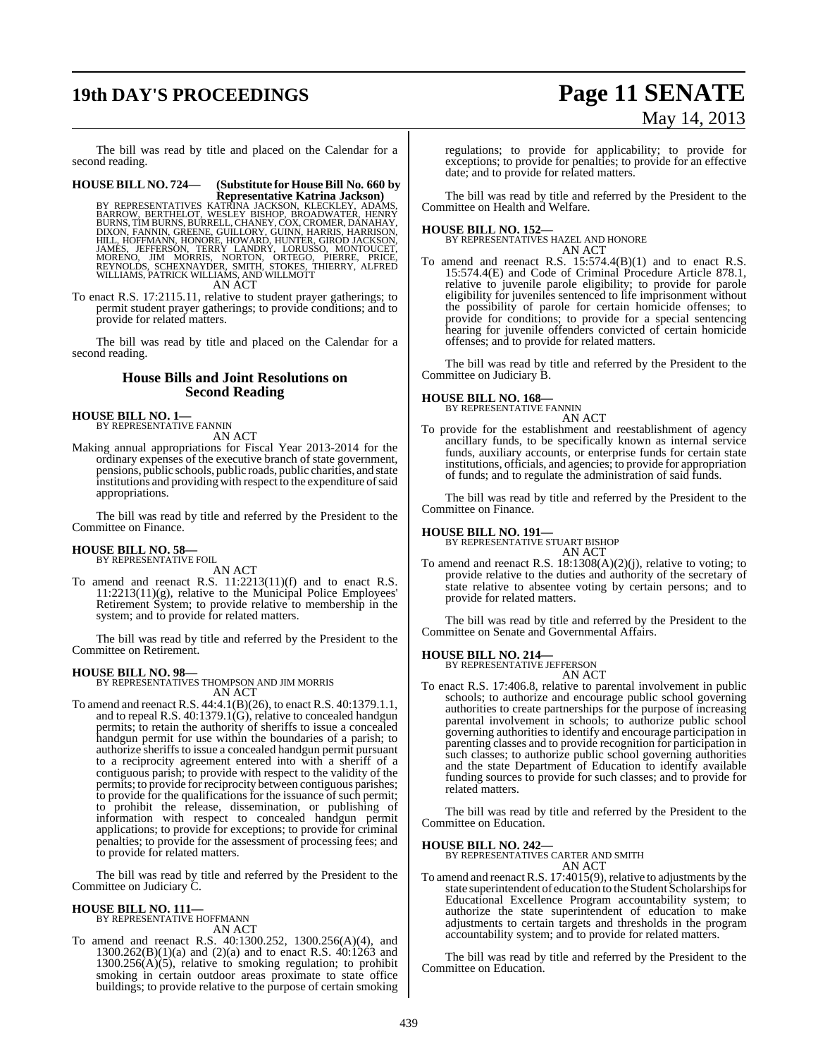The bill was read by title and placed on the Calendar for a second reading.

**HOUSE BILL NO. 724— (Substitute for House Bill No. 660 by Representative Katrina Jackson)**
BY REPRESENTATIVES KATRINA JACKSON, KLECKLEY, ADAMS, BARROW, BERTHELOT, WESLEY BISHOP, BROADWATER, HENRY BURNS, TIM BURNS, BURRELL, CHANEY, COX, CROMER, DANAHAY, DIXON, FANNIN, GREENE, GUILLORY, GUINN, HARRIS, HARRISON, HILL, HOFFMANN, HONORE, HOWARD, HUNTER, GIROD JACKSON, JAMES, JEFFERSON, TERRY LANDRY, LORUSSO, MONTOUCET, MORENO, JIM MORRIS, NORTON, ORTEGO, PIERRE, PRICE, REYNOLDS, SCHEXNAYDER, SMITH, STOKES, THIERRY, ALFRED WILLIAMS, PATRICK WILLIAMS, AND WILLMOTT

AN ACT

To enact R.S. 17:2115.11, relative to student prayer gatherings; to permit student prayer gatherings; to provide conditions; and to provide for related matters.

The bill was read by title and placed on the Calendar for a second reading.

## House Bills and Joint Resolutions on Second Reading

**HOUSE BILL NO. 1—**
BY REPRESENTATIVE FANNIN

AN ACT

Making annual appropriations for Fiscal Year 2013-2014 for the ordinary expenses of the executive branch of state government, pensions, public schools, public roads, public charities, and state institutions and providing with respect to the expenditure of said appropriations.

The bill was read by title and referred by the President to the Committee on Finance.

**HOUSE BILL NO. 58—**
BY REPRESENTATIVE FOIL

AN ACT

To amend and reenact R.S. 11:2213(11)(f) and to enact R.S. 11:2213(11)(g), relative to the Municipal Police Employees' Retirement System; to provide relative to membership in the system; and to provide for related matters.

The bill was read by title and referred by the President to the Committee on Retirement.

**HOUSE BILL NO. 98—**
BY REPRESENTATIVES THOMPSON AND JIM MORRIS

AN ACT

To amend and reenact R.S. 44:4.1(B)(26), to enact R.S. 40:1379.1.1, and to repeal R.S. 40:1379.1(G), relative to concealed handgun permits; to retain the authority of sheriffs to issue a concealed handgun permit for use within the boundaries of a parish; to authorize sheriffs to issue a concealed handgun permit pursuant to a reciprocity agreement entered into with a sheriff of a contiguous parish; to provide with respect to the validity of the permits; to provide for reciprocity between contiguous parishes; to provide for the qualifications for the issuance of such permit; to prohibit the release, dissemination, or publishing of information with respect to concealed handgun permit applications; to provide for exceptions; to provide for criminal penalties; to provide for the assessment of processing fees; and to provide for related matters.

The bill was read by title and referred by the President to the Committee on Judiciary C.

**HOUSE BILL NO. 111—**
BY REPRESENTATIVE HOFFMANN

AN ACT

To amend and reenact R.S. 40:1300.252, 1300.256(A)(4), and 1300.262(B)(1)(a) and (2)(a) and to enact R.S. 40:1263 and 1300.256(A)(5), relative to smoking regulation; to prohibit smoking in certain outdoor areas proximate to state office buildings; to provide relative to the purpose of certain smoking regulations; to provide for applicability; to provide for exceptions; to provide for penalties; to provide for an effective date; and to provide for related matters.

The bill was read by title and referred by the President to the Committee on Health and Welfare.

**HOUSE BILL NO. 152—**
BY REPRESENTATIVES HAZEL AND HONORE

AN ACT

To amend and reenact R.S. 15:574.4(B)(1) and to enact R.S. 15:574.4(E) and Code of Criminal Procedure Article 878.1, relative to juvenile parole eligibility; to provide for parole eligibility for juveniles sentenced to life imprisonment without the possibility of parole for certain homicide offenses; to provide for conditions; to provide for a special sentencing hearing for juvenile offenders convicted of certain homicide offenses; and to provide for related matters.

The bill was read by title and referred by the President to the Committee on Judiciary B.

**HOUSE BILL NO. 168—**
BY REPRESENTATIVE FANNIN

AN ACT

To provide for the establishment and reestablishment of agency ancillary funds, to be specifically known as internal service funds, auxiliary accounts, or enterprise funds for certain state institutions, officials, and agencies; to provide for appropriation of funds; and to regulate the administration of said funds.

The bill was read by title and referred by the President to the Committee on Finance.

**HOUSE BILL NO. 191—**
BY REPRESENTATIVE STUART BISHOP

AN ACT

To amend and reenact R.S. 18:1308(A)(2)(j), relative to voting; to provide relative to the duties and authority of the secretary of state relative to absentee voting by certain persons; and to provide for related matters.

The bill was read by title and referred by the President to the Committee on Senate and Governmental Affairs.

**HOUSE BILL NO. 214—**
BY REPRESENTATIVE JEFFERSON

AN ACT

To enact R.S. 17:406.8, relative to parental involvement in public schools; to authorize and encourage public school governing authorities to create partnerships for the purpose of increasing parental involvement in schools; to authorize public school governing authorities to identify and encourage participation in parenting classes and to provide recognition for participation in such classes; to authorize public school governing authorities and the state Department of Education to identify available funding sources to provide for such classes; and to provide for related matters.

The bill was read by title and referred by the President to the Committee on Education.

**HOUSE BILL NO. 242—**
BY REPRESENTATIVES CARTER AND SMITH

AN ACT

To amend and reenact R.S. 17:4015(9), relative to adjustments by the state superintendent of education to the Student Scholarships for Educational Excellence Program accountability system; to authorize the state superintendent of education to make adjustments to certain targets and thresholds in the program accountability system; and to provide for related matters.

The bill was read by title and referred by the President to the Committee on Education.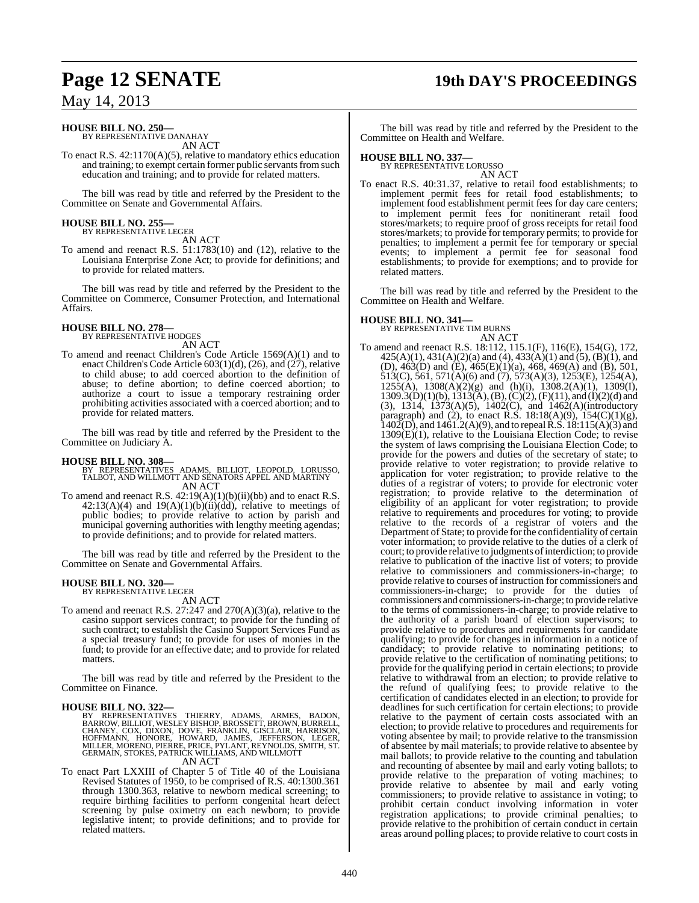**HOUSE BILL NO. 250—**
BY REPRESENTATIVE DANAHAY
AN ACT

To enact R.S. 42:1170(A)(5), relative to mandatory ethics education and training; to exempt certain former public servants from such education and training; and to provide for related matters.

The bill was read by title and referred by the President to the Committee on Senate and Governmental Affairs.

**HOUSE BILL NO. 255—**
BY REPRESENTATIVE LEGER
AN ACT

To amend and reenact R.S. 51:1783(10) and (12), relative to the Louisiana Enterprise Zone Act; to provide for definitions; and to provide for related matters.

The bill was read by title and referred by the President to the Committee on Commerce, Consumer Protection, and International Affairs.

**HOUSE BILL NO. 278—**
BY REPRESENTATIVE HODGES
AN ACT

To amend and reenact Children's Code Article 1569(A)(1) and to enact Children's Code Article 603(1)(d), (26), and (27), relative to child abuse; to add coerced abortion to the definition of abuse; to define abortion; to define coerced abortion; to authorize a court to issue a temporary restraining order prohibiting activities associated with a coerced abortion; and to provide for related matters.

The bill was read by title and referred by the President to the Committee on Judiciary A.

**HOUSE BILL NO. 308—**
BY REPRESENTATIVES ADAMS, BILLIOT, LEOPOLD, LORUSSO, TALBOT, AND WILLMOTT AND SENATORS APPEL AND MARTINY
AN ACT

To amend and reenact R.S. 42:19(A)(1)(b)(ii)(bb) and to enact R.S. 42:13(A)(4) and 19(A)(1)(b)(ii)(dd), relative to meetings of public bodies; to provide relative to action by parish and municipal governing authorities with lengthy meeting agendas; to provide definitions; and to provide for related matters.

The bill was read by title and referred by the President to the Committee on Senate and Governmental Affairs.

**HOUSE BILL NO. 320—**
BY REPRESENTATIVE LEGER
AN ACT

To amend and reenact R.S. 27:247 and 270(A)(3)(a), relative to the casino support services contract; to provide for the funding of such contract; to establish the Casino Support Services Fund as a special treasury fund; to provide for uses of monies in the fund; to provide for an effective date; and to provide for related matters.

The bill was read by title and referred by the President to the Committee on Finance.

**HOUSE BILL NO. 322—**
BY REPRESENTATIVES THIERRY, ADAMS, ARMES, BADON, BARROW, BILLIOT, WESLEY BISHOP, BROSSETT, BROWN, BURRELL, CHANEY, COX, DIXON, DOVE, FRANKLIN, GISCLAIR, HARRISON, HOFFMANN, HONORE, HOWARD, JAMES, JEFFERSON, LEGER, MILLER, MORENO, PIERRE, PRICE, PYLANT, REYNOLDS, SMITH, ST. GERMAIN, STOKES, PATRICK WILLIAMS, AND WILLMOTT
AN ACT

To enact Part LXXIII of Chapter 5 of Title 40 of the Louisiana Revised Statutes of 1950, to be comprised of R.S. 40:1300.361 through 1300.363, relative to newborn medical screening; to require birthing facilities to perform congenital heart defect screening by pulse oximetry on each newborn; to provide legislative intent; to provide definitions; and to provide for related matters.

The bill was read by title and referred by the President to the Committee on Health and Welfare.

**HOUSE BILL NO. 337—**
BY REPRESENTATIVE LORUSSO
AN ACT

To enact R.S. 40:31.37, relative to retail food establishments; to implement permit fees for retail food establishments; to implement food establishment permit fees for day care centers; to implement permit fees for nonitinerant retail food stores/markets; to require proof of gross receipts for retail food stores/markets; to provide for temporary permits; to provide for penalties; to implement a permit fee for temporary or special events; to implement a permit fee for seasonal food establishments; to provide for exemptions; and to provide for related matters.

The bill was read by title and referred by the President to the Committee on Health and Welfare.

**HOUSE BILL NO. 341—**
BY REPRESENTATIVE TIM BURNS
AN ACT

To amend and reenact R.S. 18:112, 115.1(F), 116(E), 154(G), 172, 425(A)(1), 431(A)(2)(a) and (4), 433(A)(1) and (5), (B)(1), and (D), 463(D) and (E), 465(E)(1)(a), 468, 469(A) and (B), 501, 513(C), 561, 571(A)(6) and (7), 573(A)(3), 1253(E), 1254(A), 1255(A), 1308(A)(2)(g) and (h)(i), 1308.2(A)(1), 1309(I), 1309.3(D)(1)(b), 1313(A), (B), (C)(2), (F)(11), and (I)(2)(d) and (3), 1314, 1373(A)(5), 1402(C), and 1462(A)(introductory paragraph) and (2), to enact R.S. 18:18(A)(9), 154(C)(1)(g), 1402(D), and 1461.2(A)(9), and to repeal R.S. 18:115(A)(3) and 1309(E)(1), relative to the Louisiana Election Code; to revise the system of laws comprising the Louisiana Election Code; to provide for the powers and duties of the secretary of state; to provide relative to voter registration; to provide relative to application for voter registration; to provide relative to the duties of a registrar of voters; to provide for electronic voter registration; to provide relative to the determination of eligibility of an applicant for voter registration; to provide relative to requirements and procedures for voting; to provide relative to the records of a registrar of voters and the Department of State; to provide for the confidentiality of certain voter information; to provide relative to the duties of a clerk of court; to provide relative to judgments of interdiction; to provide relative to publication of the inactive list of voters; to provide relative to commissioners and commissioners-in-charge; to provide relative to courses of instruction for commissioners and commissioners-in-charge; to provide for the duties of commissioners and commissioners-in-charge; to provide relative to the terms of commissioners-in-charge; to provide relative to the authority of a parish board of election supervisors; to provide relative to procedures and requirements for candidate qualifying; to provide for changes in information in a notice of candidacy; to provide relative to nominating petitions; to provide relative to the certification of nominating petitions; to provide for the qualifying period in certain elections; to provide relative to withdrawal from an election; to provide relative to the refund of qualifying fees; to provide relative to the certification of candidates elected in an election; to provide for deadlines for such certification for certain elections; to provide relative to the payment of certain costs associated with an election; to provide relative to procedures and requirements for voting absentee by mail; to provide relative to the transmission of absentee by mail materials; to provide relative to absentee by mail ballots; to provide relative to the counting and tabulation and recounting of absentee by mail and early voting ballots; to provide relative to the preparation of voting machines; to provide relative to absentee by mail and early voting commissioners; to provide relative to assistance in voting; to prohibit certain conduct involving information in voter registration applications; to provide criminal penalties; to provide relative to the prohibition of certain conduct in certain areas around polling places; to provide relative to court costs in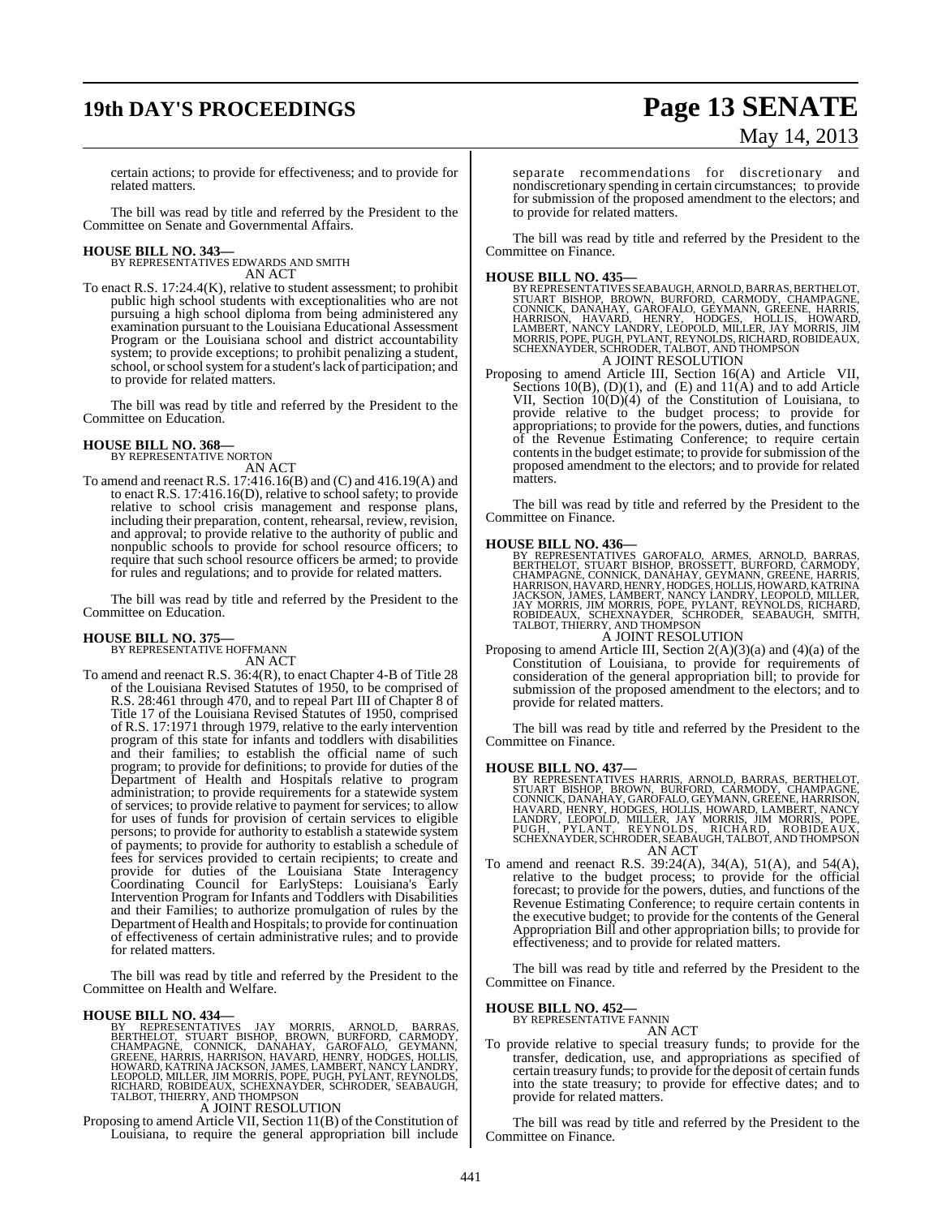certain actions; to provide for effectiveness; and to provide for related matters.

The bill was read by title and referred by the President to the Committee on Senate and Governmental Affairs.

**HOUSE BILL NO. 343—**
BY REPRESENTATIVES EDWARDS AND SMITH
AN ACT

To enact R.S. 17:24.4(K), relative to student assessment; to prohibit public high school students with exceptionalities who are not pursuing a high school diploma from being administered any examination pursuant to the Louisiana Educational Assessment Program or the Louisiana school and district accountability system; to provide exceptions; to prohibit penalizing a student, school, or school system for a student's lack of participation; and to provide for related matters.

The bill was read by title and referred by the President to the Committee on Education.

**HOUSE BILL NO. 368—**
BY REPRESENTATIVE NORTON
AN ACT

To amend and reenact R.S. 17:416.16(B) and (C) and 416.19(A) and to enact R.S. 17:416.16(D), relative to school safety; to provide relative to school crisis management and response plans, including their preparation, content, rehearsal, review, revision, and approval; to provide relative to the authority of public and nonpublic schools to provide for school resource officers; to require that such school resource officers be armed; to provide for rules and regulations; and to provide for related matters.

The bill was read by title and referred by the President to the Committee on Education.

**HOUSE BILL NO. 375—**
BY REPRESENTATIVE HOFFMANN
AN ACT

To amend and reenact R.S. 36:4(R), to enact Chapter 4-B of Title 28 of the Louisiana Revised Statutes of 1950, to be comprised of R.S. 28:461 through 470, and to repeal Part III of Chapter 8 of Title 17 of the Louisiana Revised Statutes of 1950, comprised of R.S. 17:1971 through 1979, relative to the early intervention program of this state for infants and toddlers with disabilities and their families; to establish the official name of such program; to provide for definitions; to provide for duties of the Department of Health and Hospitals relative to program administration; to provide requirements for a statewide system of services; to provide relative to payment for services; to allow for uses of funds for provision of certain services to eligible persons; to provide for authority to establish a statewide system of payments; to provide for authority to establish a schedule of fees for services provided to certain recipients; to create and provide for duties of the Louisiana State Interagency Coordinating Council for EarlySteps: Louisiana's Early Intervention Program for Infants and Toddlers with Disabilities and their Families; to authorize promulgation of rules by the Department of Health and Hospitals; to provide for continuation of effectiveness of certain administrative rules; and to provide for related matters.

The bill was read by title and referred by the President to the Committee on Health and Welfare.

**HOUSE BILL NO. 434—**
BY REPRESENTATIVES JAY MORRIS, ARNOLD, BARRAS, BERTHELOT, STUART BISHOP, BROWN, BURFORD, CARMODY, CHAMPAGNE, CONNICK, DANAHAY, GAROFALO, GEYMANN, GREENE, HARRIS, HARRISON, HAVARD, HENRY, HODGES, HOLLIS, HOWARD, KATRINA JACKSON, JAMES, LAMBERT, NANCY LANDRY, LEOPOLD, MILLER, JIM MORRIS, POPE, PUGH, PYLANT, REYNOLDS, RICHARD, ROBIDEAUX, SCHEXNAYDER, SCHRODER, SEABAUGH, TALBOT, THIERRY, AND THOMPSON
A JOINT RESOLUTION

Proposing to amend Article VII, Section 11(B) of the Constitution of Louisiana, to require the general appropriation bill include separate recommendations for discretionary and nondiscretionary spending in certain circumstances; to provide for submission of the proposed amendment to the electors; and to provide for related matters.

The bill was read by title and referred by the President to the Committee on Finance.

**HOUSE BILL NO. 435—**
BY REPRESENTATIVES SEABAUGH, ARNOLD, BARRAS, BERTHELOT, STUART BISHOP, BROWN, BURFORD, CARMODY, CHAMPAGNE, CONNICK, DANAHAY, GAROFALO, GEYMANN, GREENE, HARRIS, HARRISON, HAVARD, HENRY, HODGES, HOLLIS, HOWARD, LAMBERT, NANCY LANDRY, LEOPOLD, MILLER, JAY MORRIS, JIM MORRIS, POPE, PUGH, PYLANT, REYNOLDS, RICHARD, ROBIDEAUX, SCHEXNAYDER, SCHRODER, TALBOT, AND THOMPSON
A JOINT RESOLUTION

Proposing to amend Article III, Section 16(A) and Article VII, Sections 10(B), (D)(1), and (E) and 11(A) and to add Article VII, Section 10(D)(4) of the Constitution of Louisiana, to provide relative to the budget process; to provide for appropriations; to provide for the powers, duties, and functions of the Revenue Estimating Conference; to require certain contents in the budget estimate; to provide for submission of the proposed amendment to the electors; and to provide for related matters.

The bill was read by title and referred by the President to the Committee on Finance.

**HOUSE BILL NO. 436—**
BY REPRESENTATIVES GAROFALO, ARMES, ARNOLD, BARRAS, BERTHELOT, STUART BISHOP, BROSSETT, BURFORD, CARMODY, CHAMPAGNE, CONNICK, DANAHAY, GEYMANN, GREENE, HARRIS, HARRISON, HAVARD, HENRY, HODGES, HOLLIS, HOWARD, KATRINA JACKSON, JAMES, LAMBERT, NANCY LANDRY, LEOPOLD, MILLER, JAY MORRIS, JIM MORRIS, POPE, PYLANT, REYNOLDS, RICHARD, ROBIDEAUX, SCHEXNAYDER, SCHRODER, SEABAUGH, SMITH, TALBOT, THIERRY, AND THOMPSON
A JOINT RESOLUTION

Proposing to amend Article III, Section 2(A)(3)(a) and (4)(a) of the Constitution of Louisiana, to provide for requirements of consideration of the general appropriation bill; to provide for submission of the proposed amendment to the electors; and to provide for related matters.

The bill was read by title and referred by the President to the Committee on Finance.

**HOUSE BILL NO. 437—**
BY REPRESENTATIVES HARRIS, ARNOLD, BARRAS, BERTHELOT, STUART BISHOP, BROWN, BURFORD, CARMODY, CHAMPAGNE, CONNICK, DANAHAY, GAROFALO, GEYMANN, GREENE, HARRISON, HAVARD, HENRY, HODGES, HOLLIS, HOWARD, LAMBERT, NANCY LANDRY, LEOPOLD, MILLER, JAY MORRIS, JIM MORRIS, POPE, PUGH, PYLANT, REYNOLDS, RICHARD, ROBIDEAUX, SCHEXNAYDER, SCHRODER, SEABAUGH, TALBOT, AND THOMPSON
AN ACT

To amend and reenact R.S. 39:24(A), 34(A), 51(A), and 54(A), relative to the budget process; to provide for the official forecast; to provide for the powers, duties, and functions of the Revenue Estimating Conference; to require certain contents in the executive budget; to provide for the contents of the General Appropriation Bill and other appropriation bills; to provide for effectiveness; and to provide for related matters.

The bill was read by title and referred by the President to the Committee on Finance.

**HOUSE BILL NO. 452—**
BY REPRESENTATIVE FANNIN
AN ACT

To provide relative to special treasury funds; to provide for the transfer, dedication, use, and appropriations as specified of certain treasury funds; to provide for the deposit of certain funds into the state treasury; to provide for effective dates; and to provide for related matters.

The bill was read by title and referred by the President to the Committee on Finance.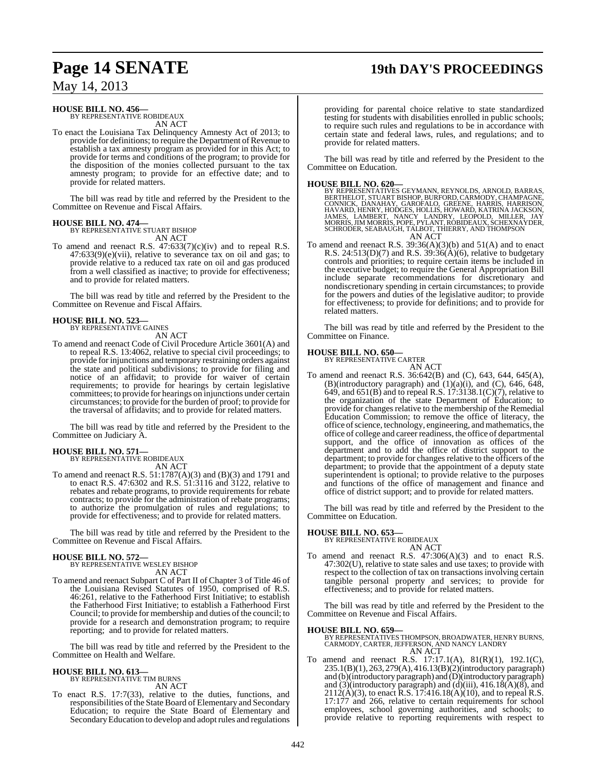**HOUSE BILL NO. 456—**
BY REPRESENTATIVE ROBIDEAUX
AN ACT

To enact the Louisiana Tax Delinquency Amnesty Act of 2013; to provide for definitions; to require the Department of Revenue to establish a tax amnesty program as provided for in this Act; to provide for terms and conditions of the program; to provide for the disposition of the monies collected pursuant to the tax amnesty program; to provide for an effective date; and to provide for related matters.

The bill was read by title and referred by the President to the Committee on Revenue and Fiscal Affairs.

**HOUSE BILL NO. 474—**
BY REPRESENTATIVE STUART BISHOP
AN ACT

To amend and reenact R.S. 47:633(7)(c)(iv) and to repeal R.S. 47:633(9)(e)(vii), relative to severance tax on oil and gas; to provide relative to a reduced tax rate on oil and gas produced from a well classified as inactive; to provide for effectiveness; and to provide for related matters.

The bill was read by title and referred by the President to the Committee on Revenue and Fiscal Affairs.

**HOUSE BILL NO. 523—**
BY REPRESENTATIVE GAINES
AN ACT

To amend and reenact Code of Civil Procedure Article 3601(A) and to repeal R.S. 13:4062, relative to special civil proceedings; to provide for injunctions and temporary restraining orders against the state and political subdivisions; to provide for filing and notice of an affidavit; to provide for waiver of certain requirements; to provide for hearings by certain legislative committees; to provide for hearings on injunctions under certain circumstances; to provide for the burden of proof; to provide for the traversal of affidavits; and to provide for related matters.

The bill was read by title and referred by the President to the Committee on Judiciary A.

**HOUSE BILL NO. 571—**
BY REPRESENTATIVE ROBIDEAUX
AN ACT

To amend and reenact R.S. 51:1787(A)(3) and (B)(3) and 1791 and to enact R.S. 47:6302 and R.S. 51:3116 and 3122, relative to rebates and rebate programs, to provide requirements for rebate contracts; to provide for the administration of rebate programs; to authorize the promulgation of rules and regulations; to provide for effectiveness; and to provide for related matters.

The bill was read by title and referred by the President to the Committee on Revenue and Fiscal Affairs.

**HOUSE BILL NO. 572—**
BY REPRESENTATIVE WESLEY BISHOP
AN ACT

To amend and reenact Subpart C of Part II of Chapter 3 of Title 46 of the Louisiana Revised Statutes of 1950, comprised of R.S. 46:261, relative to the Fatherhood First Initiative; to establish the Fatherhood First Initiative; to establish a Fatherhood First Council; to provide for membership and duties of the council; to provide for a research and demonstration program; to require reporting; and to provide for related matters.

The bill was read by title and referred by the President to the Committee on Health and Welfare.

**HOUSE BILL NO. 613—**
BY REPRESENTATIVE TIM BURNS
AN ACT

To enact R.S. 17:7(33), relative to the duties, functions, and responsibilities of the State Board of Elementary and Secondary Education; to require the State Board of Elementary and Secondary Education to develop and adopt rules and regulations providing for parental choice relative to state standardized testing for students with disabilities enrolled in public schools; to require such rules and regulations to be in accordance with certain state and federal laws, rules, and regulations; and to provide for related matters.

The bill was read by title and referred by the President to the Committee on Education.

**HOUSE BILL NO. 620—**
BY REPRESENTATIVES GEYMANN, REYNOLDS, ARNOLD, BARRAS, BERTHELOT, STUART BISHOP, BURFORD, CARMODY, CHAMPAGNE, CONNICK, DANAHAY, GAROFALO, GREENE, HARRIS, HARRISON, HAVARD, HENRY, HODGES, HOLLIS, HOWARD, KATRINA JACKSON, JAMES, LAMBERT, NANCY LANDRY, LEOPOLD, MILLER, JAY MORRIS, JIM MORRIS, POPE, PYLANT, ROBIDEAUX, SCHEXNAYDER, SCHRODER, SEABAUGH, TALBOT, THIERRY, AND THOMPSON
AN ACT

To amend and reenact R.S. 39:36(A)(3)(b) and 51(A) and to enact R.S. 24:513(D)(7) and R.S. 39:36(A)(6), relative to budgetary controls and priorities; to require certain items be included in the executive budget; to require the General Appropriation Bill include separate recommendations for discretionary and nondiscretionary spending in certain circumstances; to provide for the powers and duties of the legislative auditor; to provide for effectiveness; to provide for definitions; and to provide for related matters.

The bill was read by title and referred by the President to the Committee on Finance.

**HOUSE BILL NO. 650—**
BY REPRESENTATIVE CARTER
AN ACT

To amend and reenact R.S. 36:642(B) and (C), 643, 644, 645(A), (B)(introductory paragraph) and (1)(a)(i), and (C), 646, 648, 649, and 651(B) and to repeal R.S. 17:3138.1(C)(7), relative to the organization of the state Department of Education; to provide for changes relative to the membership of the Remedial Education Commission; to remove the office of literacy, the office of science, technology, engineering, and mathematics, the office of college and career readiness, the office of departmental support, and the office of innovation as offices of the department and to add the office of district support to the department; to provide for changes relative to the officers of the department; to provide that the appointment of a deputy state superintendent is optional; to provide relative to the purposes and functions of the office of management and finance and office of district support; and to provide for related matters.

The bill was read by title and referred by the President to the Committee on Education.

**HOUSE BILL NO. 653—**
BY REPRESENTATIVE ROBIDEAUX
AN ACT

To amend and reenact R.S. 47:306(A)(3) and to enact R.S. 47:302(U), relative to state sales and use taxes; to provide with respect to the collection of tax on transactions involving certain tangible personal property and services; to provide for effectiveness; and to provide for related matters.

The bill was read by title and referred by the President to the Committee on Revenue and Fiscal Affairs.

**HOUSE BILL NO. 659—**
BY REPRESENTATIVES THOMPSON, BROADWATER, HENRY BURNS, CARMODY, CARTER, JEFFERSON, AND NANCY LANDRY
AN ACT

To amend and reenact R.S. 17:17.1(A), 81(R)(1), 192.1(C), 235.1(B)(1), 263, 279(A), 416.13(B)(2)(introductory paragraph) and (b)(introductory paragraph) and (D)(introductory paragraph) and (3)(introductory paragraph) and (d)(iii), 416.18(A)(8), and 2112(A)(3), to enact R.S. 17:416.18(A)(10), and to repeal R.S. 17:177 and 266, relative to certain requirements for school employees, school governing authorities, and schools; to provide relative to reporting requirements with respect to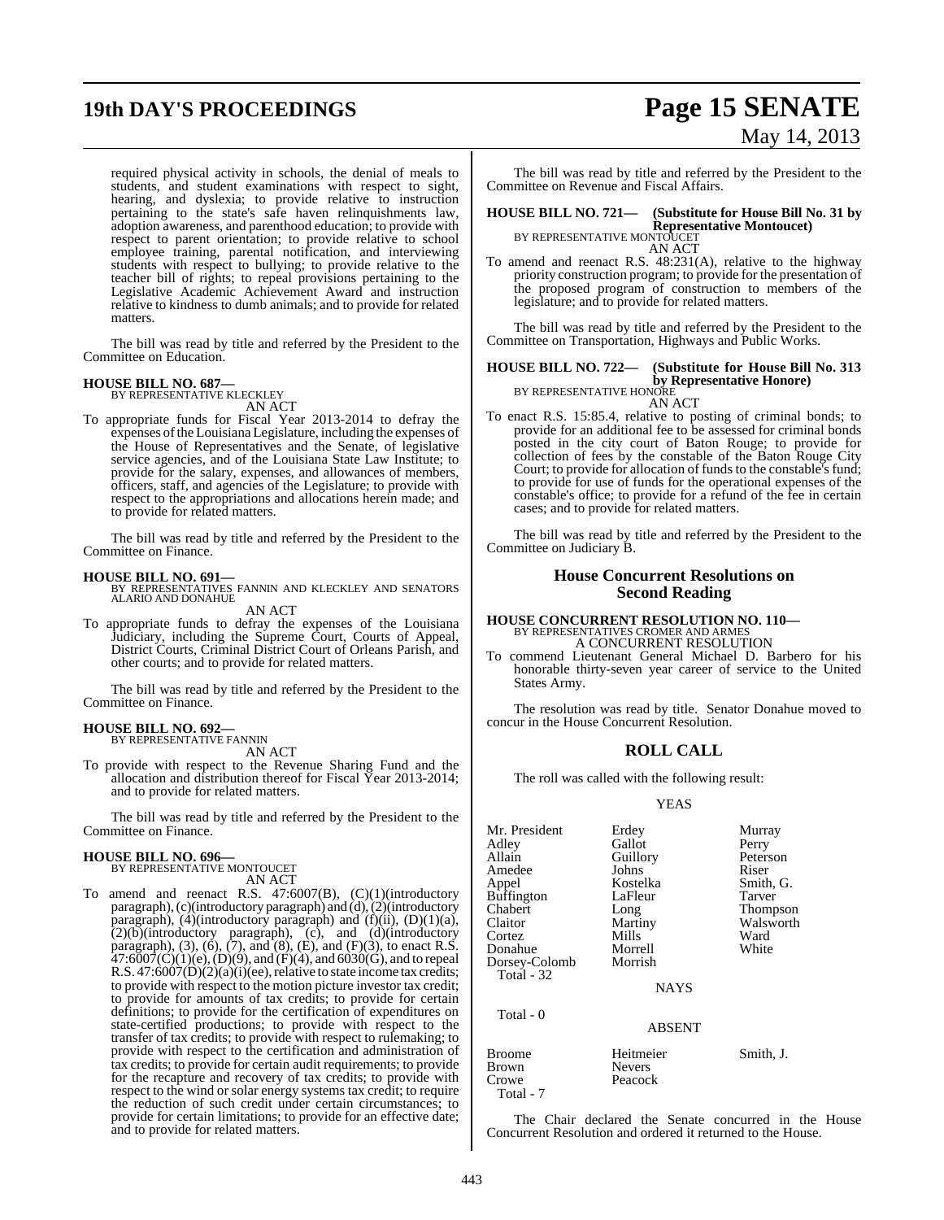required physical activity in schools, the denial of meals to students, and student examinations with respect to sight, hearing, and dyslexia; to provide relative to instruction pertaining to the state's safe haven relinquishments law, adoption awareness, and parenthood education; to provide with respect to parent orientation; to provide relative to school employee training, parental notification, and interviewing students with respect to bullying; to provide relative to the teacher bill of rights; to repeal provisions pertaining to the Legislative Academic Achievement Award and instruction relative to kindness to dumb animals; and to provide for related matters.

The bill was read by title and referred by the President to the Committee on Education.

**HOUSE BILL NO. 687—**
BY REPRESENTATIVE KLECKLEY
AN ACT

To appropriate funds for Fiscal Year 2013-2014 to defray the expenses of the Louisiana Legislature, including the expenses of the House of Representatives and the Senate, of legislative service agencies, and of the Louisiana State Law Institute; to provide for the salary, expenses, and allowances of members, officers, staff, and agencies of the Legislature; to provide with respect to the appropriations and allocations herein made; and to provide for related matters.

The bill was read by title and referred by the President to the Committee on Finance.

**HOUSE BILL NO. 691—**
BY REPRESENTATIVES FANNIN AND KLECKLEY AND SENATORS ALARIO AND DONAHUE
AN ACT

To appropriate funds to defray the expenses of the Louisiana Judiciary, including the Supreme Court, Courts of Appeal, District Courts, Criminal District Court of Orleans Parish, and other courts; and to provide for related matters.

The bill was read by title and referred by the President to the Committee on Finance.

**HOUSE BILL NO. 692—**
BY REPRESENTATIVE FANNIN
AN ACT

To provide with respect to the Revenue Sharing Fund and the allocation and distribution thereof for Fiscal Year 2013-2014; and to provide for related matters.

The bill was read by title and referred by the President to the Committee on Finance.

**HOUSE BILL NO. 696—**
BY REPRESENTATIVE MONTOUCET
AN ACT

To amend and reenact R.S. 47:6007(B), (C)(1)(introductory paragraph), (c)(introductory paragraph) and (d), (2)(introductory paragraph), (4)(introductory paragraph) and (f)(ii), (D)(1)(a), (2)(b)(introductory paragraph), (c), and (d)(introductory paragraph), (3), (6), (7), and (8), (E), and (F)(3), to enact R.S. 47:6007(C)(1)(e), (D)(9), and (F)(4), and 6030(G), and to repeal R.S. 47:6007(D)(2)(a)(i)(ee), relative to state income tax credits; to provide with respect to the motion picture investor tax credit; to provide for amounts of tax credits; to provide for certain definitions; to provide for the certification of expenditures on state-certified productions; to provide with respect to the transfer of tax credits; to provide with respect to rulemaking; to provide with respect to the certification and administration of tax credits; to provide for certain audit requirements; to provide for the recapture and recovery of tax credits; to provide with respect to the wind or solar energy systems tax credit; to require the reduction of such credit under certain circumstances; to provide for certain limitations; to provide for an effective date; and to provide for related matters.

The bill was read by title and referred by the President to the Committee on Revenue and Fiscal Affairs.

**HOUSE BILL NO. 721— (Substitute for House Bill No. 31 by Representative Montoucet)**
BY REPRESENTATIVE MONTOUCET
AN ACT

To amend and reenact R.S. 48:231(A), relative to the highway priority construction program; to provide for the presentation of the proposed program of construction to members of the legislature; and to provide for related matters.

The bill was read by title and referred by the President to the Committee on Transportation, Highways and Public Works.

**HOUSE BILL NO. 722— (Substitute for House Bill No. 313 by Representative Honore)**
BY REPRESENTATIVE HONORE
AN ACT

To enact R.S. 15:85.4, relative to posting of criminal bonds; to provide for an additional fee to be assessed for criminal bonds posted in the city court of Baton Rouge; to provide for collection of fees by the constable of the Baton Rouge City Court; to provide for allocation of funds to the constable's fund; to provide for use of funds for the operational expenses of the constable's office; to provide for a refund of the fee in certain cases; and to provide for related matters.

The bill was read by title and referred by the President to the Committee on Judiciary B.

## House Concurrent Resolutions on Second Reading

**HOUSE CONCURRENT RESOLUTION NO. 110—**
BY REPRESENTATIVES CROMER AND ARMES
A CONCURRENT RESOLUTION

To commend Lieutenant General Michael D. Barbero for his honorable thirty-seven year career of service to the United States Army.

The resolution was read by title. Senator Donahue moved to concur in the House Concurrent Resolution.

## ROLL CALL

The roll was called with the following result:

YEAS

| | | |
|---|---|---|
| Mr. President | Erdey | Murray |
| Adley | Gallot | Perry |
| Allain | Guillory | Peterson |
| Amedee | Johns | Riser |
| Appel | Kostelka | Smith, G. |
| Buffington | LaFleur | Tarver |
| Chabert | Long | Thompson |
| Claitor | Martiny | Walsworth |
| Cortez | Mills | Ward |
| Donahue | Morrell | White |
| Dorsey-Colomb | Morrish | |
| Total - 32 | | |

NAYS

Total - 0

ABSENT

| | | |
|---|---|---|
| Broome | Heitmeier | Smith, J. |
| Brown | Nevers | |
| Crowe | Peacock | |
| Total - 7 | | |

The Chair declared the Senate concurred in the House Concurrent Resolution and ordered it returned to the House.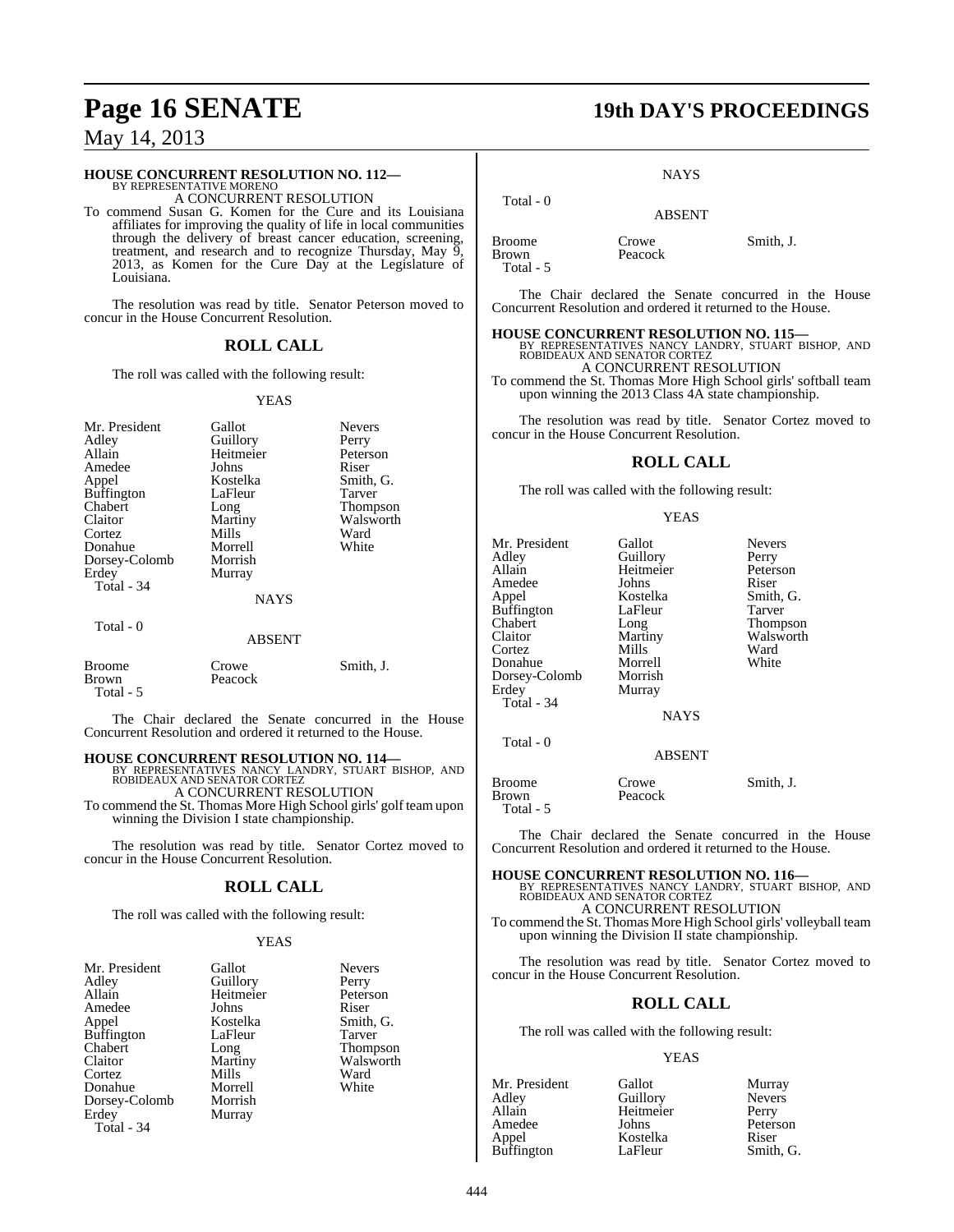**HOUSE CONCURRENT RESOLUTION NO. 112—**
BY REPRESENTATIVE MORENO
A CONCURRENT RESOLUTION

To commend Susan G. Komen for the Cure and its Louisiana affiliates for improving the quality of life in local communities through the delivery of breast cancer education, screening, treatment, and research and to recognize Thursday, May 9, 2013, as Komen for the Cure Day at the Legislature of Louisiana.

The resolution was read by title. Senator Peterson moved to concur in the House Concurrent Resolution.

## ROLL CALL

The roll was called with the following result:

YEAS

| | | |
|---|---|---|
| Mr. President | Gallot | Nevers |
| Adley | Guillory | Perry |
| Allain | Heitmeier | Peterson |
| Amedee | Johns | Riser |
| Appel | Kostelka | Smith, G. |
| Buffington | LaFleur | Tarver |
| Chabert | Long | Thompson |
| Claitor | Martiny | Walsworth |
| Cortez | Mills | Ward |
| Donahue | Morrell | White |
| Dorsey-Colomb | Morrish | |
| Erdey | Murray | |

Total - 34

NAYS

Total - 0

ABSENT

| | | |
|---|---|---|
| Broome | Crowe | Smith, J. |
| Brown | Peacock | |

Total - 5

The Chair declared the Senate concurred in the House Concurrent Resolution and ordered it returned to the House.

**HOUSE CONCURRENT RESOLUTION NO. 114—**
BY REPRESENTATIVES NANCY LANDRY, STUART BISHOP, AND ROBIDEAUX AND SENATOR CORTEZ
A CONCURRENT RESOLUTION

To commend the St. Thomas More High School girls' golf team upon winning the Division I state championship.

The resolution was read by title. Senator Cortez moved to concur in the House Concurrent Resolution.

## ROLL CALL

The roll was called with the following result:

YEAS

| | | |
|---|---|---|
| Mr. President | Gallot | Nevers |
| Adley | Guillory | Perry |
| Allain | Heitmeier | Peterson |
| Amedee | Johns | Riser |
| Appel | Kostelka | Smith, G. |
| Buffington | LaFleur | Tarver |
| Chabert | Long | Thompson |
| Claitor | Martiny | Walsworth |
| Cortez | Mills | Ward |
| Donahue | Morrell | White |
| Dorsey-Colomb | Morrish | |
| Erdey | Murray | |

Total - 34

NAYS

Total - 0

ABSENT

| | | |
|---|---|---|
| Broome | Crowe | Smith, J. |
| Brown | Peacock | |

Total - 5

The Chair declared the Senate concurred in the House Concurrent Resolution and ordered it returned to the House.

**HOUSE CONCURRENT RESOLUTION NO. 115—**
BY REPRESENTATIVES NANCY LANDRY, STUART BISHOP, AND ROBIDEAUX AND SENATOR CORTEZ
A CONCURRENT RESOLUTION

To commend the St. Thomas More High School girls' softball team upon winning the 2013 Class 4A state championship.

The resolution was read by title. Senator Cortez moved to concur in the House Concurrent Resolution.

## ROLL CALL

The roll was called with the following result:

YEAS

| | | |
|---|---|---|
| Mr. President | Gallot | Nevers |
| Adley | Guillory | Perry |
| Allain | Heitmeier | Peterson |
| Amedee | Johns | Riser |
| Appel | Kostelka | Smith, G. |
| Buffington | LaFleur | Tarver |
| Chabert | Long | Thompson |
| Claitor | Martiny | Walsworth |
| Cortez | Mills | Ward |
| Donahue | Morrell | White |
| Dorsey-Colomb | Morrish | |
| Erdey | Murray | |

Total - 34

NAYS

Total - 0

ABSENT

| | | |
|---|---|---|
| Broome | Crowe | Smith, J. |
| Brown | Peacock | |

Total - 5

The Chair declared the Senate concurred in the House Concurrent Resolution and ordered it returned to the House.

**HOUSE CONCURRENT RESOLUTION NO. 116—**
BY REPRESENTATIVES NANCY LANDRY, STUART BISHOP, AND ROBIDEAUX AND SENATOR CORTEZ
A CONCURRENT RESOLUTION

To commend the St. Thomas More High School girls' volleyball team upon winning the Division II state championship.

The resolution was read by title. Senator Cortez moved to concur in the House Concurrent Resolution.

## ROLL CALL

The roll was called with the following result:

YEAS

| | | |
|---|---|---|
| Mr. President | Gallot | Murray |
| Adley | Guillory | Nevers |
| Allain | Heitmeier | Perry |
| Amedee | Johns | Peterson |
| Appel | Kostelka | Riser |
| Buffington | LaFleur | Smith, G. |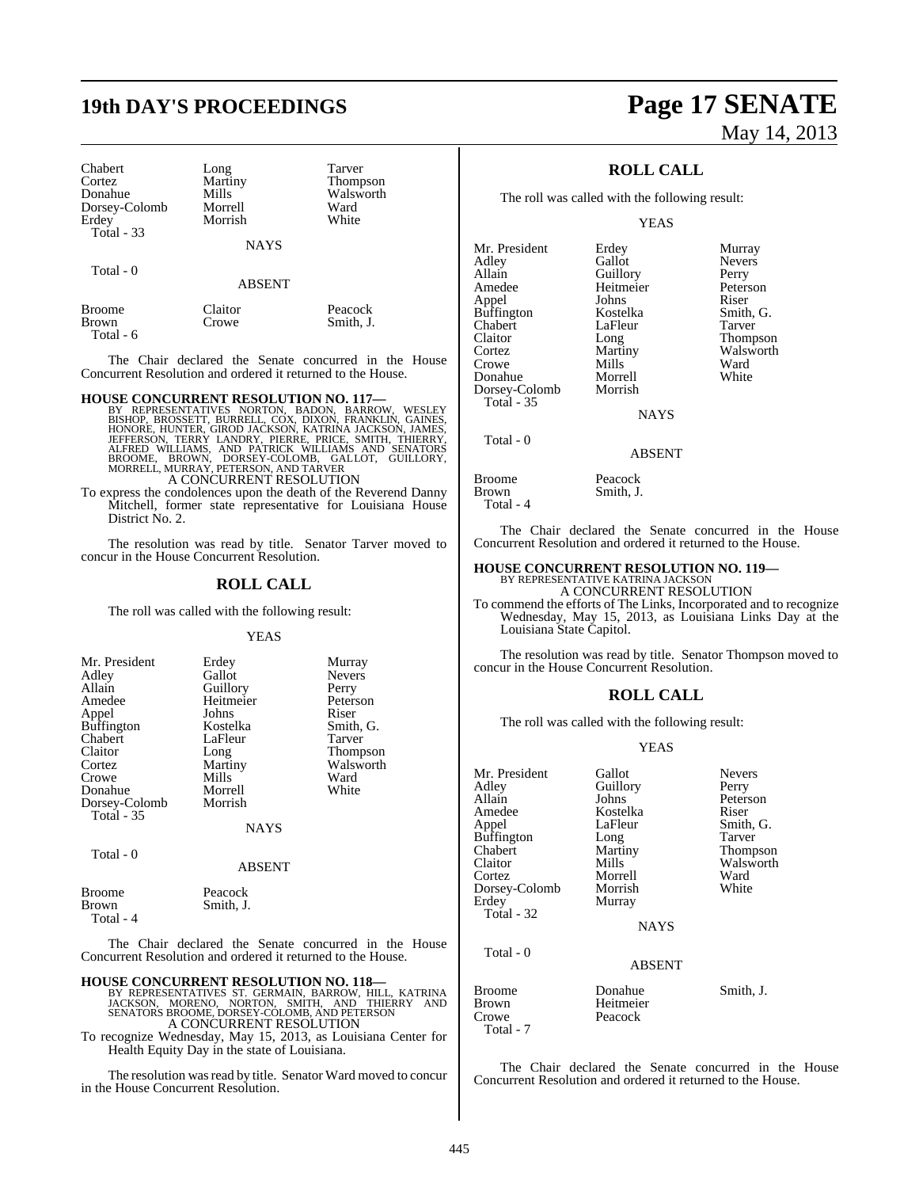| | | |
|---|---|---|
| Chabert | Long | Tarver |
| Cortez | Martiny | Thompson |
| Donahue | Mills | Walsworth |
| Dorsey-Colomb | Morrell | Ward |
| Erdey | Morrish | White |
| Total - 33 | | |

NAYS

Total - 0

ABSENT

| | | |
|---|---|---|
| Broome | Claitor | Peacock |
| Brown | Crowe | Smith, J. |
| Total - 6 | | |

The Chair declared the Senate concurred in the House Concurrent Resolution and ordered it returned to the House.

**HOUSE CONCURRENT RESOLUTION NO. 117—**
BY REPRESENTATIVES NORTON, BADON, BARROW, WESLEY BISHOP, BROSSETT, BURRELL, COX, DIXON, FRANKLIN, GAINES, HONORE, HUNTER, GIROD JACKSON, KATRINA JACKSON, JAMES, JEFFERSON, TERRY LANDRY, PIERRE, PRICE, SMITH, THIERRY, ALFRED WILLIAMS, AND PATRICK WILLIAMS AND SENATORS BROOME, BROWN, DORSEY-COLOMB, GALLOT, GUILLORY, MORRELL, MURRAY, PETERSON, AND TARVER
A CONCURRENT RESOLUTION
To express the condolences upon the death of the Reverend Danny Mitchell, former state representative for Louisiana House District No. 2.

The resolution was read by title. Senator Tarver moved to concur in the House Concurrent Resolution.

## ROLL CALL

The roll was called with the following result:

YEAS

| | | |
|---|---|---|
| Mr. President | Erdey | Murray |
| Adley | Gallot | Nevers |
| Allain | Guillory | Perry |
| Amedee | Heitmeier | Peterson |
| Appel | Johns | Riser |
| Buffington | Kostelka | Smith, G. |
| Chabert | LaFleur | Tarver |
| Claitor | Long | Thompson |
| Cortez | Martiny | Walsworth |
| Crowe | Mills | Ward |
| Donahue | Morrell | White |
| Dorsey-Colomb | Morrish | |
| Total - 35 | | |

NAYS

Total - 0

ABSENT

| | |
|---|---|
| Broome | Peacock |
| Brown | Smith, J. |
| Total - 4 | |

The Chair declared the Senate concurred in the House Concurrent Resolution and ordered it returned to the House.

**HOUSE CONCURRENT RESOLUTION NO. 118—**
BY REPRESENTATIVES ST. GERMAIN, BARROW, HILL, KATRINA JACKSON, MORENO, NORTON, SMITH, AND THIERRY AND SENATORS BROOME, DORSEY-COLOMB, AND PETERSON
A CONCURRENT RESOLUTION
To recognize Wednesday, May 15, 2013, as Louisiana Center for Health Equity Day in the state of Louisiana.

The resolution was read by title. Senator Ward moved to concur in the House Concurrent Resolution.

## ROLL CALL

The roll was called with the following result:

YEAS

| | | |
|---|---|---|
| Mr. President | Erdey | Murray |
| Adley | Gallot | Nevers |
| Allain | Guillory | Perry |
| Amedee | Heitmeier | Peterson |
| Appel | Johns | Riser |
| Buffington | Kostelka | Smith, G. |
| Chabert | LaFleur | Tarver |
| Claitor | Long | Thompson |
| Cortez | Martiny | Walsworth |
| Crowe | Mills | Ward |
| Donahue | Morrell | White |
| Dorsey-Colomb | Morrish | |
| Total - 35 | | |

NAYS

Total - 0

ABSENT

| | |
|---|---|
| Broome | Peacock |
| Brown | Smith, J. |
| Total - 4 | |

The Chair declared the Senate concurred in the House Concurrent Resolution and ordered it returned to the House.

**HOUSE CONCURRENT RESOLUTION NO. 119—**
BY REPRESENTATIVE KATRINA JACKSON
A CONCURRENT RESOLUTION
To commend the efforts of The Links, Incorporated and to recognize Wednesday, May 15, 2013, as Louisiana Links Day at the Louisiana State Capitol.

The resolution was read by title. Senator Thompson moved to concur in the House Concurrent Resolution.

## ROLL CALL

The roll was called with the following result:

YEAS

| | | |
|---|---|---|
| Mr. President | Gallot | Nevers |
| Adley | Guillory | Perry |
| Allain | Johns | Peterson |
| Amedee | Kostelka | Riser |
| Appel | LaFleur | Smith, G. |
| Buffington | Long | Tarver |
| Chabert | Martiny | Thompson |
| Claitor | Mills | Walsworth |
| Cortez | Morrell | Ward |
| Dorsey-Colomb | Morrish | White |
| Erdey | Murray | |
| Total - 32 | | |

NAYS

Total - 0

ABSENT

| | | |
|---|---|---|
| Broome | Donahue | Smith, J. |
| Brown | Heitmeier | |
| Crowe | Peacock | |
| Total - 7 | | |

The Chair declared the Senate concurred in the House Concurrent Resolution and ordered it returned to the House.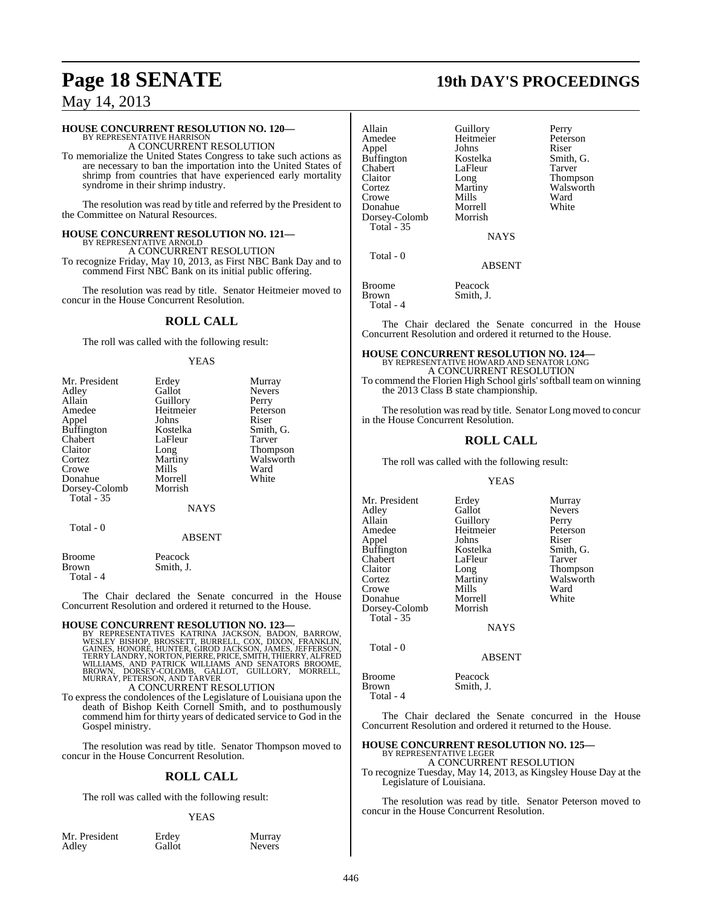**HOUSE CONCURRENT RESOLUTION NO. 120—**
BY REPRESENTATIVE HARRISON
A CONCURRENT RESOLUTION

To memorialize the United States Congress to take such actions as are necessary to ban the importation into the United States of shrimp from countries that have experienced early mortality syndrome in their shrimp industry.

The resolution was read by title and referred by the President to the Committee on Natural Resources.

**HOUSE CONCURRENT RESOLUTION NO. 121—**
BY REPRESENTATIVE ARNOLD
A CONCURRENT RESOLUTION

To recognize Friday, May 10, 2013, as First NBC Bank Day and to commend First NBC Bank on its initial public offering.

The resolution was read by title. Senator Heitmeier moved to concur in the House Concurrent Resolution.

## ROLL CALL

The roll was called with the following result:

YEAS

| | | |
|---|---|---|
| Mr. President | Erdey | Murray |
| Adley | Gallot | Nevers |
| Allain | Guillory | Perry |
| Amedee | Heitmeier | Peterson |
| Appel | Johns | Riser |
| Buffington | Kostelka | Smith, G. |
| Chabert | LaFleur | Tarver |
| Claitor | Long | Thompson |
| Cortez | Martiny | Walsworth |
| Crowe | Mills | Ward |
| Donahue | Morrell | White |
| Dorsey-Colomb | Morrish | |

Total - 35

NAYS

Total - 0

ABSENT

| | |
|---|---|
| Broome | Peacock |
| Brown | Smith, J. |

Total - 4

The Chair declared the Senate concurred in the House Concurrent Resolution and ordered it returned to the House.

**HOUSE CONCURRENT RESOLUTION NO. 123—**
BY REPRESENTATIVES KATRINA JACKSON, BADON, BARROW, WESLEY BISHOP, BROSSETT, BURRELL, COX, DIXON, FRANKLIN, GAINES, HONORE, HUNTER, GIROD JACKSON, JAMES, JEFFERSON, TERRY LANDRY, NORTON, PIERRE, PRICE, SMITH, THIERRY, ALFRED WILLIAMS, AND PATRICK WILLIAMS AND SENATORS BROOME, BROWN, DORSEY-COLOMB, GALLOT, GUILLORY, MORRELL, MURRAY, PETERSON, AND TARVER
A CONCURRENT RESOLUTION

To express the condolences of the Legislature of Louisiana upon the death of Bishop Keith Cornell Smith, and to posthumously commend him for thirty years of dedicated service to God in the Gospel ministry.

The resolution was read by title. Senator Thompson moved to concur in the House Concurrent Resolution.

## ROLL CALL

The roll was called with the following result:

YEAS

| | | |
|---|---|---|
| Mr. President | Erdey | Murray |
| Adley | Gallot | Nevers |
| Allain | Guillory | Perry |
| Amedee | Heitmeier | Peterson |
| Appel | Johns | Riser |
| Buffington | Kostelka | Smith, G. |
| Chabert | LaFleur | Tarver |
| Claitor | Long | Thompson |
| Cortez | Martiny | Walsworth |
| Crowe | Mills | Ward |
| Donahue | Morrell | White |
| Dorsey-Colomb | Morrish | |

Total - 35

NAYS

Total - 0

ABSENT

| | |
|---|---|
| Broome | Peacock |
| Brown | Smith, J. |

Total - 4

The Chair declared the Senate concurred in the House Concurrent Resolution and ordered it returned to the House.

**HOUSE CONCURRENT RESOLUTION NO. 124—**
BY REPRESENTATIVE HOWARD AND SENATOR LONG
A CONCURRENT RESOLUTION

To commend the Florien High School girls' softball team on winning the 2013 Class B state championship.

The resolution was read by title. Senator Long moved to concur in the House Concurrent Resolution.

## ROLL CALL

The roll was called with the following result:

YEAS

| | | |
|---|---|---|
| Mr. President | Erdey | Murray |
| Adley | Gallot | Nevers |
| Allain | Guillory | Perry |
| Amedee | Heitmeier | Peterson |
| Appel | Johns | Riser |
| Buffington | Kostelka | Smith, G. |
| Chabert | LaFleur | Tarver |
| Claitor | Long | Thompson |
| Cortez | Martiny | Walsworth |
| Crowe | Mills | Ward |
| Donahue | Morrell | White |
| Dorsey-Colomb | Morrish | |

Total - 35

NAYS

Total - 0

ABSENT

| | |
|---|---|
| Broome | Peacock |
| Brown | Smith, J. |

Total - 4

The Chair declared the Senate concurred in the House Concurrent Resolution and ordered it returned to the House.

**HOUSE CONCURRENT RESOLUTION NO. 125—**
BY REPRESENTATIVE LEGER
A CONCURRENT RESOLUTION

To recognize Tuesday, May 14, 2013, as Kingsley House Day at the Legislature of Louisiana.

The resolution was read by title. Senator Peterson moved to concur in the House Concurrent Resolution.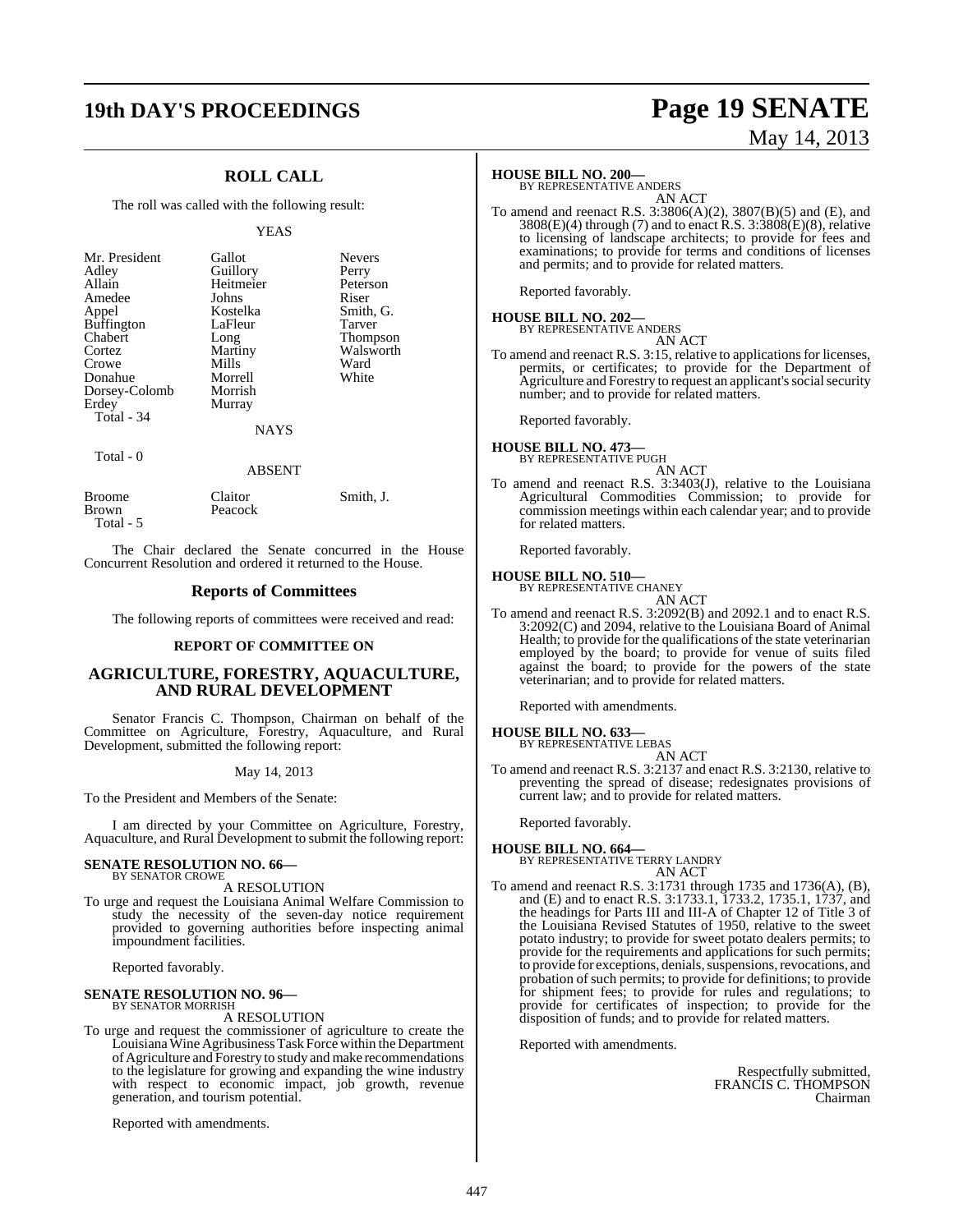## ROLL CALL

The roll was called with the following result:

YEAS

| | | |
|---|---|---|
| Mr. President | Gallot | Nevers |
| Adley | Guillory | Perry |
| Allain | Heitmeier | Peterson |
| Amedee | Johns | Riser |
| Appel | Kostelka | Smith, G. |
| Buffington | LaFleur | Tarver |
| Chabert | Long | Thompson |
| Cortez | Martiny | Walsworth |
| Crowe | Mills | Ward |
| Donahue | Morrell | White |
| Dorsey-Colomb | Morrish | |
| Erdey | Murray | |

Total - 34

NAYS

Total - 0

ABSENT

| | | |
|---|---|---|
| Broome | Claitor | Smith, J. |
| Brown | Peacock | |

Total - 5

The Chair declared the Senate concurred in the House Concurrent Resolution and ordered it returned to the House.

## Reports of Committees

The following reports of committees were received and read:

### REPORT OF COMMITTEE ON

### AGRICULTURE, FORESTRY, AQUACULTURE, AND RURAL DEVELOPMENT

Senator Francis C. Thompson, Chairman on behalf of the Committee on Agriculture, Forestry, Aquaculture, and Rural Development, submitted the following report:

May 14, 2013

To the President and Members of the Senate:

I am directed by your Committee on Agriculture, Forestry, Aquaculture, and Rural Development to submit the following report:

**SENATE RESOLUTION NO. 66—**
BY SENATOR CROWE

A RESOLUTION

To urge and request the Louisiana Animal Welfare Commission to study the necessity of the seven-day notice requirement provided to governing authorities before inspecting animal impoundment facilities.

Reported favorably.

**SENATE RESOLUTION NO. 96—**
BY SENATOR MORRISH

A RESOLUTION

To urge and request the commissioner of agriculture to create the Louisiana Wine Agribusiness Task Force within the Department of Agriculture and Forestry to study and make recommendations to the legislature for growing and expanding the wine industry with respect to economic impact, job growth, revenue generation, and tourism potential.

Reported with amendments.

**HOUSE BILL NO. 200—**
BY REPRESENTATIVE ANDERS

AN ACT

To amend and reenact R.S. 3:3806(A)(2), 3807(B)(5) and (E), and 3808(E)(4) through (7) and to enact R.S. 3:3808(E)(8), relative to licensing of landscape architects; to provide for fees and examinations; to provide for terms and conditions of licenses and permits; and to provide for related matters.

Reported favorably.

**HOUSE BILL NO. 202—**
BY REPRESENTATIVE ANDERS

AN ACT

To amend and reenact R.S. 3:15, relative to applications for licenses, permits, or certificates; to provide for the Department of Agriculture and Forestry to request an applicant's social security number; and to provide for related matters.

Reported favorably.

**HOUSE BILL NO. 473—**
BY REPRESENTATIVE PUGH

AN ACT

To amend and reenact R.S. 3:3403(J), relative to the Louisiana Agricultural Commodities Commission; to provide for commission meetings within each calendar year; and to provide for related matters.

Reported favorably.

**HOUSE BILL NO. 510—**
BY REPRESENTATIVE CHANEY

AN ACT

To amend and reenact R.S. 3:2092(B) and 2092.1 and to enact R.S. 3:2092(C) and 2094, relative to the Louisiana Board of Animal Health; to provide for the qualifications of the state veterinarian employed by the board; to provide for venue of suits filed against the board; to provide for the powers of the state veterinarian; and to provide for related matters.

Reported with amendments.

**HOUSE BILL NO. 633—**
BY REPRESENTATIVE LEBAS

AN ACT

To amend and reenact R.S. 3:2137 and enact R.S. 3:2130, relative to preventing the spread of disease; redesignates provisions of current law; and to provide for related matters.

Reported favorably.

**HOUSE BILL NO. 664—**
BY REPRESENTATIVE TERRY LANDRY

AN ACT

To amend and reenact R.S. 3:1731 through 1735 and 1736(A), (B), and (E) and to enact R.S. 3:1733.1, 1733.2, 1735.1, 1737, and the headings for Parts III and III-A of Chapter 12 of Title 3 of the Louisiana Revised Statutes of 1950, relative to the sweet potato industry; to provide for sweet potato dealers permits; to provide for the requirements and applications for such permits; to provide for exceptions, denials, suspensions, revocations, and probation of such permits; to provide for definitions; to provide for shipment fees; to provide for rules and regulations; to provide for certificates of inspection; to provide for the disposition of funds; and to provide for related matters.

Reported with amendments.

Respectfully submitted,
FRANCIS C. THOMPSON
Chairman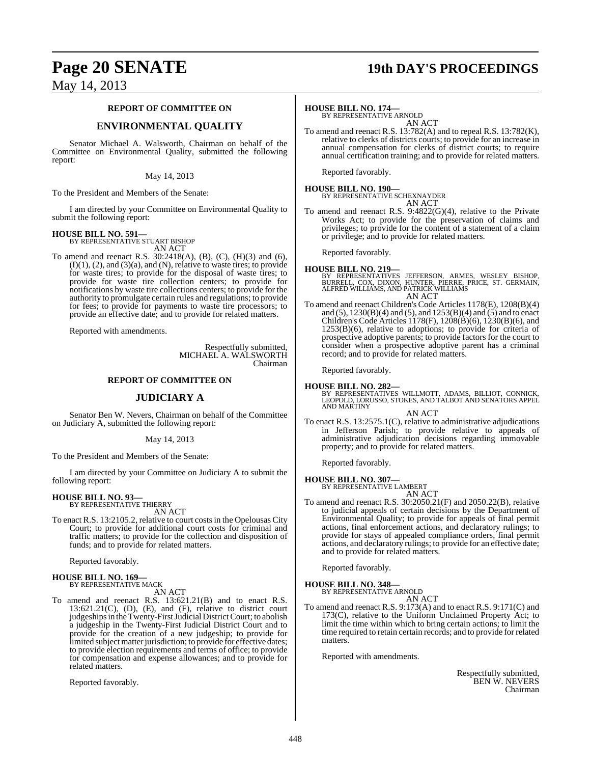**REPORT OF COMMITTEE ON**

## ENVIRONMENTAL QUALITY

Senator Michael A. Walsworth, Chairman on behalf of the Committee on Environmental Quality, submitted the following report:

May 14, 2013

To the President and Members of the Senate:

I am directed by your Committee on Environmental Quality to submit the following report:

**HOUSE BILL NO. 591—**
BY REPRESENTATIVE STUART BISHOP
AN ACT

To amend and reenact R.S. 30:2418(A), (B), (C), (H)(3) and (6), (I)(1), (2), and (3)(a), and (N), relative to waste tires; to provide for waste tires; to provide for the disposal of waste tires; to provide for waste tire collection centers; to provide for notifications by waste tire collections centers; to provide for the authority to promulgate certain rules and regulations; to provide for fees; to provide for payments to waste tire processors; to provide an effective date; and to provide for related matters.

Reported with amendments.

Respectfully submitted,
MICHAEL A. WALSWORTH
Chairman

**REPORT OF COMMITTEE ON**

## JUDICIARY A

Senator Ben W. Nevers, Chairman on behalf of the Committee on Judiciary A, submitted the following report:

May 14, 2013

To the President and Members of the Senate:

I am directed by your Committee on Judiciary A to submit the following report:

**HOUSE BILL NO. 93—**
BY REPRESENTATIVE THIERRY
AN ACT

To enact R.S. 13:2105.2, relative to court costs in the Opelousas City Court; to provide for additional court costs for criminal and traffic matters; to provide for the collection and disposition of funds; and to provide for related matters.

Reported favorably.

**HOUSE BILL NO. 169—**
BY REPRESENTATIVE MACK
AN ACT

To amend and reenact R.S. 13:621.21(B) and to enact R.S. 13:621.21(C), (D), (E), and (F), relative to district court judgeships in the Twenty-First Judicial District Court; to abolish a judgeship in the Twenty-First Judicial District Court and to provide for the creation of a new judgeship; to provide for limited subject matter jurisdiction; to provide for effective dates; to provide election requirements and terms of office; to provide for compensation and expense allowances; and to provide for related matters.

Reported favorably.

**HOUSE BILL NO. 174—**
BY REPRESENTATIVE ARNOLD
AN ACT

To amend and reenact R.S. 13:782(A) and to repeal R.S. 13:782(K), relative to clerks of districts courts; to provide for an increase in annual compensation for clerks of district courts; to require annual certification training; and to provide for related matters.

Reported favorably.

**HOUSE BILL NO. 190—**
BY REPRESENTATIVE SCHEXNAYDER
AN ACT

To amend and reenact R.S. 9:4822(G)(4), relative to the Private Works Act; to provide for the preservation of claims and privileges; to provide for the content of a statement of a claim or privilege; and to provide for related matters.

Reported favorably.

**HOUSE BILL NO. 219—**
BY REPRESENTATIVES JEFFERSON, ARMES, WESLEY BISHOP, BURRELL, COX, DIXON, HUNTER, PIERRE, PRICE, ST. GERMAIN, ALFRED WILLIAMS, AND PATRICK WILLIAMS
AN ACT

To amend and reenact Children's Code Articles 1178(E), 1208(B)(4) and (5), 1230(B)(4) and (5), and 1253(B)(4) and (5) and to enact Children's Code Articles 1178(F), 1208(B)(6), 1230(B)(6), and 1253(B)(6), relative to adoptions; to provide for criteria of prospective adoptive parents; to provide factors for the court to consider when a prospective adoptive parent has a criminal record; and to provide for related matters.

Reported favorably.

**HOUSE BILL NO. 282—**
BY REPRESENTATIVES WILLMOTT, ADAMS, BILLIOT, CONNICK, LEOPOLD, LORUSSO, STOKES, AND TALBOT AND SENATORS APPEL AND MARTINY
AN ACT

To enact R.S. 13:2575.1(C), relative to administrative adjudications in Jefferson Parish; to provide relative to appeals of administrative adjudication decisions regarding immovable property; and to provide for related matters.

Reported favorably.

**HOUSE BILL NO. 307—**
BY REPRESENTATIVE LAMBERT
AN ACT

To amend and reenact R.S. 30:2050.21(F) and 2050.22(B), relative to judicial appeals of certain decisions by the Department of Environmental Quality; to provide for appeals of final permit actions, final enforcement actions, and declaratory rulings; to provide for stays of appealed compliance orders, final permit actions, and declaratory rulings; to provide for an effective date; and to provide for related matters.

Reported favorably.

**HOUSE BILL NO. 348—**
BY REPRESENTATIVE ARNOLD
AN ACT

To amend and reenact R.S. 9:173(A) and to enact R.S. 9:171(C) and 173(C), relative to the Uniform Unclaimed Property Act; to limit the time within which to bring certain actions; to limit the time required to retain certain records; and to provide for related matters.

Reported with amendments.

Respectfully submitted,
BEN W. NEVERS
Chairman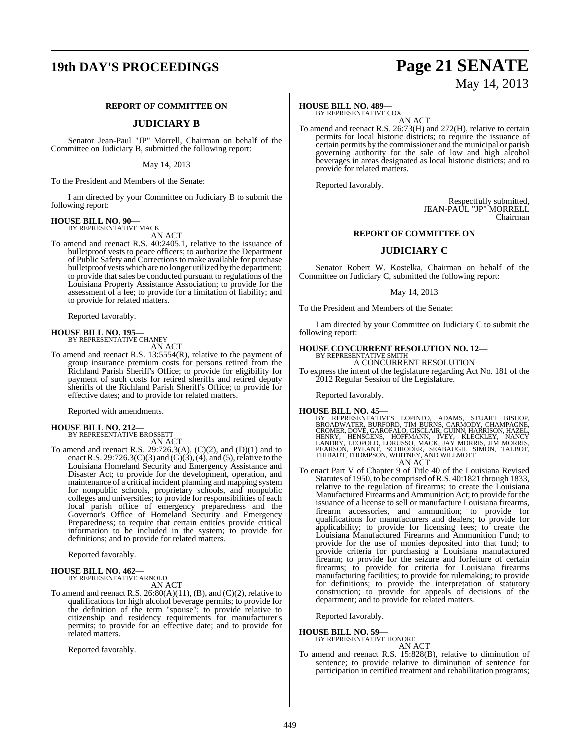### REPORT OF COMMITTEE ON

## JUDICIARY B

Senator Jean-Paul "JP" Morrell, Chairman on behalf of the Committee on Judiciary B, submitted the following report:

May 14, 2013

To the President and Members of the Senate:

I am directed by your Committee on Judiciary B to submit the following report:

**HOUSE BILL NO. 90—**
BY REPRESENTATIVE MACK

AN ACT

To amend and reenact R.S. 40:2405.1, relative to the issuance of bulletproof vests to peace officers; to authorize the Department of Public Safety and Corrections to make available for purchase bulletproof vests which are no longer utilized by the department; to provide that sales be conducted pursuant to regulations of the Louisiana Property Assistance Association; to provide for the assessment of a fee; to provide for a limitation of liability; and to provide for related matters.

Reported favorably.

**HOUSE BILL NO. 195—**
BY REPRESENTATIVE CHANEY

AN ACT

To amend and reenact R.S. 13:5554(R), relative to the payment of group insurance premium costs for persons retired from the Richland Parish Sheriff's Office; to provide for eligibility for payment of such costs for retired sheriffs and retired deputy sheriffs of the Richland Parish Sheriff's Office; to provide for effective dates; and to provide for related matters.

Reported with amendments.

**HOUSE BILL NO. 212—**
BY REPRESENTATIVE BROSSETT

AN ACT

To amend and reenact R.S. 29:726.3(A), (C)(2), and (D)(1) and to enact R.S. 29:726.3(C)(3) and (G)(3), (4), and (5), relative to the Louisiana Homeland Security and Emergency Assistance and Disaster Act; to provide for the development, operation, and maintenance of a critical incident planning and mapping system for nonpublic schools, proprietary schools, and nonpublic colleges and universities; to provide for responsibilities of each local parish office of emergency preparedness and the Governor's Office of Homeland Security and Emergency Preparedness; to require that certain entities provide critical information to be included in the system; to provide for definitions; and to provide for related matters.

Reported favorably.

**HOUSE BILL NO. 462—**
BY REPRESENTATIVE ARNOLD

AN ACT

To amend and reenact R.S. 26:80(A)(11), (B), and (C)(2), relative to qualifications for high alcohol beverage permits; to provide for the definition of the term "spouse"; to provide relative to citizenship and residency requirements for manufacturer's permits; to provide for an effective date; and to provide for related matters.

Reported favorably.

**HOUSE BILL NO. 489—**
BY REPRESENTATIVE COX

AN ACT

To amend and reenact R.S. 26:73(H) and 272(H), relative to certain permits for local historic districts; to require the issuance of certain permits by the commissioner and the municipal or parish governing authority for the sale of low and high alcohol beverages in areas designated as local historic districts; and to provide for related matters.

Reported favorably.

Respectfully submitted,
JEAN-PAUL "JP" MORRELL
Chairman

### REPORT OF COMMITTEE ON

## JUDICIARY C

Senator Robert W. Kostelka, Chairman on behalf of the Committee on Judiciary C, submitted the following report:

May 14, 2013

To the President and Members of the Senate:

I am directed by your Committee on Judiciary C to submit the following report:

**HOUSE CONCURRENT RESOLUTION NO. 12—**
BY REPRESENTATIVE SMITH

A CONCURRENT RESOLUTION

To express the intent of the legislature regarding Act No. 181 of the 2012 Regular Session of the Legislature.

Reported favorably.

**HOUSE BILL NO. 45—**
BY REPRESENTATIVES LOPINTO, ADAMS, STUART BISHOP, BROADWATER, BURFORD, TIM BURNS, CARMODY, CHAMPAGNE, CROMER, DOVE, GAROFALO, GISCLAIR, GUINN, HARRISON, HAZEL, HENRY, HENSGENS, HOFFMANN, IVEY, KLECKLEY, NANCY LANDRY, LEOPOLD, LORUSSO, MACK, JAY MORRIS, JIM MORRIS, PEARSON, PYLANT, SCHRODER, SEABAUGH, SIMON, TALBOT, THIBAUT, THOMPSON, WHITNEY, AND WILLMOTT

AN ACT

To enact Part V of Chapter 9 of Title 40 of the Louisiana Revised Statutes of 1950, to be comprised of R.S. 40:1821 through 1833, relative to the regulation of firearms; to create the Louisiana Manufactured Firearms and Ammunition Act; to provide for the issuance of a license to sell or manufacture Louisiana firearms, firearm accessories, and ammunition; to provide for qualifications for manufacturers and dealers; to provide for applicability; to provide for licensing fees; to create the Louisiana Manufactured Firearms and Ammunition Fund; to provide for the use of monies deposited into that fund; to provide criteria for purchasing a Louisiana manufactured firearm; to provide for the seizure and forfeiture of certain firearms; to provide for criteria for Louisiana firearms manufacturing facilities; to provide for rulemaking; to provide for definitions; to provide the interpretation of statutory construction; to provide for appeals of decisions of the department; and to provide for related matters.

Reported favorably.

**HOUSE BILL NO. 59—**
BY REPRESENTATIVE HONORE

AN ACT

To amend and reenact R.S. 15:828(B), relative to diminution of sentence; to provide relative to diminution of sentence for participation in certified treatment and rehabilitation programs;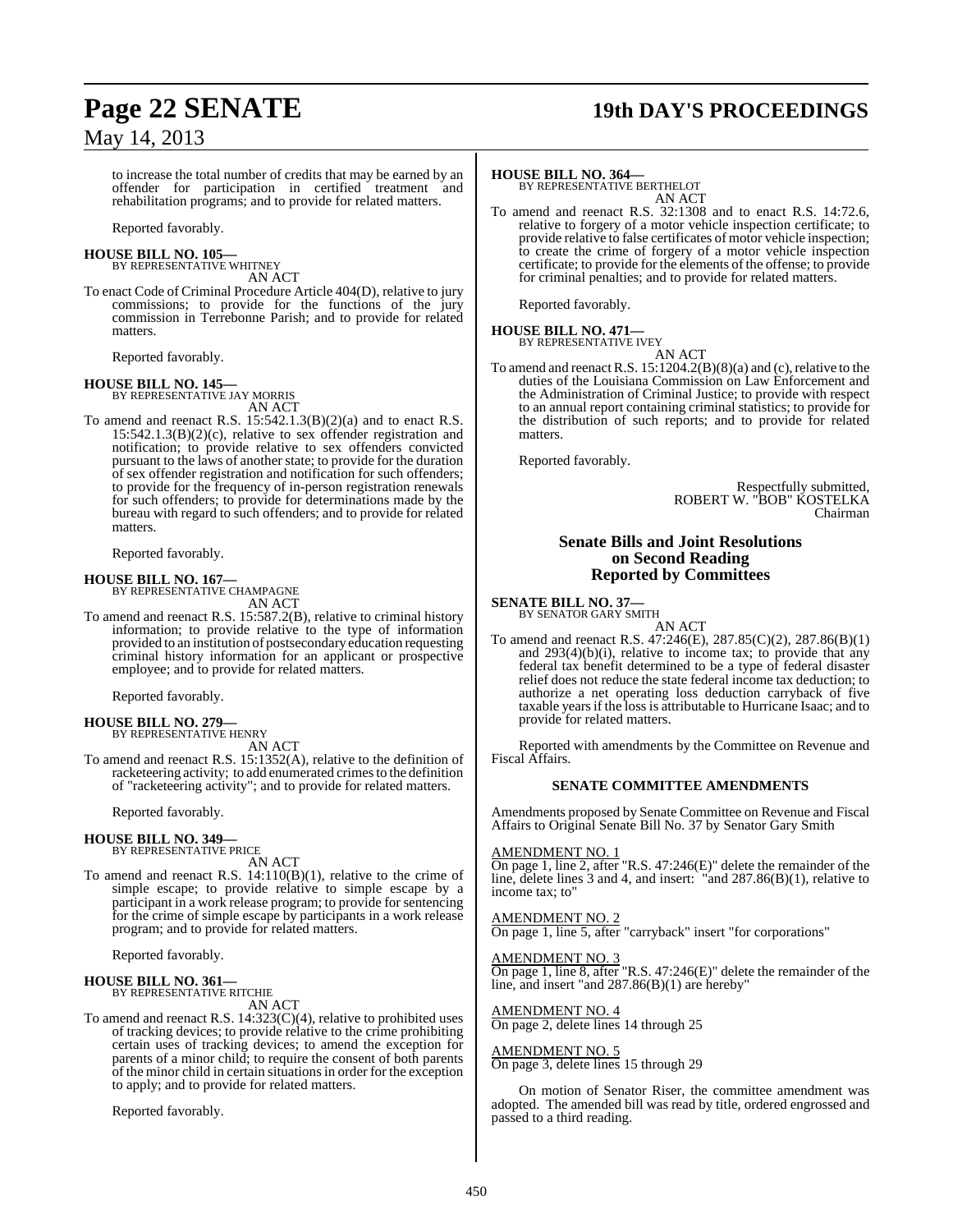to increase the total number of credits that may be earned by an offender for participation in certified treatment and rehabilitation programs; and to provide for related matters.

Reported favorably.

**HOUSE BILL NO. 105—**
BY REPRESENTATIVE WHITNEY
AN ACT

To enact Code of Criminal Procedure Article 404(D), relative to jury commissions; to provide for the functions of the jury commission in Terrebonne Parish; and to provide for related matters.

Reported favorably.

**HOUSE BILL NO. 145—**
BY REPRESENTATIVE JAY MORRIS
AN ACT

To amend and reenact R.S. 15:542.1.3(B)(2)(a) and to enact R.S. 15:542.1.3(B)(2)(c), relative to sex offender registration and notification; to provide relative to sex offenders convicted pursuant to the laws of another state; to provide for the duration of sex offender registration and notification for such offenders; to provide for the frequency of in-person registration renewals for such offenders; to provide for determinations made by the bureau with regard to such offenders; and to provide for related matters.

Reported favorably.

**HOUSE BILL NO. 167—**
BY REPRESENTATIVE CHAMPAGNE
AN ACT

To amend and reenact R.S. 15:587.2(B), relative to criminal history information; to provide relative to the type of information provided to an institution of postsecondary education requesting criminal history information for an applicant or prospective employee; and to provide for related matters.

Reported favorably.

**HOUSE BILL NO. 279—**
BY REPRESENTATIVE HENRY
AN ACT

To amend and reenact R.S. 15:1352(A), relative to the definition of racketeering activity; to add enumerated crimes to the definition of "racketeering activity"; and to provide for related matters.

Reported favorably.

**HOUSE BILL NO. 349—**
BY REPRESENTATIVE PRICE
AN ACT

To amend and reenact R.S. 14:110(B)(1), relative to the crime of simple escape; to provide relative to simple escape by a participant in a work release program; to provide for sentencing for the crime of simple escape by participants in a work release program; and to provide for related matters.

Reported favorably.

**HOUSE BILL NO. 361—**
BY REPRESENTATIVE RITCHIE
AN ACT

To amend and reenact R.S. 14:323(C)(4), relative to prohibited uses of tracking devices; to provide relative to the crime prohibiting certain uses of tracking devices; to amend the exception for parents of a minor child; to require the consent of both parents of the minor child in certain situations in order for the exception to apply; and to provide for related matters.

Reported favorably.

**HOUSE BILL NO. 364—**
BY REPRESENTATIVE BERTHELOT
AN ACT

To amend and reenact R.S. 32:1308 and to enact R.S. 14:72.6, relative to forgery of a motor vehicle inspection certificate; to provide relative to false certificates of motor vehicle inspection; to create the crime of forgery of a motor vehicle inspection certificate; to provide for the elements of the offense; to provide for criminal penalties; and to provide for related matters.

Reported favorably.

**HOUSE BILL NO. 471—**
BY REPRESENTATIVE IVEY
AN ACT

To amend and reenact R.S. 15:1204.2(B)(8)(a) and (c), relative to the duties of the Louisiana Commission on Law Enforcement and the Administration of Criminal Justice; to provide with respect to an annual report containing criminal statistics; to provide for the distribution of such reports; and to provide for related matters.

Reported favorably.

Respectfully submitted,
ROBERT W. "BOB" KOSTELKA
Chairman

## Senate Bills and Joint Resolutions on Second Reading Reported by Committees

**SENATE BILL NO. 37—**
BY SENATOR GARY SMITH
AN ACT

To amend and reenact R.S. 47:246(E), 287.85(C)(2), 287.86(B)(1) and 293(4)(b)(i), relative to income tax; to provide that any federal tax benefit determined to be a type of federal disaster relief does not reduce the state federal income tax deduction; to authorize a net operating loss deduction carryback of five taxable years if the loss is attributable to Hurricane Isaac; and to provide for related matters.

Reported with amendments by the Committee on Revenue and Fiscal Affairs.

**SENATE COMMITTEE AMENDMENTS**

Amendments proposed by Senate Committee on Revenue and Fiscal Affairs to Original Senate Bill No. 37 by Senator Gary Smith

AMENDMENT NO. 1
On page 1, line 2, after "R.S. 47:246(E)" delete the remainder of the line, delete lines 3 and 4, and insert: "and 287.86(B)(1), relative to income tax; to"

AMENDMENT NO. 2
On page 1, line 5, after "carryback" insert "for corporations"

AMENDMENT NO. 3
On page 1, line 8, after "R.S. 47:246(E)" delete the remainder of the line, and insert "and 287.86(B)(1) are hereby"

AMENDMENT NO. 4
On page 2, delete lines 14 through 25

AMENDMENT NO. 5
On page 3, delete lines 15 through 29

On motion of Senator Riser, the committee amendment was adopted. The amended bill was read by title, ordered engrossed and passed to a third reading.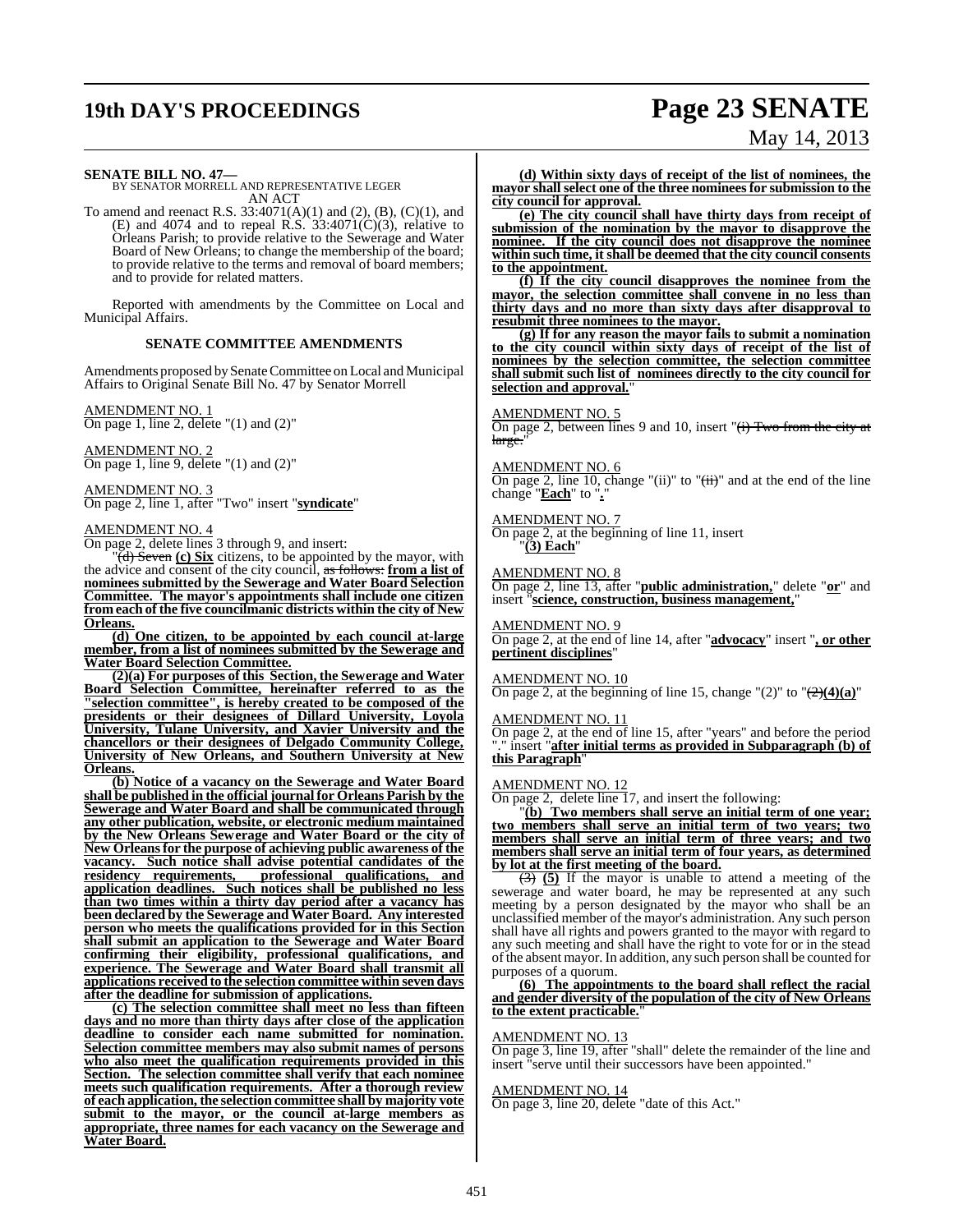**SENATE BILL NO. 47—**
BY SENATOR MORRELL AND REPRESENTATIVE LEGER
AN ACT

To amend and reenact R.S. 33:4071(A)(1) and (2), (B), (C)(1), and (E) and 4074 and to repeal R.S. 33:4071(C)(3), relative to Orleans Parish; to provide relative to the Sewerage and Water Board of New Orleans; to change the membership of the board; to provide relative to the terms and removal of board members; and to provide for related matters.

Reported with amendments by the Committee on Local and Municipal Affairs.

**SENATE COMMITTEE AMENDMENTS**

Amendments proposed by Senate Committee on Local and Municipal Affairs to Original Senate Bill No. 47 by Senator Morrell

AMENDMENT NO. 1
On page 1, line 2, delete "(1) and (2)"

AMENDMENT NO. 2
On page 1, line 9, delete "(1) and (2)"

AMENDMENT NO. 3
On page 2, line 1, after "Two" insert "**syndicate**"

AMENDMENT NO. 4
On page 2, delete lines 3 through 9, and insert:

"~~(d) Seven~~ **(c) Six** citizens, to be appointed by the mayor, with the advice and consent of the city council, ~~as follows:~~ **from a list of nominees submitted by the Sewerage and Water Board Selection Committee. The mayor's appointments shall include one citizen from each of the five councilmanic districts within the city of New Orleans.**

**(d) One citizen, to be appointed by each council at-large member, from a list of nominees submitted by the Sewerage and Water Board Selection Committee.**

**(2)(a) For purposes of this Section, the Sewerage and Water Board Selection Committee, hereinafter referred to as the "selection committee", is hereby created to be composed of the presidents or their designees of Dillard University, Loyola University, Tulane University, and Xavier University and the chancellors or their designees of Delgado Community College, University of New Orleans, and Southern University at New Orleans.**

**(b) Notice of a vacancy on the Sewerage and Water Board shall be published in the official journal for Orleans Parish by the Sewerage and Water Board and shall be communicated through any other publication, website, or electronic medium maintained by the New Orleans Sewerage and Water Board or the city of New Orleans for the purpose of achieving public awareness of the vacancy. Such notice shall advise potential candidates of the residency requirements, professional qualifications, and application deadlines. Such notices shall be published no less than two times within a thirty day period after a vacancy has been declared by the Sewerage and Water Board. Any interested person who meets the qualifications provided for in this Section shall submit an application to the Sewerage and Water Board confirming their eligibility, professional qualifications, and experience. The Sewerage and Water Board shall transmit all applications received to the selection committee within seven days after the deadline for submission of applications.**

**(c) The selection committee shall meet no less than fifteen days and no more than thirty days after close of the application deadline to consider each name submitted for nomination. Selection committee members may also submit names of persons who also meet the qualification requirements provided in this Section. The selection committee shall verify that each nominee meets such qualification requirements. After a thorough review of each application, the selection committee shall by majority vote submit to the mayor, or the council at-large members as appropriate, three names for each vacancy on the Sewerage and Water Board.**

**(d) Within sixty days of receipt of the list of nominees, the mayor shall select one of the three nominees for submission to the city council for approval.**

**(e) The city council shall have thirty days from receipt of submission of the nomination by the mayor to disapprove the nominee. If the city council does not disapprove the nominee within such time, it shall be deemed that the city council consents to the appointment.**

**(f) If the city council disapproves the nominee from the mayor, the selection committee shall convene in no less than thirty days and no more than sixty days after disapproval to resubmit three nominees to the mayor.**

**(g) If for any reason the mayor fails to submit a nomination to the city council within sixty days of receipt of the list of nominees by the selection committee, the selection committee shall submit such list of nominees directly to the city council for selection and approval.**"

AMENDMENT NO. 5
On page 2, between lines 9 and 10, insert "~~(i) Two from the city at large.~~"

AMENDMENT NO. 6
On page 2, line 10, change "(ii)" to "~~(ii)~~" and at the end of the line change "**Each**" to "**.**"

AMENDMENT NO. 7
On page 2, at the beginning of line 11, insert
"**(3) Each**"

AMENDMENT NO. 8
On page 2, line 13, after "**public administration,**" delete "**or**" and insert "**science, construction, business management,**"

AMENDMENT NO. 9
On page 2, at the end of line 14, after "**advocacy**" insert "**, or other pertinent disciplines**"

AMENDMENT NO. 10
On page 2, at the beginning of line 15, change "(2)" to "~~(2)~~**(4)(a)**"

AMENDMENT NO. 11
On page 2, at the end of line 15, after "years" and before the period "." insert "**after initial terms as provided in Subparagraph (b) of this Paragraph**"

AMENDMENT NO. 12
On page 2, delete line 17, and insert the following:

"**(b) Two members shall serve an initial term of one year; two members shall serve an initial term of two years; two members shall serve an initial term of three years; and two members shall serve an initial term of four years, as determined by lot at the first meeting of the board.**

~~(3)~~ **(5)** If the mayor is unable to attend a meeting of the sewerage and water board, he may be represented at any such meeting by a person designated by the mayor who shall be an unclassified member of the mayor's administration. Any such person shall have all rights and powers granted to the mayor with regard to any such meeting and shall have the right to vote for or in the stead of the absent mayor. In addition, any such person shall be counted for purposes of a quorum.

**(6) The appointments to the board shall reflect the racial and gender diversity of the population of the city of New Orleans to the extent practicable.**"

AMENDMENT NO. 13
On page 3, line 19, after "shall" delete the remainder of the line and insert "serve until their successors have been appointed."

AMENDMENT NO. 14
On page 3, line 20, delete "date of this Act."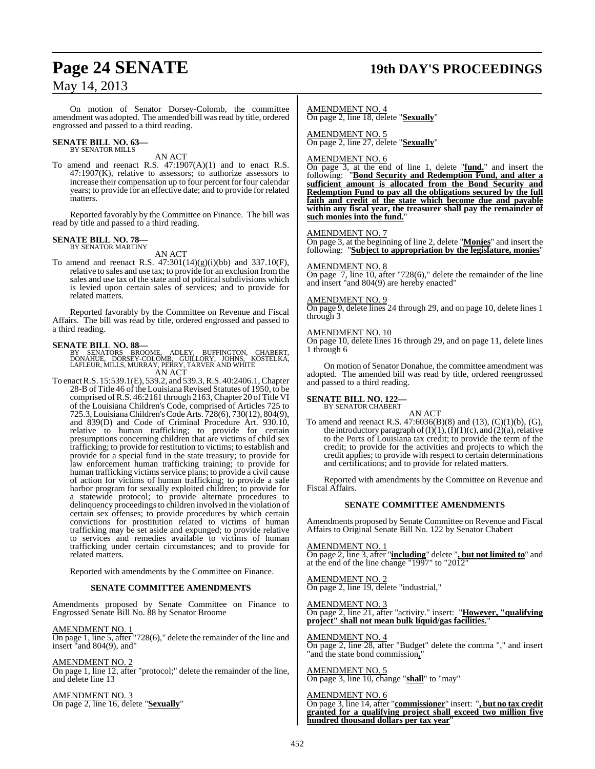On motion of Senator Dorsey-Colomb, the committee amendment was adopted. The amended bill was read by title, ordered engrossed and passed to a third reading.

**SENATE BILL NO. 63—**
BY SENATOR MILLS

AN ACT

To amend and reenact R.S. 47:1907(A)(1) and to enact R.S. 47:1907(K), relative to assessors; to authorize assessors to increase their compensation up to four percent for four calendar years; to provide for an effective date; and to provide for related matters.

Reported favorably by the Committee on Finance. The bill was read by title and passed to a third reading.

**SENATE BILL NO. 78—**
BY SENATOR MARTINY

AN ACT

To amend and reenact R.S. 47:301(14)(g)(i)(bb) and 337.10(F), relative to sales and use tax; to provide for an exclusion from the sales and use tax of the state and of political subdivisions which is levied upon certain sales of services; and to provide for related matters.

Reported favorably by the Committee on Revenue and Fiscal Affairs. The bill was read by title, ordered engrossed and passed to a third reading.

**SENATE BILL NO. 88—**
BY SENATORS BROOME, ADLEY, BUFFINGTON, CHABERT, DONAHUE, DORSEY-COLOMB, GUILLORY, JOHNS, KOSTELKA, LAFLEUR, MILLS, MURRAY, PERRY, TARVER AND WHITE

AN ACT

To enact R.S. 15:539.1(E), 539.2, and 539.3, R.S. 40:2406.1, Chapter 28-B of Title 46 of the Louisiana Revised Statutes of 1950, to be comprised of R.S. 46:2161 through 2163, Chapter 20 of Title VI of the Louisiana Children's Code, comprised of Articles 725 to 725.3, Louisiana Children's Code Arts. 728(6), 730(12), 804(9), and 839(D) and Code of Criminal Procedure Art. 930.10, relative to human trafficking; to provide for certain presumptions concerning children that are victims of child sex trafficking; to provide for restitution to victims; to establish and provide for a special fund in the state treasury; to provide for law enforcement human trafficking training; to provide for human trafficking victims service plans; to provide a civil cause of action for victims of human trafficking; to provide a safe harbor program for sexually exploited children; to provide for a statewide protocol; to provide alternate procedures to delinquency proceedings to children involved in the violation of certain sex offenses; to provide procedures by which certain convictions for prostitution related to victims of human trafficking may be set aside and expunged; to provide relative to services and remedies available to victims of human trafficking under certain circumstances; and to provide for related matters.

Reported with amendments by the Committee on Finance.

**SENATE COMMITTEE AMENDMENTS**

Amendments proposed by Senate Committee on Finance to Engrossed Senate Bill No. 88 by Senator Broome

AMENDMENT NO. 1
On page 1, line 5, after "728(6)," delete the remainder of the line and insert "and 804(9), and"

AMENDMENT NO. 2
On page 1, line 12, after "protocol;" delete the remainder of the line, and delete line 13

AMENDMENT NO. 3
On page 2, line 16, delete "**Sexually**"

AMENDMENT NO. 4
On page 2, line 18, delete "**Sexually**"

AMENDMENT NO. 5
On page 2, line 27, delete "**Sexually**"

AMENDMENT NO. 6
On page 3, at the end of line 1, delete "**fund.**" and insert the following: "**Bond Security and Redemption Fund, and after a sufficient amount is allocated from the Bond Security and Redemption Fund to pay all the obligations secured by the full faith and credit of the state which become due and payable within any fiscal year, the treasurer shall pay the remainder of such monies into the fund.**"

AMENDMENT NO. 7
On page 3, at the beginning of line 2, delete "**Monies**" and insert the following: "**Subject to appropriation by the legislature, monies**"

AMENDMENT NO. 8
On page 7, line 10, after "728(6)," delete the remainder of the line and insert "and 804(9) are hereby enacted"

AMENDMENT NO. 9
On page 9, delete lines 24 through 29, and on page 10, delete lines 1 through 3

AMENDMENT NO. 10
On page 10, delete lines 16 through 29, and on page 11, delete lines 1 through 6

On motion of Senator Donahue, the committee amendment was adopted. The amended bill was read by title, ordered reengrossed and passed to a third reading.

**SENATE BILL NO. 122—**
BY SENATOR CHABERT

AN ACT

To amend and reenact R.S. 47:6036(B)(8) and (13), (C)(1)(b), (G), the introductory paragraph of (I)(1), (I)(1)(c), and (2)(a), relative to the Ports of Louisiana tax credit; to provide the term of the credit; to provide for the activities and projects to which the credit applies; to provide with respect to certain determinations and certifications; and to provide for related matters.

Reported with amendments by the Committee on Revenue and Fiscal Affairs.

**SENATE COMMITTEE AMENDMENTS**

Amendments proposed by Senate Committee on Revenue and Fiscal Affairs to Original Senate Bill No. 122 by Senator Chabert

AMENDMENT NO. 1
On page 2, line 3, after "**including**" delete "**, but not limited to**" and at the end of the line change "1997" to "2012"

AMENDMENT NO. 2
On page 2, line 19, delete "industrial,"

AMENDMENT NO. 3
On page 2, line 21, after "activity." insert: "**However, "qualifying project" shall not mean bulk liquid/gas facilities.**"

AMENDMENT NO. 4
On page 2, line 28, after "Budget" delete the comma "," and insert "and the state bond commission**,**"

AMENDMENT NO. 5
On page 3, line 10, change "**shall**" to "may"

AMENDMENT NO. 6
On page 3, line 14, after "**commissioner**" insert: "**, but no tax credit granted for a qualifying project shall exceed two million five hundred thousand dollars per tax year**"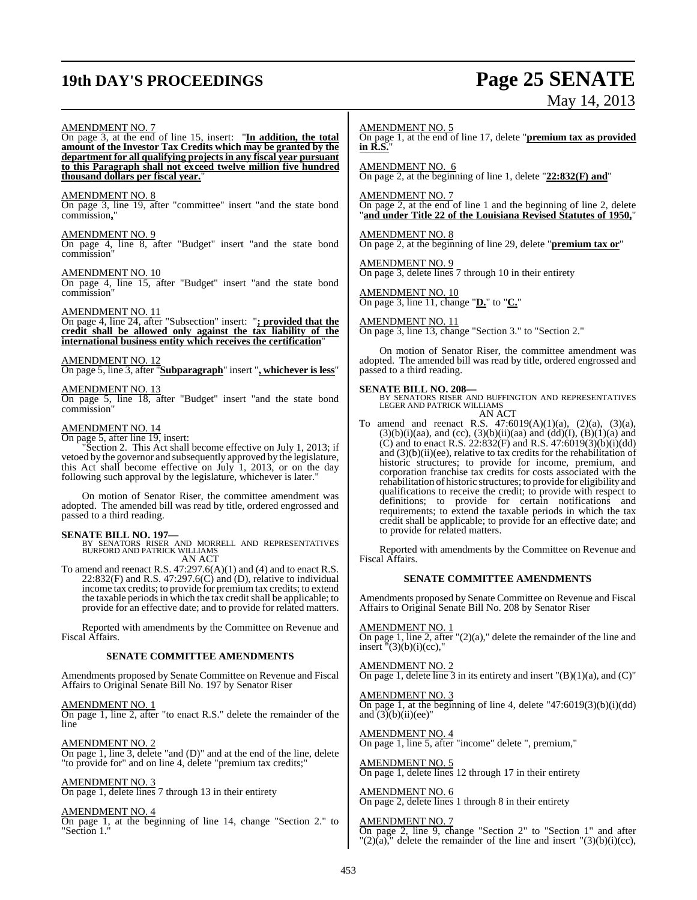AMENDMENT NO. 7

On page 3, at the end of line 15, insert: "**In addition, the total amount of the Investor Tax Credits which may be granted by the department for all qualifying projects in any fiscal year pursuant to this Paragraph shall not exceed twelve million five hundred thousand dollars per fiscal year.**"

AMENDMENT NO. 8

On page 3, line 19, after "committee" insert "and the state bond commission**,**"

AMENDMENT NO. 9

On page 4, line 8, after "Budget" insert "and the state bond commission"

AMENDMENT NO. 10

On page 4, line 15, after "Budget" insert "and the state bond commission"

AMENDMENT NO. 11

On page 4, line 24, after "Subsection" insert: "**; provided that the credit shall be allowed only against the tax liability of the international business entity which receives the certification**"

AMENDMENT NO. 12

On page 5, line 3, after "**Subparagraph**" insert "**, whichever is less**"

AMENDMENT NO. 13

On page 5, line 18, after "Budget" insert "and the state bond commission"

AMENDMENT NO. 14

On page 5, after line 19, insert:

"Section 2. This Act shall become effective on July 1, 2013; if vetoed by the governor and subsequently approved by the legislature, this Act shall become effective on July 1, 2013, or on the day following such approval by the legislature, whichever is later."

On motion of Senator Riser, the committee amendment was adopted. The amended bill was read by title, ordered engrossed and passed to a third reading.

**SENATE BILL NO. 197—**
BY SENATORS RISER AND MORRELL AND REPRESENTATIVES BURFORD AND PATRICK WILLIAMS

AN ACT

To amend and reenact R.S. 47:297.6(A)(1) and (4) and to enact R.S. 22:832(F) and R.S. 47:297.6(C) and (D), relative to individual income tax credits; to provide for premium tax credits; to extend the taxable periods in which the tax credit shall be applicable; to provide for an effective date; and to provide for related matters.

Reported with amendments by the Committee on Revenue and Fiscal Affairs.

**SENATE COMMITTEE AMENDMENTS**

Amendments proposed by Senate Committee on Revenue and Fiscal Affairs to Original Senate Bill No. 197 by Senator Riser

AMENDMENT NO. 1

On page 1, line 2, after "to enact R.S." delete the remainder of the line

AMENDMENT NO. 2

On page 1, line 3, delete "and (D)" and at the end of the line, delete "to provide for" and on line 4, delete "premium tax credits;"

AMENDMENT NO. 3

On page 1, delete lines 7 through 13 in their entirety

AMENDMENT NO. 4

On page 1, at the beginning of line 14, change "Section 2." to "Section 1."

AMENDMENT NO. 5

On page 1, at the end of line 17, delete "**premium tax as provided in R.S.**"

AMENDMENT NO. 6

On page 2, at the beginning of line 1, delete "**22:832(F) and**"

AMENDMENT NO. 7

On page 2, at the end of line 1 and the beginning of line 2, delete "**and under Title 22 of the Louisiana Revised Statutes of 1950,**"

AMENDMENT NO. 8

On page 2, at the beginning of line 29, delete "**premium tax or**"

AMENDMENT NO. 9

On page 3, delete lines 7 through 10 in their entirety

AMENDMENT NO. 10

On page 3, line 11, change "**D.**" to "**C.**"

AMENDMENT NO. 11

On page 3, line 13, change "Section 3." to "Section 2."

On motion of Senator Riser, the committee amendment was adopted. The amended bill was read by title, ordered engrossed and passed to a third reading.

**SENATE BILL NO. 208—**
BY SENATORS RISER AND BUFFINGTON AND REPRESENTATIVES LEGER AND PATRICK WILLIAMS

AN ACT

To amend and reenact R.S. 47:6019(A)(1)(a), (2)(a), (3)(a), (3)(b)(i)(aa), and (cc), (3)(b)(ii)(aa) and (dd)(I), (B)(1)(a) and (C) and to enact R.S. 22:832(F) and R.S. 47:6019(3)(b)(i)(dd) and (3)(b)(ii)(ee), relative to tax credits for the rehabilitation of historic structures; to provide for income, premium, and corporation franchise tax credits for costs associated with the rehabilitation of historic structures; to provide for eligibility and qualifications to receive the credit; to provide with respect to definitions; to provide for certain notifications and requirements; to extend the taxable periods in which the tax credit shall be applicable; to provide for an effective date; and to provide for related matters.

Reported with amendments by the Committee on Revenue and Fiscal Affairs.

**SENATE COMMITTEE AMENDMENTS**

Amendments proposed by Senate Committee on Revenue and Fiscal Affairs to Original Senate Bill No. 208 by Senator Riser

AMENDMENT NO. 1

On page 1, line 2, after "(2)(a)," delete the remainder of the line and insert "(3)(b)(i)(cc),"

AMENDMENT NO. 2

On page 1, delete line 3 in its entirety and insert "(B)(1)(a), and (C)"

AMENDMENT NO. 3

On page 1, at the beginning of line 4, delete "47:6019(3)(b)(i)(dd) and (3)(b)(ii)(ee)"

AMENDMENT NO. 4

On page 1, line 5, after "income" delete ", premium,"

AMENDMENT NO. 5

On page 1, delete lines 12 through 17 in their entirety

AMENDMENT NO. 6

On page 2, delete lines 1 through 8 in their entirety

AMENDMENT NO. 7

On page 2, line 9, change "Section 2" to "Section 1" and after "(2)(a)," delete the remainder of the line and insert "(3)(b)(i)(cc),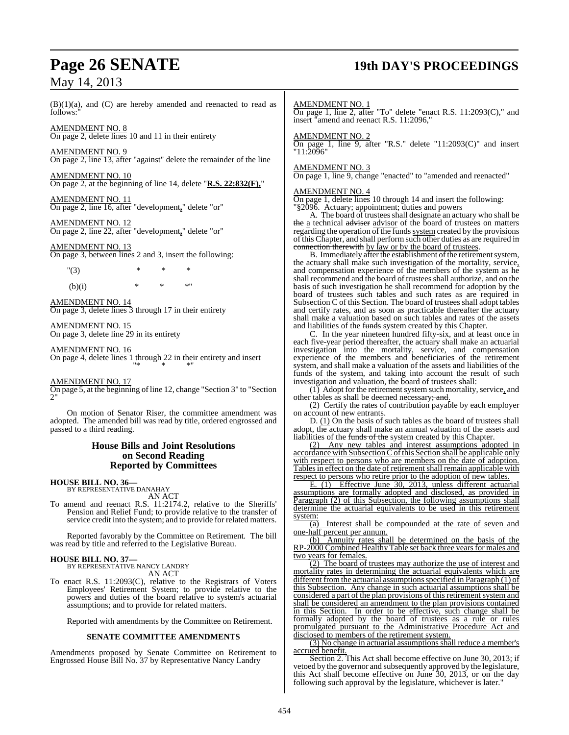(B)(1)(a), and (C) are hereby amended and reenacted to read as follows:"

AMENDMENT NO. 8
On page 2, delete lines 10 and 11 in their entirety

AMENDMENT NO. 9
On page 2, line 13, after "against" delete the remainder of the line

AMENDMENT NO. 10
On page 2, at the beginning of line 14, delete "**R.S. 22:832(F),**"

AMENDMENT NO. 11
On page 2, line 16, after "development**,**" delete "or"

AMENDMENT NO. 12
On page 2, line 22, after "development**,**" delete "or"

AMENDMENT NO. 13
On page 3, between lines 2 and 3, insert the following:

"(3) * * *

(b)(i) * * *"

AMENDMENT NO. 14
On page 3, delete lines 3 through 17 in their entirety

AMENDMENT NO. 15
On page 3, delete line 29 in its entirety

AMENDMENT NO. 16
On page 4, delete lines 1 through 22 in their entirety and insert "* * *"

AMENDMENT NO. 17
On page 5, at the beginning of line 12, change "Section 3" to "Section 2"

On motion of Senator Riser, the committee amendment was adopted. The amended bill was read by title, ordered engrossed and passed to a third reading.

## House Bills and Joint Resolutions on Second Reading Reported by Committees

**HOUSE BILL NO. 36—**
BY REPRESENTATIVE DANAHAY
AN ACT
To amend and reenact R.S. 11:2174.2, relative to the Sheriffs' Pension and Relief Fund; to provide relative to the transfer of service credit into the system; and to provide for related matters.

Reported favorably by the Committee on Retirement. The bill was read by title and referred to the Legislative Bureau.

**HOUSE BILL NO. 37—**
BY REPRESENTATIVE NANCY LANDRY
AN ACT
To enact R.S. 11:2093(C), relative to the Registrars of Voters Employees' Retirement System; to provide relative to the powers and duties of the board relative to system's actuarial assumptions; and to provide for related matters.

Reported with amendments by the Committee on Retirement.

**SENATE COMMITTEE AMENDMENTS**

Amendments proposed by Senate Committee on Retirement to Engrossed House Bill No. 37 by Representative Nancy Landry

AMENDMENT NO. 1
On page 1, line 2, after "To" delete "enact R.S. 11:2093(C)," and insert "amend and reenact R.S. 11:2096,"

AMENDMENT NO. 2
On page 1, line 9, after "R.S." delete "11:2093(C)" and insert "11:2096"

AMENDMENT NO. 3
On page 1, line 9, change "enacted" to "amended and reenacted"

AMENDMENT NO. 4
On page 1, delete lines 10 through 14 and insert the following:
"§2096. Actuary; appointment; duties and powers

A. The board of trustees shall designate an actuary who shall be ~~the~~ a technical ~~adviser~~ advisor of the board of trustees on matters regarding the operation of the ~~funds~~ system created by the provisions of this Chapter, and shall perform such other duties as are required ~~in connection therewith~~ by law or by the board of trustees.

B. Immediately after the establishment of the retirement system, the actuary shall make such investigation of the mortality, service, and compensation experience of the members of the system as he shall recommend and the board of trustees shall authorize, and on the basis of such investigation he shall recommend for adoption by the board of trustees such tables and such rates as are required in Subsection C of this Section. The board of trustees shall adopt tables and certify rates, and as soon as practicable thereafter the actuary shall make a valuation based on such tables and rates of the assets and liabilities of the ~~funds~~ system created by this Chapter.

C. In the year nineteen hundred fifty-six, and at least once in each five-year period thereafter, the actuary shall make an actuarial investigation into the mortality, service, and compensation experience of the members and beneficiaries of the retirement system, and shall make a valuation of the assets and liabilities of the funds of the system, and taking into account the result of such investigation and valuation, the board of trustees shall:

(1) Adopt for the retirement system such mortality, service, and other tables as shall be deemed necessary~~; and~~.

(2) Certify the rates of contribution payable by each employer on account of new entrants.

D. (1) On the basis of such tables as the board of trustees shall adopt, the actuary shall make an annual valuation of the assets and liabilities of the ~~funds of the~~ system created by this Chapter.

(2) Any new tables and interest assumptions adopted in accordance with Subsection C of this Section shall be applicable only with respect to persons who are members on the date of adoption. Tables in effect on the date of retirement shall remain applicable with respect to persons who retire prior to the adoption of new tables.

E. (1) Effective June 30, 2013, unless different actuarial assumptions are formally adopted and disclosed, as provided in Paragraph (2) of this Subsection, the following assumptions shall determine the actuarial equivalents to be used in this retirement system:

(a) Interest shall be compounded at the rate of seven and one-half percent per annum.

(b) Annuity rates shall be determined on the basis of the RP-2000 Combined Healthy Table set back three years for males and two years for females.

(2) The board of trustees may authorize the use of interest and mortality rates in determining the actuarial equivalents which are different from the actuarial assumptions specified in Paragraph (1) of this Subsection. Any change in such actuarial assumptions shall be considered a part of the plan provisions of this retirement system and shall be considered an amendment to the plan provisions contained in this Section. In order to be effective, such change shall be formally adopted by the board of trustees as a rule or rules promulgated pursuant to the Administrative Procedure Act and disclosed to members of the retirement system.

(3) No change in actuarial assumptions shall reduce a member's accrued benefit.

Section 2. This Act shall become effective on June 30, 2013; if vetoed by the governor and subsequently approved by the legislature, this Act shall become effective on June 30, 2013, or on the day following such approval by the legislature, whichever is later."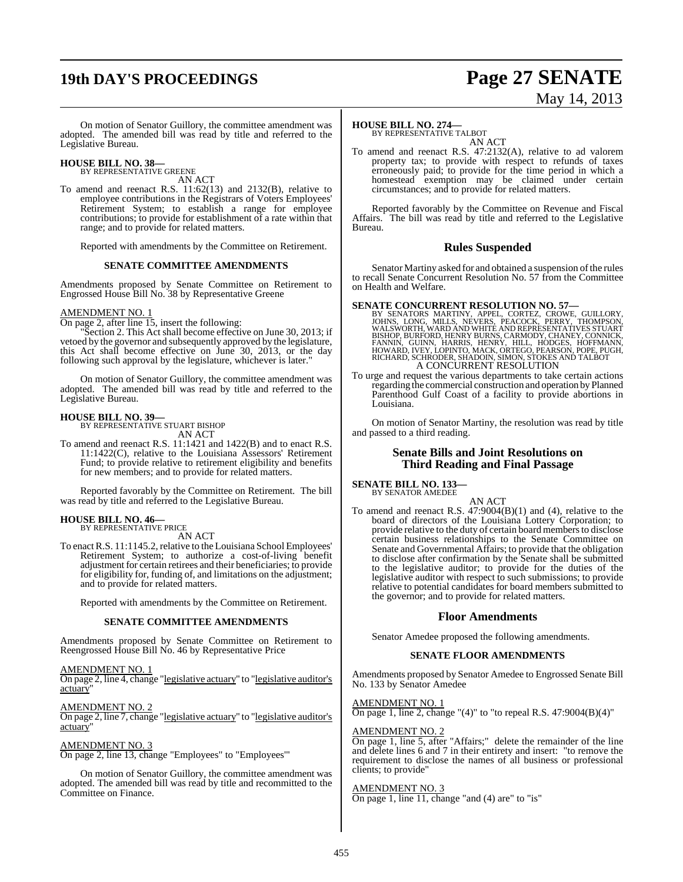On motion of Senator Guillory, the committee amendment was adopted. The amended bill was read by title and referred to the Legislative Bureau.

**HOUSE BILL NO. 38—**
BY REPRESENTATIVE GREENE
AN ACT

To amend and reenact R.S. 11:62(13) and 2132(B), relative to employee contributions in the Registrars of Voters Employees' Retirement System; to establish a range for employee contributions; to provide for establishment of a rate within that range; and to provide for related matters.

Reported with amendments by the Committee on Retirement.

### SENATE COMMITTEE AMENDMENTS

Amendments proposed by Senate Committee on Retirement to Engrossed House Bill No. 38 by Representative Greene

AMENDMENT NO. 1
On page 2, after line 15, insert the following:
"Section 2. This Act shall become effective on June 30, 2013; if vetoed by the governor and subsequently approved by the legislature, this Act shall become effective on June 30, 2013, or the day following such approval by the legislature, whichever is later."

On motion of Senator Guillory, the committee amendment was adopted. The amended bill was read by title and referred to the Legislative Bureau.

**HOUSE BILL NO. 39—**
BY REPRESENTATIVE STUART BISHOP
AN ACT

To amend and reenact R.S. 11:1421 and 1422(B) and to enact R.S. 11:1422(C), relative to the Louisiana Assessors' Retirement Fund; to provide relative to retirement eligibility and benefits for new members; and to provide for related matters.

Reported favorably by the Committee on Retirement. The bill was read by title and referred to the Legislative Bureau.

**HOUSE BILL NO. 46—**
BY REPRESENTATIVE PRICE
AN ACT

To enact R.S. 11:1145.2, relative to the Louisiana School Employees' Retirement System; to authorize a cost-of-living benefit adjustment for certain retirees and their beneficiaries; to provide for eligibility for, funding of, and limitations on the adjustment; and to provide for related matters.

Reported with amendments by the Committee on Retirement.

### SENATE COMMITTEE AMENDMENTS

Amendments proposed by Senate Committee on Retirement to Reengrossed House Bill No. 46 by Representative Price

AMENDMENT NO. 1
On page 2, line 4, change "legislative actuary" to "legislative auditor's actuary"

AMENDMENT NO. 2
On page 2, line 7, change "legislative actuary" to "legislative auditor's actuary"

AMENDMENT NO. 3
On page 2, line 13, change "Employees" to "Employees'"

On motion of Senator Guillory, the committee amendment was adopted. The amended bill was read by title and recommitted to the Committee on Finance.

**HOUSE BILL NO. 274—**
BY REPRESENTATIVE TALBOT
AN ACT

To amend and reenact R.S. 47:2132(A), relative to ad valorem property tax; to provide with respect to refunds of taxes erroneously paid; to provide for the time period in which a homestead exemption may be claimed under certain circumstances; and to provide for related matters.

Reported favorably by the Committee on Revenue and Fiscal Affairs. The bill was read by title and referred to the Legislative Bureau.

## Rules Suspended

Senator Martiny asked for and obtained a suspension of the rules to recall Senate Concurrent Resolution No. 57 from the Committee on Health and Welfare.

**SENATE CONCURRENT RESOLUTION NO. 57—**
BY SENATORS MARTINY, APPEL, CORTEZ, CROWE, GUILLORY, JOHNS, LONG, MILLS, NEVERS, PEACOCK, PERRY, THOMPSON, WALSWORTH, WARD AND WHITE AND REPRESENTATIVES STUART BISHOP, BURFORD, HENRY BURNS, CARMODY, CHANEY, CONNICK, FANNIN, GUINN, HARRIS, HENRY, HILL, HODGES, HOFFMANN, HOWARD, IVEY, LOPINTO, MACK, ORTEGO, PEARSON, POPE, PUGH, RICHARD, SCHRODER, SHADOIN, SIMON, STOKES AND TALBOT
A CONCURRENT RESOLUTION

To urge and request the various departments to take certain actions regarding the commercial construction and operation by Planned Parenthood Gulf Coast of a facility to provide abortions in Louisiana.

On motion of Senator Martiny, the resolution was read by title and passed to a third reading.

## Senate Bills and Joint Resolutions on Third Reading and Final Passage

**SENATE BILL NO. 133—**
BY SENATOR AMEDEE
AN ACT

To amend and reenact R.S. 47:9004(B)(1) and (4), relative to the board of directors of the Louisiana Lottery Corporation; to provide relative to the duty of certain board members to disclose certain business relationships to the Senate Committee on Senate and Governmental Affairs; to provide that the obligation to disclose after confirmation by the Senate shall be submitted to the legislative auditor; to provide for the duties of the legislative auditor with respect to such submissions; to provide relative to potential candidates for board members submitted to the governor; and to provide for related matters.

## Floor Amendments

Senator Amedee proposed the following amendments.

### SENATE FLOOR AMENDMENTS

Amendments proposed by Senator Amedee to Engrossed Senate Bill No. 133 by Senator Amedee

AMENDMENT NO. 1
On page 1, line 2, change "(4)" to "to repeal R.S. 47:9004(B)(4)"

AMENDMENT NO. 2
On page 1, line 5, after "Affairs;" delete the remainder of the line and delete lines 6 and 7 in their entirety and insert: "to remove the requirement to disclose the names of all business or professional clients; to provide"

AMENDMENT NO. 3
On page 1, line 11, change "and (4) are" to "is"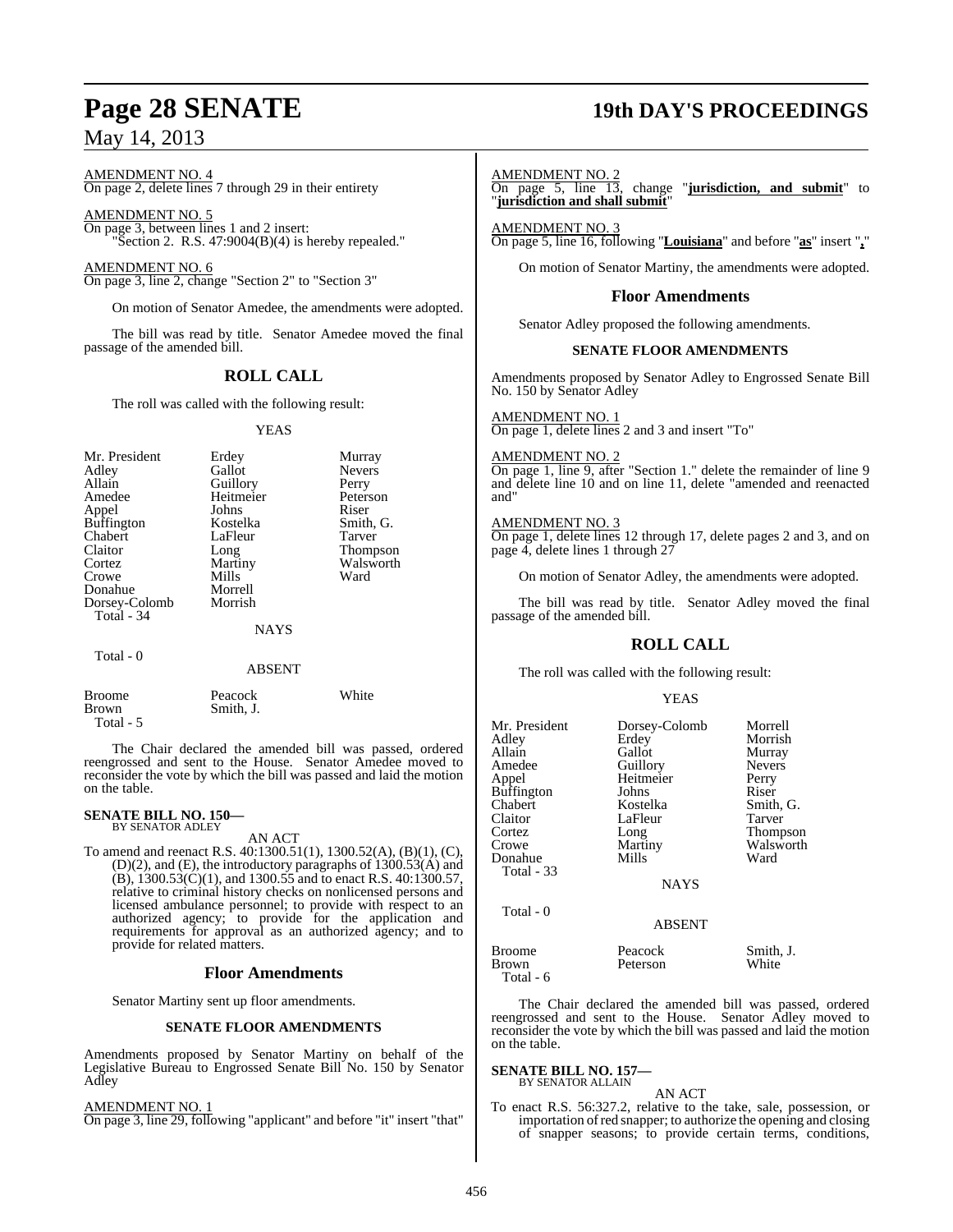AMENDMENT NO. 4
On page 2, delete lines 7 through 29 in their entirety

AMENDMENT NO. 5
On page 3, between lines 1 and 2 insert:
"Section 2. R.S. 47:9004(B)(4) is hereby repealed."

AMENDMENT NO. 6
On page 3, line 2, change "Section 2" to "Section 3"

On motion of Senator Amedee, the amendments were adopted.

The bill was read by title. Senator Amedee moved the final passage of the amended bill.

## ROLL CALL

The roll was called with the following result:

YEAS

| | | |
|---|---|---|
| Mr. President | Erdey | Murray |
| Adley | Gallot | Nevers |
| Allain | Guillory | Perry |
| Amedee | Heitmeier | Peterson |
| Appel | Johns | Riser |
| Buffington | Kostelka | Smith, G. |
| Chabert | LaFleur | Tarver |
| Claitor | Long | Thompson |
| Cortez | Martiny | Walsworth |
| Crowe | Mills | Ward |
| Donahue | Morrell | |
| Dorsey-Colomb | Morrish | |

Total - 34

NAYS

Total - 0

ABSENT

| | | |
|---|---|---|
| Broome | Peacock | White |
| Brown | Smith, J. | |

Total - 5

The Chair declared the amended bill was passed, ordered reengrossed and sent to the House. Senator Amedee moved to reconsider the vote by which the bill was passed and laid the motion on the table.

**SENATE BILL NO. 150—**
BY SENATOR ADLEY

AN ACT

To amend and reenact R.S. 40:1300.51(1), 1300.52(A), (B)(1), (C), (D)(2), and (E), the introductory paragraphs of 1300.53(A) and (B), 1300.53(C)(1), and 1300.55 and to enact R.S. 40:1300.57, relative to criminal history checks on nonlicensed persons and licensed ambulance personnel; to provide with respect to an authorized agency; to provide for the application and requirements for approval as an authorized agency; and to provide for related matters.

## Floor Amendments

Senator Martiny sent up floor amendments.

### SENATE FLOOR AMENDMENTS

Amendments proposed by Senator Martiny on behalf of the Legislative Bureau to Engrossed Senate Bill No. 150 by Senator Adley

AMENDMENT NO. 1
On page 3, line 29, following "applicant" and before "it" insert "that"

AMENDMENT NO. 2
On page 5, line 13, change "**jurisdiction, and submit**" to "**jurisdiction and shall submit**"

AMENDMENT NO. 3
On page 5, line 16, following "**Louisiana**" and before "**as**" insert "**,**"

On motion of Senator Martiny, the amendments were adopted.

## Floor Amendments

Senator Adley proposed the following amendments.

### SENATE FLOOR AMENDMENTS

Amendments proposed by Senator Adley to Engrossed Senate Bill No. 150 by Senator Adley

AMENDMENT NO. 1
On page 1, delete lines 2 and 3 and insert "To"

AMENDMENT NO. 2
On page 1, line 9, after "Section 1." delete the remainder of line 9 and delete line 10 and on line 11, delete "amended and reenacted and"

AMENDMENT NO. 3
On page 1, delete lines 12 through 17, delete pages 2 and 3, and on page 4, delete lines 1 through 27

On motion of Senator Adley, the amendments were adopted.

The bill was read by title. Senator Adley moved the final passage of the amended bill.

## ROLL CALL

The roll was called with the following result:

YEAS

| | | |
|---|---|---|
| Mr. President | Dorsey-Colomb | Morrell |
| Adley | Erdey | Morrish |
| Allain | Gallot | Murray |
| Amedee | Guillory | Nevers |
| Appel | Heitmeier | Perry |
| Buffington | Johns | Riser |
| Chabert | Kostelka | Smith, G. |
| Claitor | LaFleur | Tarver |
| Cortez | Long | Thompson |
| Crowe | Martiny | Walsworth |
| Donahue | Mills | Ward |

Total - 33

NAYS

Total - 0

ABSENT

| | | |
|---|---|---|
| Broome | Peacock | Smith, J. |
| Brown | Peterson | White |

Total - 6

The Chair declared the amended bill was passed, ordered reengrossed and sent to the House. Senator Adley moved to reconsider the vote by which the bill was passed and laid the motion on the table.

**SENATE BILL NO. 157—**
BY SENATOR ALLAIN

AN ACT

To enact R.S. 56:327.2, relative to the take, sale, possession, or importation of red snapper; to authorize the opening and closing of snapper seasons; to provide certain terms, conditions,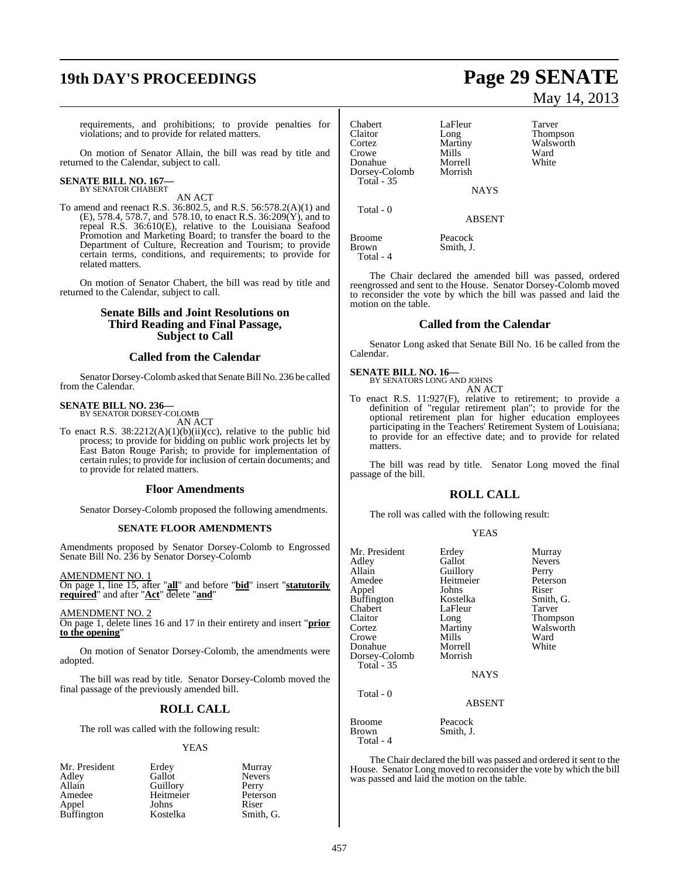requirements, and prohibitions; to provide penalties for violations; and to provide for related matters.

On motion of Senator Allain, the bill was read by title and returned to the Calendar, subject to call.

**SENATE BILL NO. 167—**
BY SENATOR CHABERT

AN ACT

To amend and reenact R.S. 36:802.5, and R.S. 56:578.2(A)(1) and (E), 578.4, 578.7, and 578.10, to enact R.S. 36:209(Y), and to repeal R.S. 36:610(E), relative to the Louisiana Seafood Promotion and Marketing Board; to transfer the board to the Department of Culture, Recreation and Tourism; to provide certain terms, conditions, and requirements; to provide for related matters.

On motion of Senator Chabert, the bill was read by title and returned to the Calendar, subject to call.

## Senate Bills and Joint Resolutions on Third Reading and Final Passage, Subject to Call

## Called from the Calendar

Senator Dorsey-Colomb asked that Senate Bill No. 236 be called from the Calendar.

**SENATE BILL NO. 236—**
BY SENATOR DORSEY-COLOMB

AN ACT

To enact R.S. 38:2212(A)(1)(b)(ii)(cc), relative to the public bid process; to provide for bidding on public work projects let by East Baton Rouge Parish; to provide for implementation of certain rules; to provide for inclusion of certain documents; and to provide for related matters.

## Floor Amendments

Senator Dorsey-Colomb proposed the following amendments.

### SENATE FLOOR AMENDMENTS

Amendments proposed by Senator Dorsey-Colomb to Engrossed Senate Bill No. 236 by Senator Dorsey-Colomb

AMENDMENT NO. 1
On page 1, line 15, after "**all**" and before "**bid**" insert "**statutorily required**" and after "**Act**" delete "**and**"

AMENDMENT NO. 2
On page 1, delete lines 16 and 17 in their entirety and insert "**prior to the opening**"

On motion of Senator Dorsey-Colomb, the amendments were adopted.

The bill was read by title. Senator Dorsey-Colomb moved the final passage of the previously amended bill.

## ROLL CALL

The roll was called with the following result:

YEAS

| | | |
|---|---|---|
| Mr. President | Erdey | Murray |
| Adley | Gallot | Nevers |
| Allain | Guillory | Perry |
| Amedee | Heitmeier | Peterson |
| Appel | Johns | Riser |
| Buffington | Kostelka | Smith, G. |
| Chabert | LaFleur | Tarver |
| Claitor | Long | Thompson |
| Cortez | Martiny | Walsworth |
| Crowe | Mills | Ward |
| Donahue | Morrell | White |
| Dorsey-Colomb | Morrish | |
| Total - 35 | | |

NAYS

Total - 0

ABSENT

| | |
|---|---|
| Broome | Peacock |
| Brown | Smith, J. |
| Total - 4 | |

The Chair declared the amended bill was passed, ordered reengrossed and sent to the House. Senator Dorsey-Colomb moved to reconsider the vote by which the bill was passed and laid the motion on the table.

## Called from the Calendar

Senator Long asked that Senate Bill No. 16 be called from the Calendar.

**SENATE BILL NO. 16—**
BY SENATORS LONG AND JOHNS

AN ACT

To enact R.S. 11:927(F), relative to retirement; to provide a definition of "regular retirement plan"; to provide for the optional retirement plan for higher education employees participating in the Teachers' Retirement System of Louisiana; to provide for an effective date; and to provide for related matters.

The bill was read by title. Senator Long moved the final passage of the bill.

## ROLL CALL

The roll was called with the following result:

YEAS

| | | |
|---|---|---|
| Mr. President | Erdey | Murray |
| Adley | Gallot | Nevers |
| Allain | Guillory | Perry |
| Amedee | Heitmeier | Peterson |
| Appel | Johns | Riser |
| Buffington | Kostelka | Smith, G. |
| Chabert | LaFleur | Tarver |
| Claitor | Long | Thompson |
| Cortez | Martiny | Walsworth |
| Crowe | Mills | Ward |
| Donahue | Morrell | White |
| Dorsey-Colomb | Morrish | |
| Total - 35 | | |

NAYS

Total - 0

ABSENT

| | |
|---|---|
| Broome | Peacock |
| Brown | Smith, J. |
| Total - 4 | |

The Chair declared the bill was passed and ordered it sent to the House. Senator Long moved to reconsider the vote by which the bill was passed and laid the motion on the table.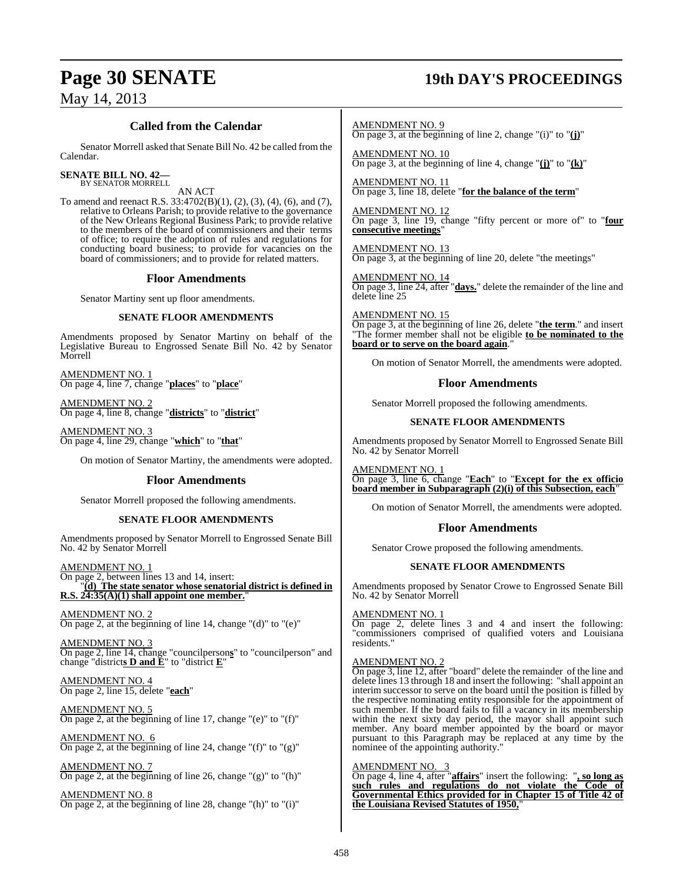## Called from the Calendar

Senator Morrell asked that Senate Bill No. 42 be called from the Calendar.

**SENATE BILL NO. 42—**
BY SENATOR MORRELL

AN ACT

To amend and reenact R.S. 33:4702(B)(1), (2), (3), (4), (6), and (7), relative to Orleans Parish; to provide relative to the governance of the New Orleans Regional Business Park; to provide relative to the members of the board of commissioners and their terms of office; to require the adoption of rules and regulations for conducting board business; to provide for vacancies on the board of commissioners; and to provide for related matters.

## Floor Amendments

Senator Martiny sent up floor amendments.

### SENATE FLOOR AMENDMENTS

Amendments proposed by Senator Martiny on behalf of the Legislative Bureau to Engrossed Senate Bill No. 42 by Senator Morrell

AMENDMENT NO. 1
On page 4, line 7, change "**places**" to "**place**"

AMENDMENT NO. 2
On page 4, line 8, change "**districts**" to "**district**"

AMENDMENT NO. 3
On page 4, line 29, change "**which**" to "**that**"

On motion of Senator Martiny, the amendments were adopted.

## Floor Amendments

Senator Morrell proposed the following amendments.

### SENATE FLOOR AMENDMENTS

Amendments proposed by Senator Morrell to Engrossed Senate Bill No. 42 by Senator Morrell

AMENDMENT NO. 1
On page 2, between lines 13 and 14, insert:
"**(d) The state senator whose senatorial district is defined in R.S. 24:35(A)(1) shall appoint one member.**"

AMENDMENT NO. 2
On page 2, at the beginning of line 14, change "(d)" to "(e)"

AMENDMENT NO. 3
On page 2, line 14, change "councilperson**s**" to "councilperson" and change "district**s D and E**" to "district **E**"

AMENDMENT NO. 4
On page 2, line 15, delete "**each**"

AMENDMENT NO. 5
On page 2, at the beginning of line 17, change "(e)" to "(f)"

AMENDMENT NO. 6
On page 2, at the beginning of line 24, change "(f)" to "(g)"

AMENDMENT NO. 7
On page 2, at the beginning of line 26, change "(g)" to "(h)"

AMENDMENT NO. 8
On page 2, at the beginning of line 28, change "(h)" to "(i)"

AMENDMENT NO. 9
On page 3, at the beginning of line 2, change "(i)" to "**(j)**"

AMENDMENT NO. 10
On page 3, at the beginning of line 4, change "**(j)**" to "**(k)**"

AMENDMENT NO. 11
On page 3, line 18, delete "**for the balance of the term**"

AMENDMENT NO. 12
On page 3, line 19, change "fifty percent or more of" to "**four consecutive meetings**"

AMENDMENT NO. 13
On page 3, at the beginning of line 20, delete "the meetings"

AMENDMENT NO. 14
On page 3, line 24, after "**days.**" delete the remainder of the line and delete line 25

AMENDMENT NO. 15
On page 3, at the beginning of line 26, delete "**the term**." and insert "The former member shall not be eligible **to be nominated to the board or to serve on the board again**."

On motion of Senator Morrell, the amendments were adopted.

## Floor Amendments

Senator Morrell proposed the following amendments.

### SENATE FLOOR AMENDMENTS

Amendments proposed by Senator Morrell to Engrossed Senate Bill No. 42 by Senator Morrell

AMENDMENT NO. 1
On page 3, line 6, change "**Each**" to "**Except for the ex officio board member in Subparagraph (2)(i) of this Subsection, each**"

On motion of Senator Morrell, the amendments were adopted.

## Floor Amendments

Senator Crowe proposed the following amendments.

### SENATE FLOOR AMENDMENTS

Amendments proposed by Senator Crowe to Engrossed Senate Bill No. 42 by Senator Morrell

AMENDMENT NO. 1
On page 2, delete lines 3 and 4 and insert the following: "commissioners comprised of qualified voters and Louisiana residents."

AMENDMENT NO. 2
On page 3, line 12, after "board" delete the remainder of the line and delete lines 13 through 18 and insert the following: "shall appoint an interim successor to serve on the board until the position is filled by the respective nominating entity responsible for the appointment of such member. If the board fails to fill a vacancy in its membership within the next sixty day period, the mayor shall appoint such member. Any board member appointed by the board or mayor pursuant to this Paragraph may be replaced at any time by the nominee of the appointing authority."

AMENDMENT NO. 3
On page 4, line 4, after "**affairs**" insert the following: "**, so long as such rules and regulations do not violate the Code of Governmental Ethics provided for in Chapter 15 of Title 42 of the Louisiana Revised Statutes of 1950,**"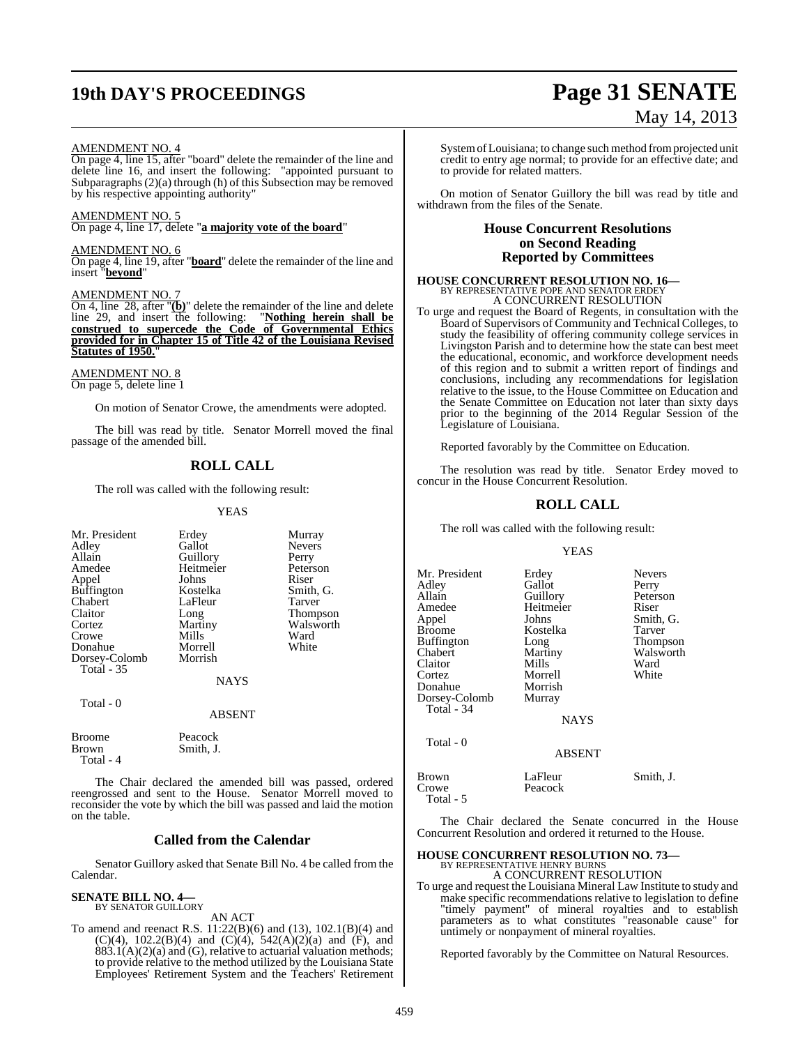AMENDMENT NO. 4
On page 4, line 15, after "board" delete the remainder of the line and delete line 16, and insert the following: "appointed pursuant to Subparagraphs (2)(a) through (h) of this Subsection may be removed by his respective appointing authority"

AMENDMENT NO. 5
On page 4, line 17, delete "**a majority vote of the board**"

AMENDMENT NO. 6
On page 4, line 19, after "**board**" delete the remainder of the line and insert "**beyond**"

AMENDMENT NO. 7
On 4, line 28, after "**(b)**" delete the remainder of the line and delete line 29, and insert the following: "**Nothing herein shall be construed to supercede the Code of Governmental Ethics provided for in Chapter 15 of Title 42 of the Louisiana Revised Statutes of 1950.**"

AMENDMENT NO. 8
On page 5, delete line 1

On motion of Senator Crowe, the amendments were adopted.

The bill was read by title. Senator Morrell moved the final passage of the amended bill.

## ROLL CALL

The roll was called with the following result:

YEAS

| | | |
|---|---|---|
| Mr. President | Erdey | Murray |
| Adley | Gallot | Nevers |
| Allain | Guillory | Perry |
| Amedee | Heitmeier | Peterson |
| Appel | Johns | Riser |
| Buffington | Kostelka | Smith, G. |
| Chabert | LaFleur | Tarver |
| Claitor | Long | Thompson |
| Cortez | Martiny | Walsworth |
| Crowe | Mills | Ward |
| Donahue | Morrell | White |
| Dorsey-Colomb | Morrish | |
| Total - 35 | | |

NAYS

Total - 0

ABSENT

| | |
|---|---|
| Broome | Peacock |
| Brown | Smith, J. |
| Total - 4 | |

The Chair declared the amended bill was passed, ordered reengrossed and sent to the House. Senator Morrell moved to reconsider the vote by which the bill was passed and laid the motion on the table.

## Called from the Calendar

Senator Guillory asked that Senate Bill No. 4 be called from the Calendar.

**SENATE BILL NO. 4—**
BY SENATOR GUILLORY

AN ACT

To amend and reenact R.S. 11:22(B)(6) and (13), 102.1(B)(4) and (C)(4), 102.2(B)(4) and (C)(4), 542(A)(2)(a) and (F), and 883.1(A)(2)(a) and (G), relative to actuarial valuation methods; to provide relative to the method utilized by the Louisiana State Employees' Retirement System and the Teachers' Retirement System of Louisiana; to change such method from projected unit credit to entry age normal; to provide for an effective date; and to provide for related matters.

On motion of Senator Guillory the bill was read by title and withdrawn from the files of the Senate.

## House Concurrent Resolutions on Second Reading Reported by Committees

**HOUSE CONCURRENT RESOLUTION NO. 16—**
BY REPRESENTATIVE POPE AND SENATOR ERDEY

A CONCURRENT RESOLUTION

To urge and request the Board of Regents, in consultation with the Board of Supervisors of Community and Technical Colleges, to study the feasibility of offering community college services in Livingston Parish and to determine how the state can best meet the educational, economic, and workforce development needs of this region and to submit a written report of findings and conclusions, including any recommendations for legislation relative to the issue, to the House Committee on Education and the Senate Committee on Education not later than sixty days prior to the beginning of the 2014 Regular Session of the Legislature of Louisiana.

Reported favorably by the Committee on Education.

The resolution was read by title. Senator Erdey moved to concur in the House Concurrent Resolution.

## ROLL CALL

The roll was called with the following result:

YEAS

| | | |
|---|---|---|
| Mr. President | Erdey | Nevers |
| Adley | Gallot | Perry |
| Allain | Guillory | Peterson |
| Amedee | Heitmeier | Riser |
| Appel | Johns | Smith, G. |
| Broome | Kostelka | Tarver |
| Buffington | Long | Thompson |
| Chabert | Martiny | Walsworth |
| Claitor | Mills | Ward |
| Cortez | Morrell | White |
| Donahue | Morrish | |
| Dorsey-Colomb | Murray | |
| Total - 34 | | |

NAYS

Total - 0

ABSENT

| | | |
|---|---|---|
| Brown | LaFleur | Smith, J. |
| Crowe | Peacock | |
| Total - 5 | | |

The Chair declared the Senate concurred in the House Concurrent Resolution and ordered it returned to the House.

**HOUSE CONCURRENT RESOLUTION NO. 73—**
BY REPRESENTATIVE HENRY BURNS

A CONCURRENT RESOLUTION

To urge and request the Louisiana Mineral Law Institute to study and make specific recommendations relative to legislation to define "timely payment" of mineral royalties and to establish parameters as to what constitutes "reasonable cause" for untimely or nonpayment of mineral royalties.

Reported favorably by the Committee on Natural Resources.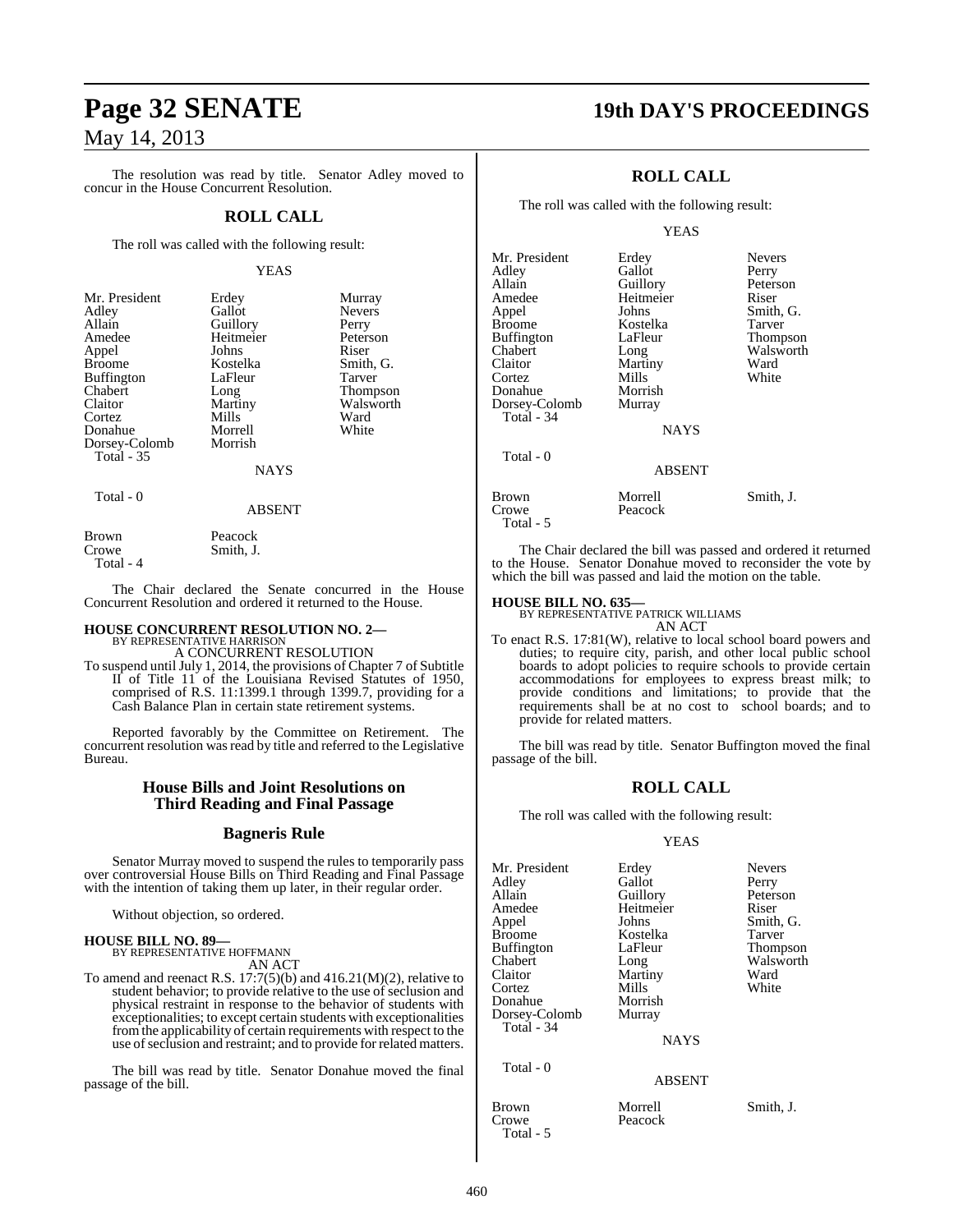The resolution was read by title. Senator Adley moved to concur in the House Concurrent Resolution.

## ROLL CALL

The roll was called with the following result:

YEAS

| | | |
|---|---|---|
| Mr. President | Erdey | Murray |
| Adley | Gallot | Nevers |
| Allain | Guillory | Perry |
| Amedee | Heitmeier | Peterson |
| Appel | Johns | Riser |
| Broome | Kostelka | Smith, G. |
| Buffington | LaFleur | Tarver |
| Chabert | Long | Thompson |
| Claitor | Martiny | Walsworth |
| Cortez | Mills | Ward |
| Donahue | Morrell | White |
| Dorsey-Colomb | Morrish | |

Total - 35

NAYS

Total - 0

ABSENT

| | |
|---|---|
| Brown | Peacock |
| Crowe | Smith, J. |

Total - 4

The Chair declared the Senate concurred in the House Concurrent Resolution and ordered it returned to the House.

**HOUSE CONCURRENT RESOLUTION NO. 2—**
BY REPRESENTATIVE HARRISON
A CONCURRENT RESOLUTION

To suspend until July 1, 2014, the provisions of Chapter 7 of Subtitle II of Title 11 of the Louisiana Revised Statutes of 1950, comprised of R.S. 11:1399.1 through 1399.7, providing for a Cash Balance Plan in certain state retirement systems.

Reported favorably by the Committee on Retirement. The concurrent resolution was read by title and referred to the Legislative Bureau.

## House Bills and Joint Resolutions on Third Reading and Final Passage

## Bagneris Rule

Senator Murray moved to suspend the rules to temporarily pass over controversial House Bills on Third Reading and Final Passage with the intention of taking them up later, in their regular order.

Without objection, so ordered.

**HOUSE BILL NO. 89—**
BY REPRESENTATIVE HOFFMANN
AN ACT

To amend and reenact R.S. 17:7(5)(b) and 416.21(M)(2), relative to student behavior; to provide relative to the use of seclusion and physical restraint in response to the behavior of students with exceptionalities; to except certain students with exceptionalities from the applicability of certain requirements with respect to the use of seclusion and restraint; and to provide for related matters.

The bill was read by title. Senator Donahue moved the final passage of the bill.

## ROLL CALL

The roll was called with the following result:

YEAS

| | | |
|---|---|---|
| Mr. President | Erdey | Nevers |
| Adley | Gallot | Perry |
| Allain | Guillory | Peterson |
| Amedee | Heitmeier | Riser |
| Appel | Johns | Smith, G. |
| Broome | Kostelka | Tarver |
| Buffington | LaFleur | Thompson |
| Chabert | Long | Walsworth |
| Claitor | Martiny | Ward |
| Cortez | Mills | White |
| Donahue | Morrish | |
| Dorsey-Colomb | Murray | |

Total - 34

NAYS

Total - 0

ABSENT

| | | |
|---|---|---|
| Brown | Morrell | Smith, J. |
| Crowe | Peacock | |

Total - 5

The Chair declared the bill was passed and ordered it returned to the House. Senator Donahue moved to reconsider the vote by which the bill was passed and laid the motion on the table.

**HOUSE BILL NO. 635—**
BY REPRESENTATIVE PATRICK WILLIAMS
AN ACT

To enact R.S. 17:81(W), relative to local school board powers and duties; to require city, parish, and other local public school boards to adopt policies to require schools to provide certain accommodations for employees to express breast milk; to provide conditions and limitations; to provide that the requirements shall be at no cost to school boards; and to provide for related matters.

The bill was read by title. Senator Buffington moved the final passage of the bill.

## ROLL CALL

The roll was called with the following result:

YEAS

| | | |
|---|---|---|
| Mr. President | Erdey | Nevers |
| Adley | Gallot | Perry |
| Allain | Guillory | Peterson |
| Amedee | Heitmeier | Riser |
| Appel | Johns | Smith, G. |
| Broome | Kostelka | Tarver |
| Buffington | LaFleur | Thompson |
| Chabert | Long | Walsworth |
| Claitor | Martiny | Ward |
| Cortez | Mills | White |
| Donahue | Morrish | |
| Dorsey-Colomb | Murray | |

Total - 34

NAYS

Total - 0

ABSENT

| | | |
|---|---|---|
| Brown | Morrell | Smith, J. |
| Crowe | Peacock | |

Total - 5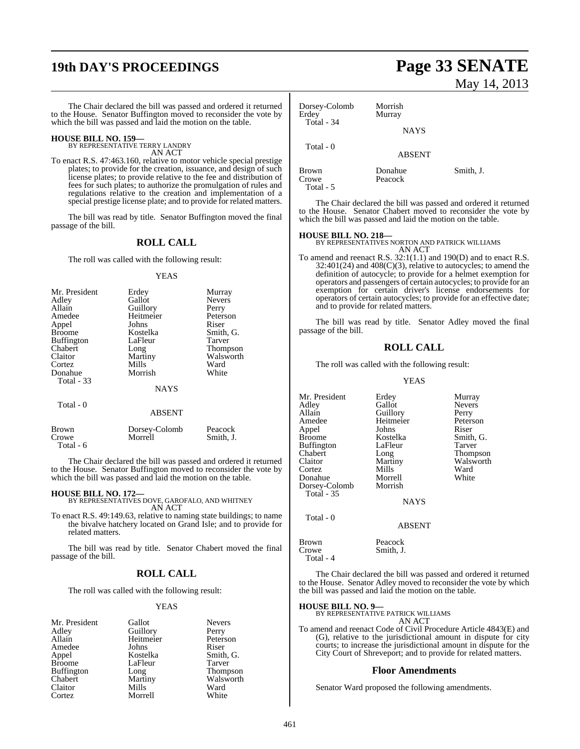The Chair declared the bill was passed and ordered it returned to the House. Senator Buffington moved to reconsider the vote by which the bill was passed and laid the motion on the table.

**HOUSE BILL NO. 159—**
BY REPRESENTATIVE TERRY LANDRY
AN ACT

To enact R.S. 47:463.160, relative to motor vehicle special prestige plates; to provide for the creation, issuance, and design of such license plates; to provide relative to the fee and distribution of fees for such plates; to authorize the promulgation of rules and regulations relative to the creation and implementation of a special prestige license plate; and to provide for related matters.

The bill was read by title. Senator Buffington moved the final passage of the bill.

## ROLL CALL

The roll was called with the following result:

YEAS

| | | |
|---|---|---|
| Mr. President | Erdey | Murray |
| Adley | Gallot | Nevers |
| Allain | Guillory | Perry |
| Amedee | Heitmeier | Peterson |
| Appel | Johns | Riser |
| Broome | Kostelka | Smith, G. |
| Buffington | LaFleur | Tarver |
| Chabert | Long | Thompson |
| Claitor | Martiny | Walsworth |
| Cortez | Mills | Ward |
| Donahue | Morrish | White |

Total - 33

NAYS

Total - 0

ABSENT

| | | |
|---|---|---|
| Brown | Dorsey-Colomb | Peacock |
| Crowe | Morrell | Smith, J. |

Total - 6

The Chair declared the bill was passed and ordered it returned to the House. Senator Buffington moved to reconsider the vote by which the bill was passed and laid the motion on the table.

**HOUSE BILL NO. 172—**
BY REPRESENTATIVES DOVE, GAROFALO, AND WHITNEY
AN ACT

To enact R.S. 49:149.63, relative to naming state buildings; to name the bivalve hatchery located on Grand Isle; and to provide for related matters.

The bill was read by title. Senator Chabert moved the final passage of the bill.

## ROLL CALL

The roll was called with the following result:

YEAS

| | | |
|---|---|---|
| Mr. President | Gallot | Nevers |
| Adley | Guillory | Perry |
| Allain | Heitmeier | Peterson |
| Amedee | Johns | Riser |
| Appel | Kostelka | Smith, G. |
| Broome | LaFleur | Tarver |
| Buffington | Long | Thompson |
| Chabert | Martiny | Walsworth |
| Claitor | Mills | Ward |
| Cortez | Morrell | White |
| Dorsey-Colomb | Morrish | |
| Erdey | Murray | |

Total - 34

NAYS

Total - 0

ABSENT

| | | |
|---|---|---|
| Brown | Donahue | Smith, J. |
| Crowe | Peacock | |

Total - 5

The Chair declared the bill was passed and ordered it returned to the House. Senator Chabert moved to reconsider the vote by which the bill was passed and laid the motion on the table.

**HOUSE BILL NO. 218—**
BY REPRESENTATIVES NORTON AND PATRICK WILLIAMS
AN ACT

To amend and reenact R.S. 32:1(1.1) and 190(D) and to enact R.S. 32:401(24) and 408(C)(3), relative to autocycles; to amend the definition of autocycle; to provide for a helmet exemption for operators and passengers of certain autocycles; to provide for an exemption for certain driver's license endorsements for operators of certain autocycles; to provide for an effective date; and to provide for related matters.

The bill was read by title. Senator Adley moved the final passage of the bill.

## ROLL CALL

The roll was called with the following result:

YEAS

| | | |
|---|---|---|
| Mr. President | Erdey | Murray |
| Adley | Gallot | Nevers |
| Allain | Guillory | Perry |
| Amedee | Heitmeier | Peterson |
| Appel | Johns | Riser |
| Broome | Kostelka | Smith, G. |
| Buffington | LaFleur | Tarver |
| Chabert | Long | Thompson |
| Claitor | Martiny | Walsworth |
| Cortez | Mills | Ward |
| Donahue | Morrell | White |
| Dorsey-Colomb | Morrish | |

Total - 35

NAYS

Total - 0

ABSENT

| | |
|---|---|
| Brown | Peacock |
| Crowe | Smith, J. |

Total - 4

The Chair declared the bill was passed and ordered it returned to the House. Senator Adley moved to reconsider the vote by which the bill was passed and laid the motion on the table.

**HOUSE BILL NO. 9—**
BY REPRESENTATIVE PATRICK WILLIAMS
AN ACT

To amend and reenact Code of Civil Procedure Article 4843(E) and (G), relative to the jurisdictional amount in dispute for city courts; to increase the jurisdictional amount in dispute for the City Court of Shreveport; and to provide for related matters.

## Floor Amendments

Senator Ward proposed the following amendments.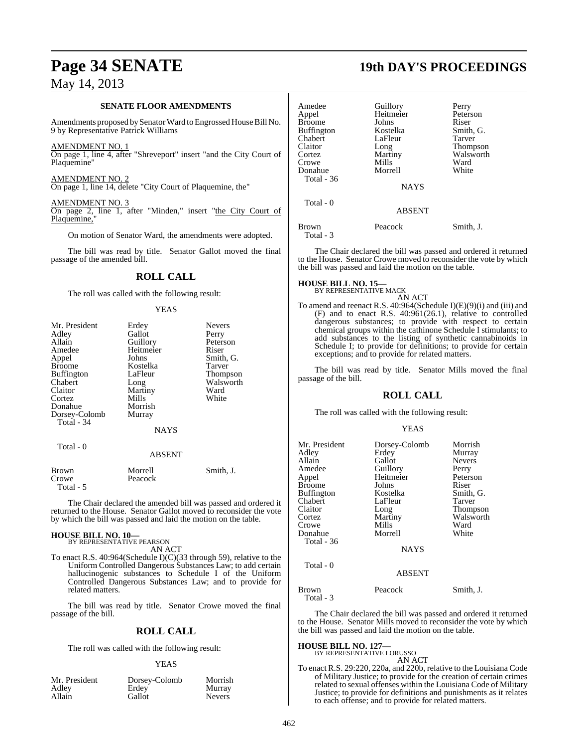### SENATE FLOOR AMENDMENTS

Amendments proposed by Senator Ward to Engrossed House Bill No. 9 by Representative Patrick Williams

AMENDMENT NO. 1
On page 1, line 4, after "Shreveport" insert "and the City Court of Plaquemine"

AMENDMENT NO. 2
On page 1, line 14, delete "City Court of Plaquemine, the"

AMENDMENT NO. 3
On page 2, line 1, after "Minden," insert "the City Court of Plaquemine,"

On motion of Senator Ward, the amendments were adopted.

The bill was read by title. Senator Gallot moved the final passage of the amended bill.

## ROLL CALL

The roll was called with the following result:

YEAS

| | | |
|---|---|---|
| Mr. President | Erdey | Nevers |
| Adley | Gallot | Perry |
| Allain | Guillory | Peterson |
| Amedee | Heitmeier | Riser |
| Appel | Johns | Smith, G. |
| Broome | Kostelka | Tarver |
| Buffington | LaFleur | Thompson |
| Chabert | Long | Walsworth |
| Claitor | Martiny | Ward |
| Cortez | Mills | White |
| Donahue | Morrish | |
| Dorsey-Colomb | Murray | |

Total - 34

NAYS

Total - 0

ABSENT

| | | |
|---|---|---|
| Brown | Morrell | Smith, J. |
| Crowe | Peacock | |

Total - 5

The Chair declared the amended bill was passed and ordered it returned to the House. Senator Gallot moved to reconsider the vote by which the bill was passed and laid the motion on the table.

**HOUSE BILL NO. 10—**
BY REPRESENTATIVE PEARSON
AN ACT

To enact R.S. 40:964(Schedule I)(C)(33 through 59), relative to the Uniform Controlled Dangerous Substances Law; to add certain hallucinogenic substances to Schedule I of the Uniform Controlled Dangerous Substances Law; and to provide for related matters.

The bill was read by title. Senator Crowe moved the final passage of the bill.

## ROLL CALL

The roll was called with the following result:

YEAS

| | | |
|---|---|---|
| Mr. President | Dorsey-Colomb | Morrish |
| Adley | Erdey | Murray |
| Allain | Gallot | Nevers |
| Amedee | Guillory | Perry |
| Appel | Heitmeier | Peterson |
| Broome | Johns | Riser |
| Buffington | Kostelka | Smith, G. |
| Chabert | LaFleur | Tarver |
| Claitor | Long | Thompson |
| Cortez | Martiny | Walsworth |
| Crowe | Mills | Ward |
| Donahue | Morrell | White |

Total - 36

NAYS

Total - 0

ABSENT

| | | |
|---|---|---|
| Brown | Peacock | Smith, J. |

Total - 3

The Chair declared the bill was passed and ordered it returned to the House. Senator Crowe moved to reconsider the vote by which the bill was passed and laid the motion on the table.

**HOUSE BILL NO. 15—**
BY REPRESENTATIVE MACK
AN ACT

To amend and reenact R.S. 40:964(Schedule I)(E)(9)(i) and (iii) and (F) and to enact R.S. 40:961(26.1), relative to controlled dangerous substances; to provide with respect to certain chemical groups within the cathinone Schedule I stimulants; to add substances to the listing of synthetic cannabinoids in Schedule I; to provide for definitions; to provide for certain exceptions; and to provide for related matters.

The bill was read by title. Senator Mills moved the final passage of the bill.

## ROLL CALL

The roll was called with the following result:

YEAS

| | | |
|---|---|---|
| Mr. President | Dorsey-Colomb | Morrish |
| Adley | Erdey | Murray |
| Allain | Gallot | Nevers |
| Amedee | Guillory | Perry |
| Appel | Heitmeier | Peterson |
| Broome | Johns | Riser |
| Buffington | Kostelka | Smith, G. |
| Chabert | LaFleur | Tarver |
| Claitor | Long | Thompson |
| Cortez | Martiny | Walsworth |
| Crowe | Mills | Ward |
| Donahue | Morrell | White |

Total - 36

NAYS

Total - 0

ABSENT

| | | |
|---|---|---|
| Brown | Peacock | Smith, J. |

Total - 3

The Chair declared the bill was passed and ordered it returned to the House. Senator Mills moved to reconsider the vote by which the bill was passed and laid the motion on the table.

**HOUSE BILL NO. 127—**
BY REPRESENTATIVE LORUSSO
AN ACT

To enact R.S. 29:220, 220a, and 220b, relative to the Louisiana Code of Military Justice; to provide for the creation of certain crimes related to sexual offenses within the Louisiana Code of Military Justice; to provide for definitions and punishments as it relates to each offense; and to provide for related matters.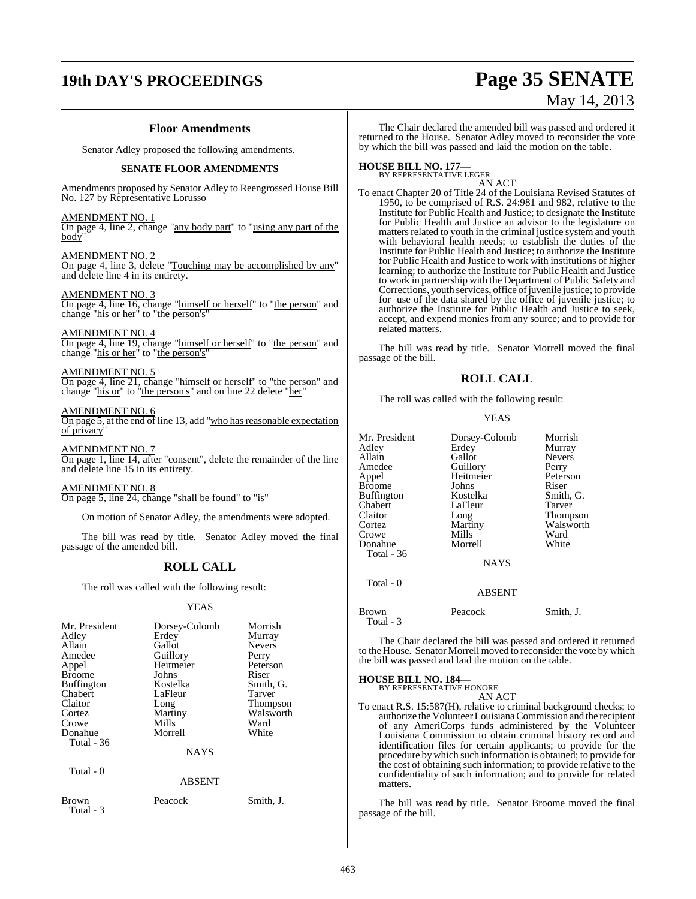## Floor Amendments

Senator Adley proposed the following amendments.

### SENATE FLOOR AMENDMENTS

Amendments proposed by Senator Adley to Reengrossed House Bill No. 127 by Representative Lorusso

AMENDMENT NO. 1

On page 4, line 2, change "any body part" to "using any part of the body"

AMENDMENT NO. 2

On page 4, line 3, delete "Touching may be accomplished by any" and delete line 4 in its entirety.

AMENDMENT NO. 3

On page 4, line 16, change "himself or herself" to "the person" and change "his or her" to "the person's"

AMENDMENT NO. 4

On page 4, line 19, change "himself or herself" to "the person" and change "his or her" to "the person's"

AMENDMENT NO. 5

On page 4, line 21, change "himself or herself" to "the person" and change "his or" to "the person's" and on line 22 delete "her"

AMENDMENT NO. 6

On page 5, at the end of line 13, add "who has reasonable expectation of privacy"

AMENDMENT NO. 7

On page 1, line 14, after "consent", delete the remainder of the line and delete line 15 in its entirety.

AMENDMENT NO. 8

On page 5, line 24, change "shall be found" to "is"

On motion of Senator Adley, the amendments were adopted.

The bill was read by title. Senator Adley moved the final passage of the amended bill.

## ROLL CALL

The roll was called with the following result:

YEAS

| | | |
|---|---|---|
| Mr. President | Dorsey-Colomb | Morrish |
| Adley | Erdey | Murray |
| Allain | Gallot | Nevers |
| Amedee | Guillory | Perry |
| Appel | Heitmeier | Peterson |
| Broome | Johns | Riser |
| Buffington | Kostelka | Smith, G. |
| Chabert | LaFleur | Tarver |
| Claitor | Long | Thompson |
| Cortez | Martiny | Walsworth |
| Crowe | Mills | Ward |
| Donahue | Morrell | White |

Total - 36

NAYS

Total - 0

ABSENT

| | | |
|---|---|---|
| Brown | Peacock | Smith, J. |

Total - 3

The Chair declared the amended bill was passed and ordered it returned to the House. Senator Adley moved to reconsider the vote by which the bill was passed and laid the motion on the table.

**HOUSE BILL NO. 177—**
BY REPRESENTATIVE LEGER

AN ACT

To enact Chapter 20 of Title 24 of the Louisiana Revised Statutes of 1950, to be comprised of R.S. 24:981 and 982, relative to the Institute for Public Health and Justice; to designate the Institute for Public Health and Justice an advisor to the legislature on matters related to youth in the criminal justice system and youth with behavioral health needs; to establish the duties of the Institute for Public Health and Justice; to authorize the Institute for Public Health and Justice to work with institutions of higher learning; to authorize the Institute for Public Health and Justice to work in partnership with the Department of Public Safety and Corrections, youth services, office of juvenile justice; to provide for use of the data shared by the office of juvenile justice; to authorize the Institute for Public Health and Justice to seek, accept, and expend monies from any source; and to provide for related matters.

The bill was read by title. Senator Morrell moved the final passage of the bill.

## ROLL CALL

The roll was called with the following result:

YEAS

| | | |
|---|---|---|
| Mr. President | Dorsey-Colomb | Morrish |
| Adley | Erdey | Murray |
| Allain | Gallot | Nevers |
| Amedee | Guillory | Perry |
| Appel | Heitmeier | Peterson |
| Broome | Johns | Riser |
| Buffington | Kostelka | Smith, G. |
| Chabert | LaFleur | Tarver |
| Claitor | Long | Thompson |
| Cortez | Martiny | Walsworth |
| Crowe | Mills | Ward |
| Donahue | Morrell | White |

Total - 36

NAYS

Total - 0

ABSENT

| | | |
|---|---|---|
| Brown | Peacock | Smith, J. |

Total - 3

The Chair declared the bill was passed and ordered it returned to the House. Senator Morrell moved to reconsider the vote by which the bill was passed and laid the motion on the table.

**HOUSE BILL NO. 184—**
BY REPRESENTATIVE HONORE

AN ACT

To enact R.S. 15:587(H), relative to criminal background checks; to authorize the Volunteer Louisiana Commission and the recipient of any AmeriCorps funds administered by the Volunteer Louisiana Commission to obtain criminal history record and identification files for certain applicants; to provide for the procedure by which such information is obtained; to provide for the cost of obtaining such information; to provide relative to the confidentiality of such information; and to provide for related matters.

The bill was read by title. Senator Broome moved the final passage of the bill.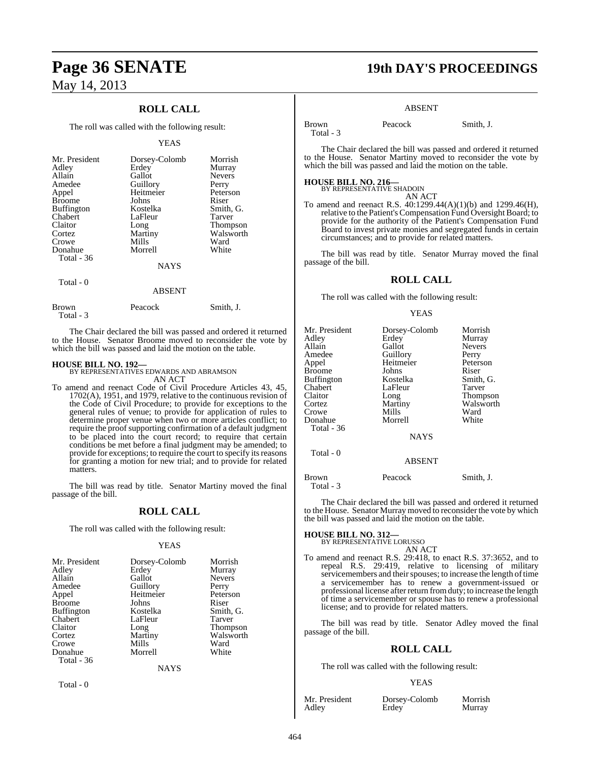## ROLL CALL

The roll was called with the following result:

YEAS

| | | |
|---|---|---|
| Mr. President | Dorsey-Colomb | Morrish |
| Adley | Erdey | Murray |
| Allain | Gallot | Nevers |
| Amedee | Guillory | Perry |
| Appel | Heitmeier | Peterson |
| Broome | Johns | Riser |
| Buffington | Kostelka | Smith, G. |
| Chabert | LaFleur | Tarver |
| Claitor | Long | Thompson |
| Cortez | Martiny | Walsworth |
| Crowe | Mills | Ward |
| Donahue | Morrell | White |
| Total - 36 | | |

NAYS

Total - 0

ABSENT

| | | |
|---|---|---|
| Brown | Peacock | Smith, J. |
| Total - 3 | | |

The Chair declared the bill was passed and ordered it returned to the House. Senator Broome moved to reconsider the vote by which the bill was passed and laid the motion on the table.

**HOUSE BILL NO. 192—**
BY REPRESENTATIVES EDWARDS AND ABRAMSON
AN ACT

To amend and reenact Code of Civil Procedure Articles 43, 45, 1702(A), 1951, and 1979, relative to the continuous revision of the Code of Civil Procedure; to provide for exceptions to the general rules of venue; to provide for application of rules to determine proper venue when two or more articles conflict; to require the proof supporting confirmation of a default judgment to be placed into the court record; to require that certain conditions be met before a final judgment may be amended; to provide for exceptions; to require the court to specify its reasons for granting a motion for new trial; and to provide for related matters.

The bill was read by title. Senator Martiny moved the final passage of the bill.

## ROLL CALL

The roll was called with the following result:

YEAS

| | | |
|---|---|---|
| Mr. President | Dorsey-Colomb | Morrish |
| Adley | Erdey | Murray |
| Allain | Gallot | Nevers |
| Amedee | Guillory | Perry |
| Appel | Heitmeier | Peterson |
| Broome | Johns | Riser |
| Buffington | Kostelka | Smith, G. |
| Chabert | LaFleur | Tarver |
| Claitor | Long | Thompson |
| Cortez | Martiny | Walsworth |
| Crowe | Mills | Ward |
| Donahue | Morrell | White |
| Total - 36 | | |

NAYS

Total - 0

ABSENT

| | | |
|---|---|---|
| Brown | Peacock | Smith, J. |
| Total - 3 | | |

The Chair declared the bill was passed and ordered it returned to the House. Senator Martiny moved to reconsider the vote by which the bill was passed and laid the motion on the table.

**HOUSE BILL NO. 216—**
BY REPRESENTATIVE SHADOIN
AN ACT

To amend and reenact R.S. 40:1299.44(A)(1)(b) and 1299.46(H), relative to the Patient's Compensation Fund Oversight Board; to provide for the authority of the Patient's Compensation Fund Board to invest private monies and segregated funds in certain circumstances; and to provide for related matters.

The bill was read by title. Senator Murray moved the final passage of the bill.

## ROLL CALL

The roll was called with the following result:

YEAS

| | | |
|---|---|---|
| Mr. President | Dorsey-Colomb | Morrish |
| Adley | Erdey | Murray |
| Allain | Gallot | Nevers |
| Amedee | Guillory | Perry |
| Appel | Heitmeier | Peterson |
| Broome | Johns | Riser |
| Buffington | Kostelka | Smith, G. |
| Chabert | LaFleur | Tarver |
| Claitor | Long | Thompson |
| Cortez | Martiny | Walsworth |
| Crowe | Mills | Ward |
| Donahue | Morrell | White |
| Total - 36 | | |

NAYS

Total - 0

ABSENT

| | | |
|---|---|---|
| Brown | Peacock | Smith, J. |
| Total - 3 | | |

The Chair declared the bill was passed and ordered it returned to the House. Senator Murray moved to reconsider the vote by which the bill was passed and laid the motion on the table.

**HOUSE BILL NO. 312—**
BY REPRESENTATIVE LORUSSO
AN ACT

To amend and reenact R.S. 29:418, to enact R.S. 37:3652, and to repeal R.S. 29:419, relative to licensing of military servicemembers and their spouses; to increase the length of time a servicemember has to renew a government-issued or professional license after return from duty; to increase the length of time a servicemember or spouse has to renew a professional license; and to provide for related matters.

The bill was read by title. Senator Adley moved the final passage of the bill.

## ROLL CALL

The roll was called with the following result:

YEAS

| | | |
|---|---|---|
| Mr. President | Dorsey-Colomb | Morrish |
| Adley | Erdey | Murray |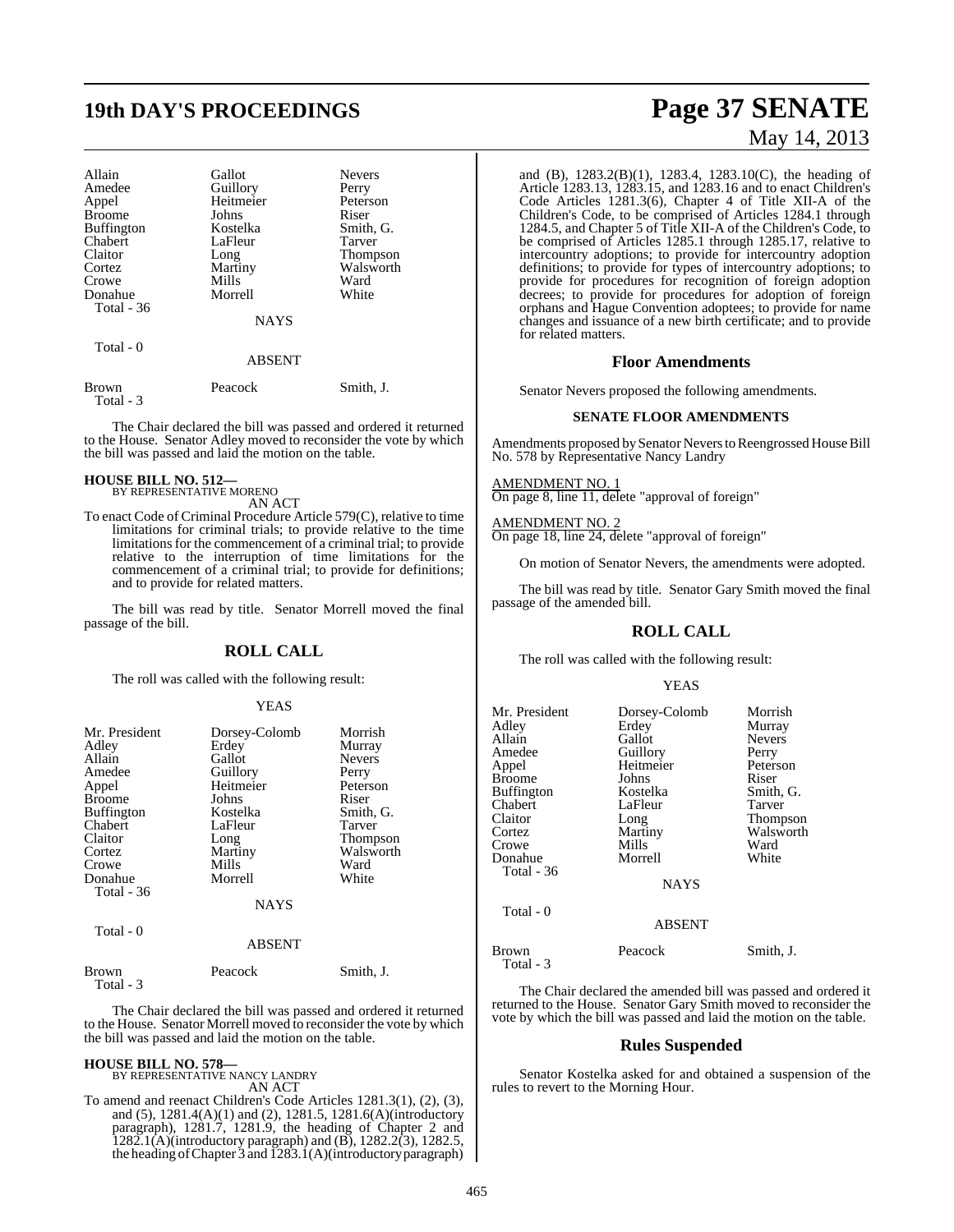| | | |
|---|---|---|
| Allain | Gallot | Nevers |
| Amedee | Guillory | Perry |
| Appel | Heitmeier | Peterson |
| Broome | Johns | Riser |
| Buffington | Kostelka | Smith, G. |
| Chabert | LaFleur | Tarver |
| Claitor | Long | Thompson |
| Cortez | Martiny | Walsworth |
| Crowe | Mills | Ward |
| Donahue | Morrell | White |
| Total - 36 | | |

NAYS

Total - 0

ABSENT

| | | |
|---|---|---|
| Brown | Peacock | Smith, J. |
| Total - 3 | | |

The Chair declared the bill was passed and ordered it returned to the House. Senator Adley moved to reconsider the vote by which the bill was passed and laid the motion on the table.

**HOUSE BILL NO. 512—**
BY REPRESENTATIVE MORENO
AN ACT

To enact Code of Criminal Procedure Article 579(C), relative to time limitations for criminal trials; to provide relative to the time limitations for the commencement of a criminal trial; to provide relative to the interruption of time limitations for the commencement of a criminal trial; to provide for definitions; and to provide for related matters.

The bill was read by title. Senator Morrell moved the final passage of the bill.

## ROLL CALL

The roll was called with the following result:

YEAS

| | | |
|---|---|---|
| Mr. President | Dorsey-Colomb | Morrish |
| Adley | Erdey | Murray |
| Allain | Gallot | Nevers |
| Amedee | Guillory | Perry |
| Appel | Heitmeier | Peterson |
| Broome | Johns | Riser |
| Buffington | Kostelka | Smith, G. |
| Chabert | LaFleur | Tarver |
| Claitor | Long | Thompson |
| Cortez | Martiny | Walsworth |
| Crowe | Mills | Ward |
| Donahue | Morrell | White |
| Total - 36 | | |

NAYS

Total - 0

ABSENT

| | | |
|---|---|---|
| Brown | Peacock | Smith, J. |
| Total - 3 | | |

The Chair declared the bill was passed and ordered it returned to the House. Senator Morrell moved to reconsider the vote by which the bill was passed and laid the motion on the table.

**HOUSE BILL NO. 578—**
BY REPRESENTATIVE NANCY LANDRY
AN ACT

To amend and reenact Children's Code Articles 1281.3(1), (2), (3), and (5), 1281.4(A)(1) and (2), 1281.5, 1281.6(A)(introductory paragraph), 1281.7, 1281.9, the heading of Chapter 2 and 1282.1(A)(introductory paragraph) and (B), 1282.2(3), 1282.5, the heading of Chapter 3 and 1283.1(A)(introductory paragraph) and (B), 1283.2(B)(1), 1283.4, 1283.10(C), the heading of Article 1283.13, 1283.15, and 1283.16 and to enact Children's Code Articles 1281.3(6), Chapter 4 of Title XII-A of the Children's Code, to be comprised of Articles 1284.1 through 1284.5, and Chapter 5 of Title XII-A of the Children's Code, to be comprised of Articles 1285.1 through 1285.17, relative to intercountry adoptions; to provide for intercountry adoption definitions; to provide for types of intercountry adoptions; to provide for procedures for recognition of foreign adoption decrees; to provide for procedures for adoption of foreign orphans and Hague Convention adoptees; to provide for name changes and issuance of a new birth certificate; and to provide for related matters.

## Floor Amendments

Senator Nevers proposed the following amendments.

### SENATE FLOOR AMENDMENTS

Amendments proposed by Senator Nevers to Reengrossed House Bill No. 578 by Representative Nancy Landry

AMENDMENT NO. 1
On page 8, line 11, delete "approval of foreign"

AMENDMENT NO. 2
On page 18, line 24, delete "approval of foreign"

On motion of Senator Nevers, the amendments were adopted.

The bill was read by title. Senator Gary Smith moved the final passage of the amended bill.

## ROLL CALL

The roll was called with the following result:

YEAS

| | | |
|---|---|---|
| Mr. President | Dorsey-Colomb | Morrish |
| Adley | Erdey | Murray |
| Allain | Gallot | Nevers |
| Amedee | Guillory | Perry |
| Appel | Heitmeier | Peterson |
| Broome | Johns | Riser |
| Buffington | Kostelka | Smith, G. |
| Chabert | LaFleur | Tarver |
| Claitor | Long | Thompson |
| Cortez | Martiny | Walsworth |
| Crowe | Mills | Ward |
| Donahue | Morrell | White |
| Total - 36 | | |

NAYS

Total - 0

ABSENT

| | | |
|---|---|---|
| Brown | Peacock | Smith, J. |
| Total - 3 | | |

The Chair declared the amended bill was passed and ordered it returned to the House. Senator Gary Smith moved to reconsider the vote by which the bill was passed and laid the motion on the table.

## Rules Suspended

Senator Kostelka asked for and obtained a suspension of the rules to revert to the Morning Hour.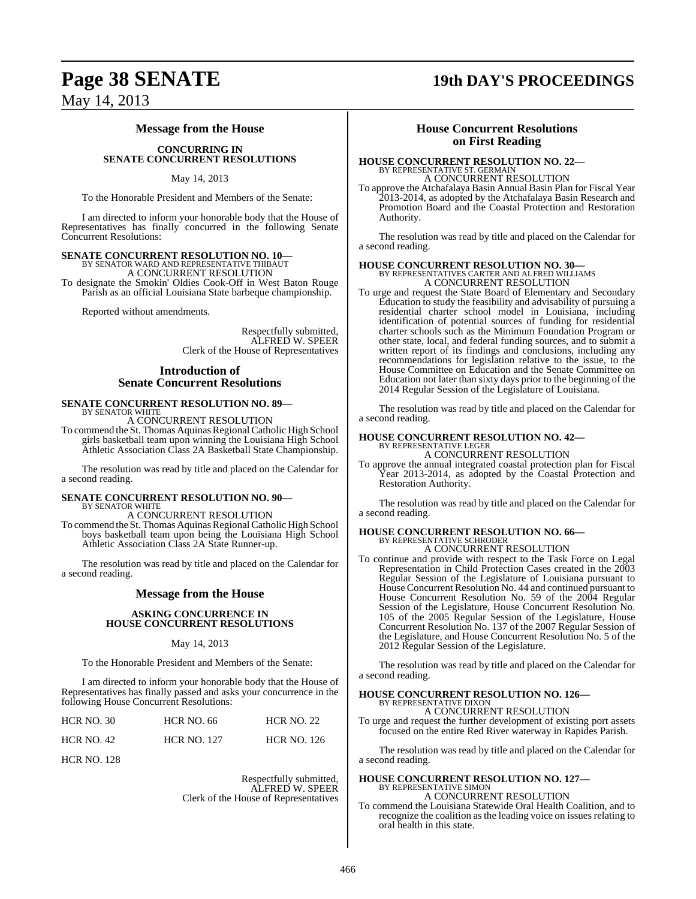### Message from the House

**CONCURRING IN SENATE CONCURRENT RESOLUTIONS**

May 14, 2013

To the Honorable President and Members of the Senate:

I am directed to inform your honorable body that the House of Representatives has finally concurred in the following Senate Concurrent Resolutions:

**SENATE CONCURRENT RESOLUTION NO. 10—**
BY SENATOR WARD AND REPRESENTATIVE THIBAUT
A CONCURRENT RESOLUTION
To designate the Smokin' Oldies Cook-Off in West Baton Rouge Parish as an official Louisiana State barbeque championship.

Reported without amendments.

Respectfully submitted,
ALFRED W. SPEER
Clerk of the House of Representatives

### Introduction of Senate Concurrent Resolutions

**SENATE CONCURRENT RESOLUTION NO. 89—**
BY SENATOR WHITE
A CONCURRENT RESOLUTION
To commend the St. Thomas Aquinas Regional Catholic High School girls basketball team upon winning the Louisiana High School Athletic Association Class 2A Basketball State Championship.

The resolution was read by title and placed on the Calendar for a second reading.

**SENATE CONCURRENT RESOLUTION NO. 90—**
BY SENATOR WHITE
A CONCURRENT RESOLUTION
To commend the St. Thomas Aquinas Regional Catholic High School boys basketball team upon being the Louisiana High School Athletic Association Class 2A State Runner-up.

The resolution was read by title and placed on the Calendar for a second reading.

### Message from the House

**ASKING CONCURRENCE IN HOUSE CONCURRENT RESOLUTIONS**

May 14, 2013

To the Honorable President and Members of the Senate:

I am directed to inform your honorable body that the House of Representatives has finally passed and asks your concurrence in the following House Concurrent Resolutions:

| | | |
|---|---|---|
| HCR NO. 30 | HCR NO. 66 | HCR NO. 22 |
| HCR NO. 42 | HCR NO. 127 | HCR NO. 126 |
| HCR NO. 128 | | |

Respectfully submitted,
ALFRED W. SPEER
Clerk of the House of Representatives

### House Concurrent Resolutions on First Reading

**HOUSE CONCURRENT RESOLUTION NO. 22—**
BY REPRESENTATIVE ST. GERMAIN
A CONCURRENT RESOLUTION
To approve the Atchafalaya Basin Annual Basin Plan for Fiscal Year 2013-2014, as adopted by the Atchafalaya Basin Research and Promotion Board and the Coastal Protection and Restoration Authority.

The resolution was read by title and placed on the Calendar for a second reading.

**HOUSE CONCURRENT RESOLUTION NO. 30—**
BY REPRESENTATIVES CARTER AND ALFRED WILLIAMS
A CONCURRENT RESOLUTION
To urge and request the State Board of Elementary and Secondary Education to study the feasibility and advisability of pursuing a residential charter school model in Louisiana, including identification of potential sources of funding for residential charter schools such as the Minimum Foundation Program or other state, local, and federal funding sources, and to submit a written report of its findings and conclusions, including any recommendations for legislation relative to the issue, to the House Committee on Education and the Senate Committee on Education not later than sixty days prior to the beginning of the 2014 Regular Session of the Legislature of Louisiana.

The resolution was read by title and placed on the Calendar for a second reading.

**HOUSE CONCURRENT RESOLUTION NO. 42—**
BY REPRESENTATIVE LEGER
A CONCURRENT RESOLUTION
To approve the annual integrated coastal protection plan for Fiscal Year 2013-2014, as adopted by the Coastal Protection and Restoration Authority.

The resolution was read by title and placed on the Calendar for a second reading.

**HOUSE CONCURRENT RESOLUTION NO. 66—**
BY REPRESENTATIVE SCHRODER
A CONCURRENT RESOLUTION
To continue and provide with respect to the Task Force on Legal Representation in Child Protection Cases created in the 2003 Regular Session of the Legislature of Louisiana pursuant to House Concurrent Resolution No. 44 and continued pursuant to House Concurrent Resolution No. 59 of the 2004 Regular Session of the Legislature, House Concurrent Resolution No. 105 of the 2005 Regular Session of the Legislature, House Concurrent Resolution No. 137 of the 2007 Regular Session of the Legislature, and House Concurrent Resolution No. 5 of the 2012 Regular Session of the Legislature.

The resolution was read by title and placed on the Calendar for a second reading.

**HOUSE CONCURRENT RESOLUTION NO. 126—**
BY REPRESENTATIVE DIXON
A CONCURRENT RESOLUTION
To urge and request the further development of existing port assets focused on the entire Red River waterway in Rapides Parish.

The resolution was read by title and placed on the Calendar for a second reading.

**HOUSE CONCURRENT RESOLUTION NO. 127—**
BY REPRESENTATIVE SIMON
A CONCURRENT RESOLUTION
To commend the Louisiana Statewide Oral Health Coalition, and to recognize the coalition as the leading voice on issues relating to oral health in this state.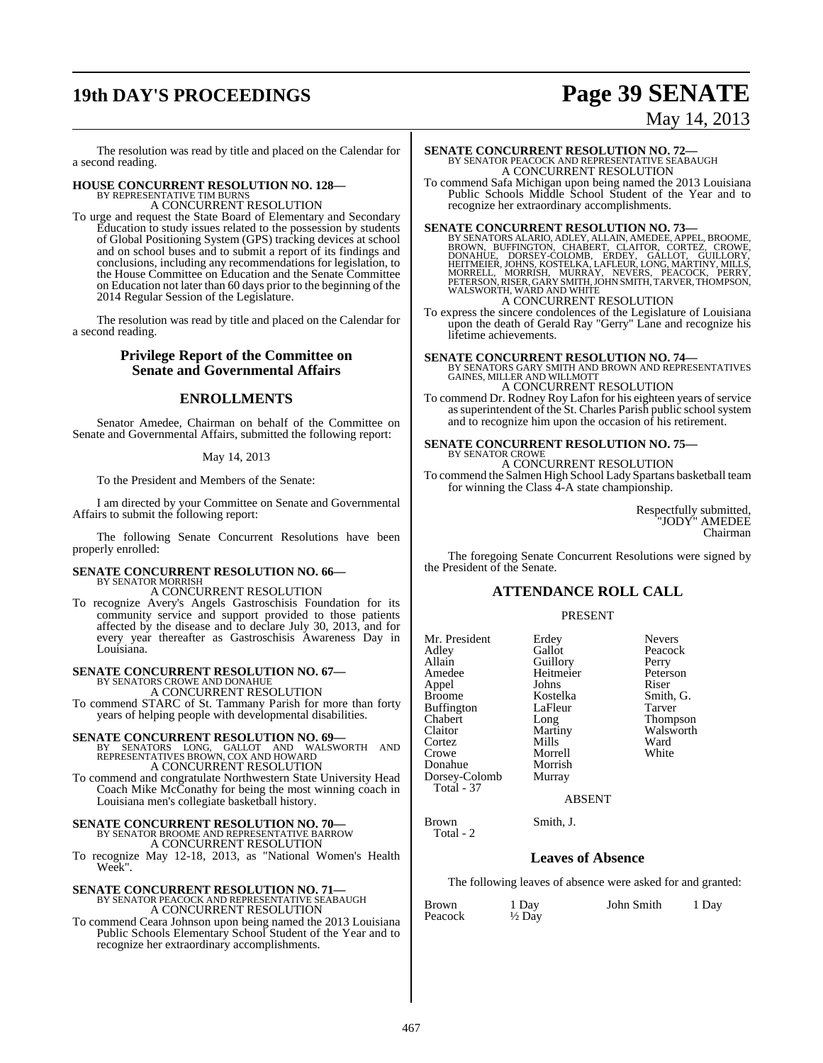The resolution was read by title and placed on the Calendar for a second reading.

**HOUSE CONCURRENT RESOLUTION NO. 128—**
BY REPRESENTATIVE TIM BURNS
A CONCURRENT RESOLUTION

To urge and request the State Board of Elementary and Secondary Education to study issues related to the possession by students of Global Positioning System (GPS) tracking devices at school and on school buses and to submit a report of its findings and conclusions, including any recommendations for legislation, to the House Committee on Education and the Senate Committee on Education not later than 60 days prior to the beginning of the 2014 Regular Session of the Legislature.

The resolution was read by title and placed on the Calendar for a second reading.

## Privilege Report of the Committee on Senate and Governmental Affairs

## ENROLLMENTS

Senator Amedee, Chairman on behalf of the Committee on Senate and Governmental Affairs, submitted the following report:

May 14, 2013

To the President and Members of the Senate:

I am directed by your Committee on Senate and Governmental Affairs to submit the following report:

The following Senate Concurrent Resolutions have been properly enrolled:

**SENATE CONCURRENT RESOLUTION NO. 66—**
BY SENATOR MORRISH
A CONCURRENT RESOLUTION

To recognize Avery's Angels Gastroschisis Foundation for its community service and support provided to those patients affected by the disease and to declare July 30, 2013, and for every year thereafter as Gastroschisis Awareness Day in Louisiana.

**SENATE CONCURRENT RESOLUTION NO. 67—**
BY SENATORS CROWE AND DONAHUE
A CONCURRENT RESOLUTION

To commend STARC of St. Tammany Parish for more than forty years of helping people with developmental disabilities.

**SENATE CONCURRENT RESOLUTION NO. 69—**
BY SENATORS LONG, GALLOT AND WALSWORTH AND REPRESENTATIVES BROWN, COX AND HOWARD
A CONCURRENT RESOLUTION

To commend and congratulate Northwestern State University Head Coach Mike McConathy for being the most winning coach in Louisiana men's collegiate basketball history.

**SENATE CONCURRENT RESOLUTION NO. 70—**
BY SENATOR BROOME AND REPRESENTATIVE BARROW
A CONCURRENT RESOLUTION

To recognize May 12-18, 2013, as "National Women's Health Week".

**SENATE CONCURRENT RESOLUTION NO. 71—**
BY SENATOR PEACOCK AND REPRESENTATIVE SEABAUGH
A CONCURRENT RESOLUTION

To commend Ceara Johnson upon being named the 2013 Louisiana Public Schools Elementary School Student of the Year and to recognize her extraordinary accomplishments.

**SENATE CONCURRENT RESOLUTION NO. 72—**
BY SENATOR PEACOCK AND REPRESENTATIVE SEABAUGH
A CONCURRENT RESOLUTION

To commend Safa Michigan upon being named the 2013 Louisiana Public Schools Middle School Student of the Year and to recognize her extraordinary accomplishments.

**SENATE CONCURRENT RESOLUTION NO. 73—**
BY SENATORS ALARIO, ADLEY, ALLAIN, AMEDEE, APPEL, BROOME, BROWN, BUFFINGTON, CHABERT, CLAITOR, CORTEZ, CROWE, DONAHUE, DORSEY-COLOMB, ERDEY, GALLOT, GUILLORY, HEITMEIER, JOHNS, KOSTELKA, LAFLEUR, LONG, MARTINY, MILLS, MORRELL, MORRISH, MURRAY, NEVERS, PEACOCK, PERRY, PETERSON, RISER, GARY SMITH, JOHN SMITH, TARVER, THOMPSON, WALSWORTH, WARD AND WHITE
A CONCURRENT RESOLUTION

To express the sincere condolences of the Legislature of Louisiana upon the death of Gerald Ray "Gerry" Lane and recognize his lifetime achievements.

**SENATE CONCURRENT RESOLUTION NO. 74—**
BY SENATORS GARY SMITH AND BROWN AND REPRESENTATIVES GAINES, MILLER AND WILLMOTT
A CONCURRENT RESOLUTION

To commend Dr. Rodney Roy Lafon for his eighteen years of service as superintendent of the St. Charles Parish public school system and to recognize him upon the occasion of his retirement.

**SENATE CONCURRENT RESOLUTION NO. 75—**
BY SENATOR CROWE
A CONCURRENT RESOLUTION

To commend the Salmen High School Lady Spartans basketball team for winning the Class 4-A state championship.

Respectfully submitted,
"JODY" AMEDEE
Chairman

The foregoing Senate Concurrent Resolutions were signed by the President of the Senate.

## ATTENDANCE ROLL CALL

PRESENT

| | | |
|---|---|---|
| Mr. President | Erdey | Nevers |
| Adley | Gallot | Peacock |
| Allain | Guillory | Perry |
| Amedee | Heitmeier | Peterson |
| Appel | Johns | Riser |
| Broome | Kostelka | Smith, G. |
| Buffington | LaFleur | Tarver |
| Chabert | Long | Thompson |
| Claitor | Martiny | Walsworth |
| Cortez | Mills | Ward |
| Crowe | Morrell | White |
| Donahue | Morrish | |
| Dorsey-Colomb | Murray | |
| Total - 37 | | |

ABSENT

| | |
|---|---|
| Brown | Smith, J. |
| Total - 2 | |

## Leaves of Absence

The following leaves of absence were asked for and granted:

| | | | |
|---|---|---|---|
| Brown | 1 Day | John Smith | 1 Day |
| Peacock | ½ Day | | |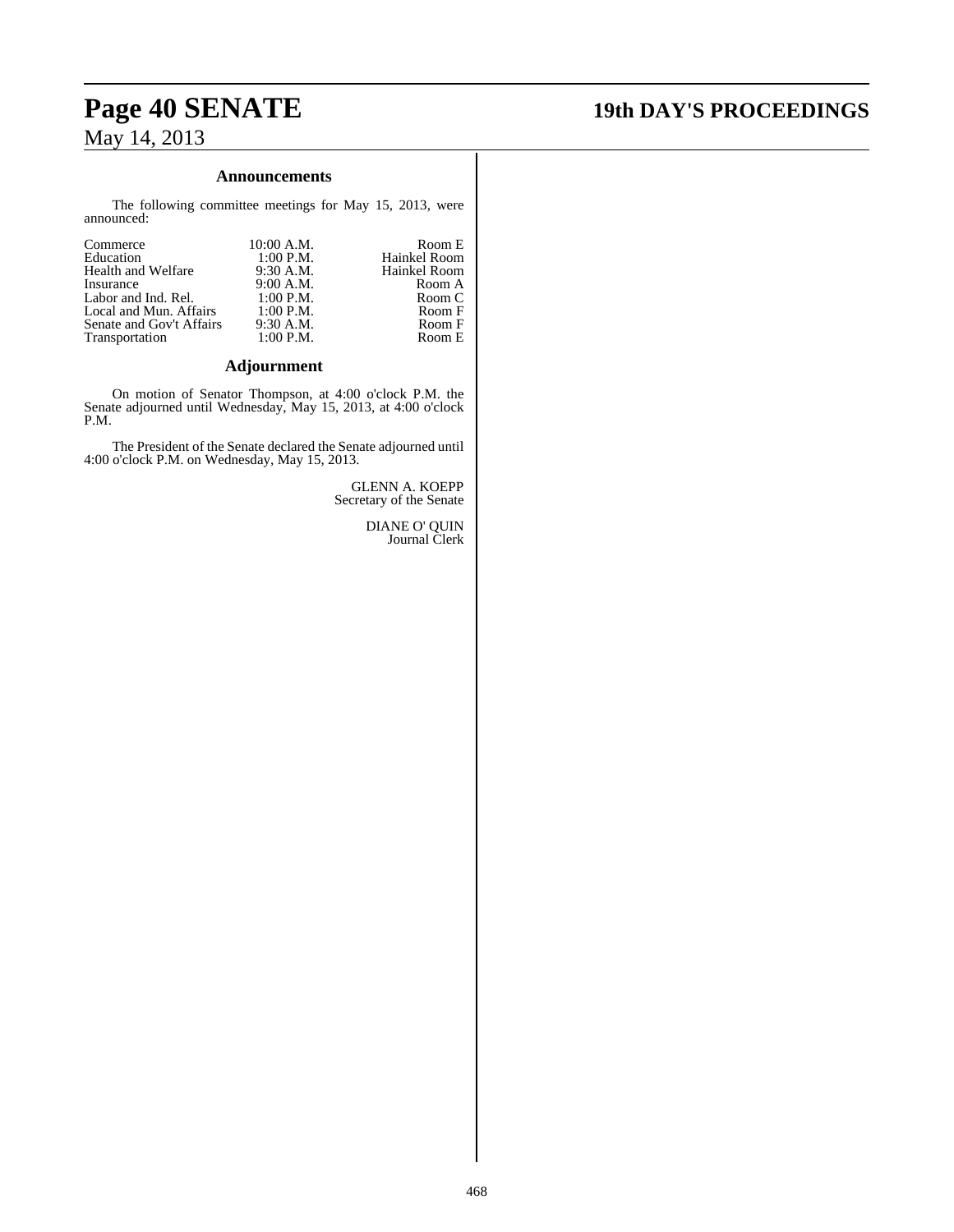### Announcements

The following committee meetings for May 15, 2013, were announced:

| | | |
|---|---|---|
| Commerce | 10:00 A.M. | Room E |
| Education | 1:00 P.M. | Hainkel Room |
| Health and Welfare | 9:30 A.M. | Hainkel Room |
| Insurance | 9:00 A.M. | Room A |
| Labor and Ind. Rel. | 1:00 P.M. | Room C |
| Local and Mun. Affairs | 1:00 P.M. | Room F |
| Senate and Gov't Affairs | 9:30 A.M. | Room F |
| Transportation | 1:00 P.M. | Room E |

## Adjournment

On motion of Senator Thompson, at 4:00 o'clock P.M. the Senate adjourned until Wednesday, May 15, 2013, at 4:00 o'clock P.M.

The President of the Senate declared the Senate adjourned until 4:00 o'clock P.M. on Wednesday, May 15, 2013.

GLENN A. KOEPP
Secretary of the Senate

DIANE O' QUIN
Journal Clerk